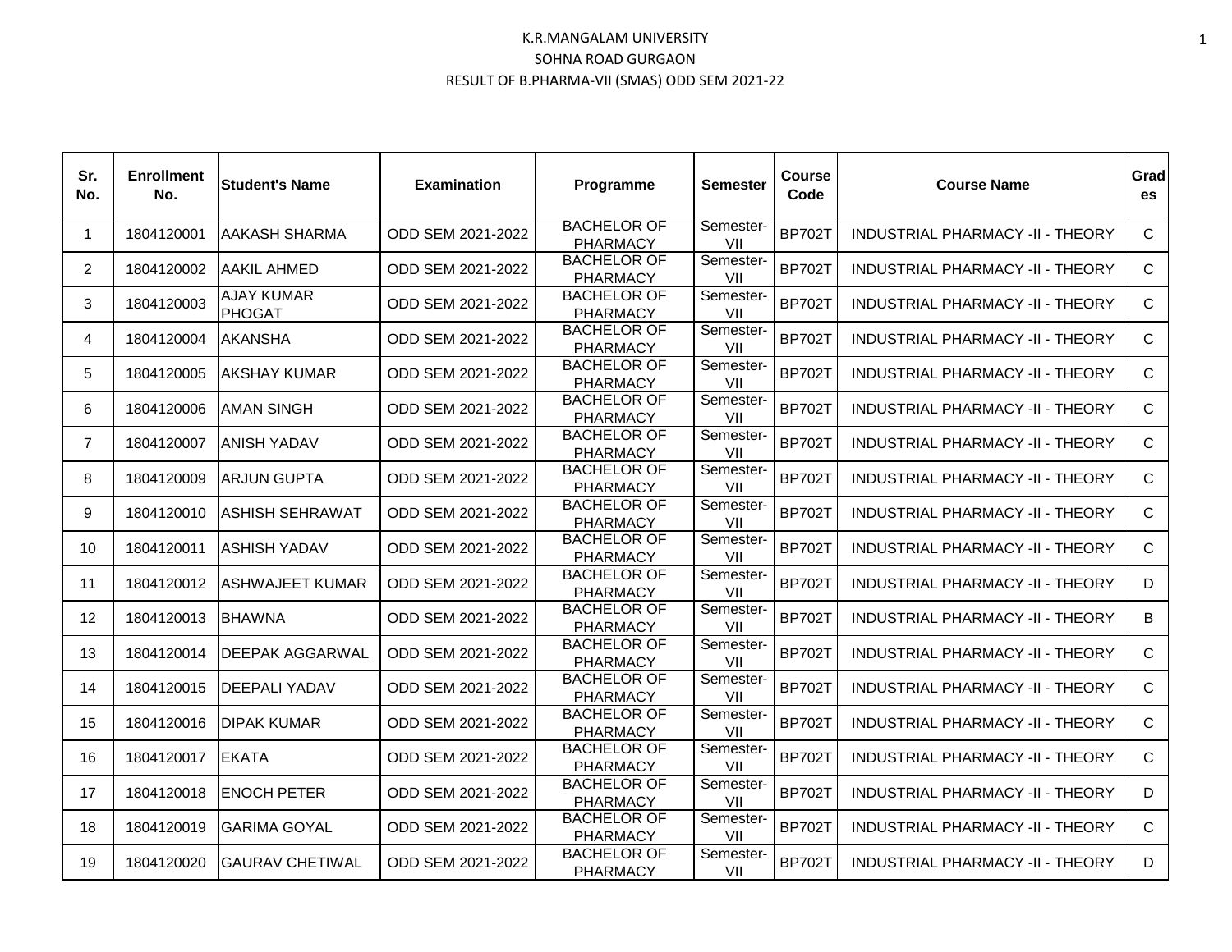# K.R.MANGALAM UNIVERSITY
## SOHNA ROAD GURGAON
### RESULT OF B.PHARMA-VII (SMAS) ODD SEM 2021-22

| Sr. No. | Enrollment No. | Student's Name | Examination | Programme | Semester | Course Code | Course Name | Grades |
|---|---|---|---|---|---|---|---|---|
| 1 | 1804120001 | AAKASH SHARMA | ODD SEM 2021-2022 | BACHELOR OF PHARMACY | Semester-VII | BP702T | INDUSTRIAL PHARMACY -II - THEORY | C |
| 2 | 1804120002 | AAKIL AHMED | ODD SEM 2021-2022 | BACHELOR OF PHARMACY | Semester-VII | BP702T | INDUSTRIAL PHARMACY -II - THEORY | C |
| 3 | 1804120003 | AJAY KUMAR PHOGAT | ODD SEM 2021-2022 | BACHELOR OF PHARMACY | Semester-VII | BP702T | INDUSTRIAL PHARMACY -II - THEORY | C |
| 4 | 1804120004 | AKANSHA | ODD SEM 2021-2022 | BACHELOR OF PHARMACY | Semester-VII | BP702T | INDUSTRIAL PHARMACY -II - THEORY | C |
| 5 | 1804120005 | AKSHAY KUMAR | ODD SEM 2021-2022 | BACHELOR OF PHARMACY | Semester-VII | BP702T | INDUSTRIAL PHARMACY -II - THEORY | C |
| 6 | 1804120006 | AMAN SINGH | ODD SEM 2021-2022 | BACHELOR OF PHARMACY | Semester-VII | BP702T | INDUSTRIAL PHARMACY -II - THEORY | C |
| 7 | 1804120007 | ANISH YADAV | ODD SEM 2021-2022 | BACHELOR OF PHARMACY | Semester-VII | BP702T | INDUSTRIAL PHARMACY -II - THEORY | C |
| 8 | 1804120009 | ARJUN GUPTA | ODD SEM 2021-2022 | BACHELOR OF PHARMACY | Semester-VII | BP702T | INDUSTRIAL PHARMACY -II - THEORY | C |
| 9 | 1804120010 | ASHISH SEHRAWAT | ODD SEM 2021-2022 | BACHELOR OF PHARMACY | Semester-VII | BP702T | INDUSTRIAL PHARMACY -II - THEORY | C |
| 10 | 1804120011 | ASHISH YADAV | ODD SEM 2021-2022 | BACHELOR OF PHARMACY | Semester-VII | BP702T | INDUSTRIAL PHARMACY -II - THEORY | C |
| 11 | 1804120012 | ASHWAJEET KUMAR | ODD SEM 2021-2022 | BACHELOR OF PHARMACY | Semester-VII | BP702T | INDUSTRIAL PHARMACY -II - THEORY | D |
| 12 | 1804120013 | BHAWNA | ODD SEM 2021-2022 | BACHELOR OF PHARMACY | Semester-VII | BP702T | INDUSTRIAL PHARMACY -II - THEORY | B |
| 13 | 1804120014 | DEEPAK AGGARWAL | ODD SEM 2021-2022 | BACHELOR OF PHARMACY | Semester-VII | BP702T | INDUSTRIAL PHARMACY -II - THEORY | C |
| 14 | 1804120015 | DEEPALI YADAV | ODD SEM 2021-2022 | BACHELOR OF PHARMACY | Semester-VII | BP702T | INDUSTRIAL PHARMACY -II - THEORY | C |
| 15 | 1804120016 | DIPAK KUMAR | ODD SEM 2021-2022 | BACHELOR OF PHARMACY | Semester-VII | BP702T | INDUSTRIAL PHARMACY -II - THEORY | C |
| 16 | 1804120017 | EKATA | ODD SEM 2021-2022 | BACHELOR OF PHARMACY | Semester-VII | BP702T | INDUSTRIAL PHARMACY -II - THEORY | C |
| 17 | 1804120018 | ENOCH PETER | ODD SEM 2021-2022 | BACHELOR OF PHARMACY | Semester-VII | BP702T | INDUSTRIAL PHARMACY -II - THEORY | D |
| 18 | 1804120019 | GARIMA GOYAL | ODD SEM 2021-2022 | BACHELOR OF PHARMACY | Semester-VII | BP702T | INDUSTRIAL PHARMACY -II - THEORY | C |
| 19 | 1804120020 | GAURAV CHETIWAL | ODD SEM 2021-2022 | BACHELOR OF PHARMACY | Semester-VII | BP702T | INDUSTRIAL PHARMACY -II - THEORY | D |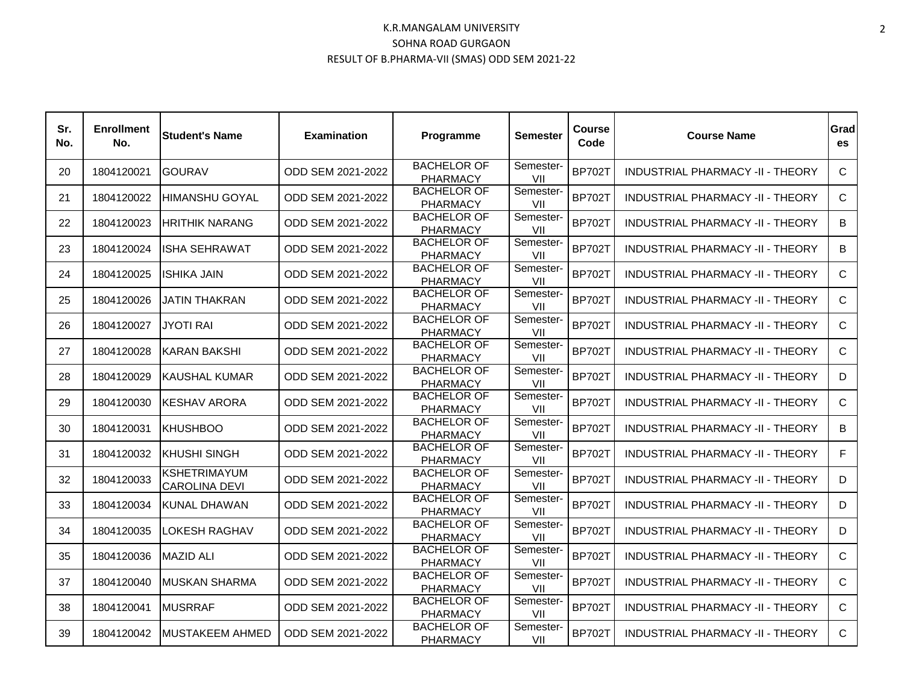# K.R.MANGALAM UNIVERSITY

## SOHNA ROAD GURGAON

### RESULT OF B.PHARMA-VII (SMAS) ODD SEM 2021-22

| Sr. No. | Enrollment No. | Student's Name | Examination | Programme | Semester | Course Code | Course Name | Grades |
|---|---|---|---|---|---|---|---|---|
| 20 | 1804120021 | GOURAV | ODD SEM 2021-2022 | BACHELOR OF PHARMACY | Semester-VII | BP702T | INDUSTRIAL PHARMACY -II - THEORY | C |
| 21 | 1804120022 | HIMANSHU GOYAL | ODD SEM 2021-2022 | BACHELOR OF PHARMACY | Semester-VII | BP702T | INDUSTRIAL PHARMACY -II - THEORY | C |
| 22 | 1804120023 | HRITHIK NARANG | ODD SEM 2021-2022 | BACHELOR OF PHARMACY | Semester-VII | BP702T | INDUSTRIAL PHARMACY -II - THEORY | B |
| 23 | 1804120024 | ISHA SEHRAWAT | ODD SEM 2021-2022 | BACHELOR OF PHARMACY | Semester-VII | BP702T | INDUSTRIAL PHARMACY -II - THEORY | B |
| 24 | 1804120025 | ISHIKA JAIN | ODD SEM 2021-2022 | BACHELOR OF PHARMACY | Semester-VII | BP702T | INDUSTRIAL PHARMACY -II - THEORY | C |
| 25 | 1804120026 | JATIN THAKRAN | ODD SEM 2021-2022 | BACHELOR OF PHARMACY | Semester-VII | BP702T | INDUSTRIAL PHARMACY -II - THEORY | C |
| 26 | 1804120027 | JYOTI RAI | ODD SEM 2021-2022 | BACHELOR OF PHARMACY | Semester-VII | BP702T | INDUSTRIAL PHARMACY -II - THEORY | C |
| 27 | 1804120028 | KARAN BAKSHI | ODD SEM 2021-2022 | BACHELOR OF PHARMACY | Semester-VII | BP702T | INDUSTRIAL PHARMACY -II - THEORY | C |
| 28 | 1804120029 | KAUSHAL KUMAR | ODD SEM 2021-2022 | BACHELOR OF PHARMACY | Semester-VII | BP702T | INDUSTRIAL PHARMACY -II - THEORY | D |
| 29 | 1804120030 | KESHAV ARORA | ODD SEM 2021-2022 | BACHELOR OF PHARMACY | Semester-VII | BP702T | INDUSTRIAL PHARMACY -II - THEORY | C |
| 30 | 1804120031 | KHUSHBOO | ODD SEM 2021-2022 | BACHELOR OF PHARMACY | Semester-VII | BP702T | INDUSTRIAL PHARMACY -II - THEORY | B |
| 31 | 1804120032 | KHUSHI SINGH | ODD SEM 2021-2022 | BACHELOR OF PHARMACY | Semester-VII | BP702T | INDUSTRIAL PHARMACY -II - THEORY | F |
| 32 | 1804120033 | KSHETRIMAYUM CAROLINA DEVI | ODD SEM 2021-2022 | BACHELOR OF PHARMACY | Semester-VII | BP702T | INDUSTRIAL PHARMACY -II - THEORY | D |
| 33 | 1804120034 | KUNAL DHAWAN | ODD SEM 2021-2022 | BACHELOR OF PHARMACY | Semester-VII | BP702T | INDUSTRIAL PHARMACY -II - THEORY | D |
| 34 | 1804120035 | LOKESH RAGHAV | ODD SEM 2021-2022 | BACHELOR OF PHARMACY | Semester-VII | BP702T | INDUSTRIAL PHARMACY -II - THEORY | D |
| 35 | 1804120036 | MAZID ALI | ODD SEM 2021-2022 | BACHELOR OF PHARMACY | Semester-VII | BP702T | INDUSTRIAL PHARMACY -II - THEORY | C |
| 37 | 1804120040 | MUSKAN SHARMA | ODD SEM 2021-2022 | BACHELOR OF PHARMACY | Semester-VII | BP702T | INDUSTRIAL PHARMACY -II - THEORY | C |
| 38 | 1804120041 | MUSRRAF | ODD SEM 2021-2022 | BACHELOR OF PHARMACY | Semester-VII | BP702T | INDUSTRIAL PHARMACY -II - THEORY | C |
| 39 | 1804120042 | MUSTAKEEM AHMED | ODD SEM 2021-2022 | BACHELOR OF PHARMACY | Semester-VII | BP702T | INDUSTRIAL PHARMACY -II - THEORY | C |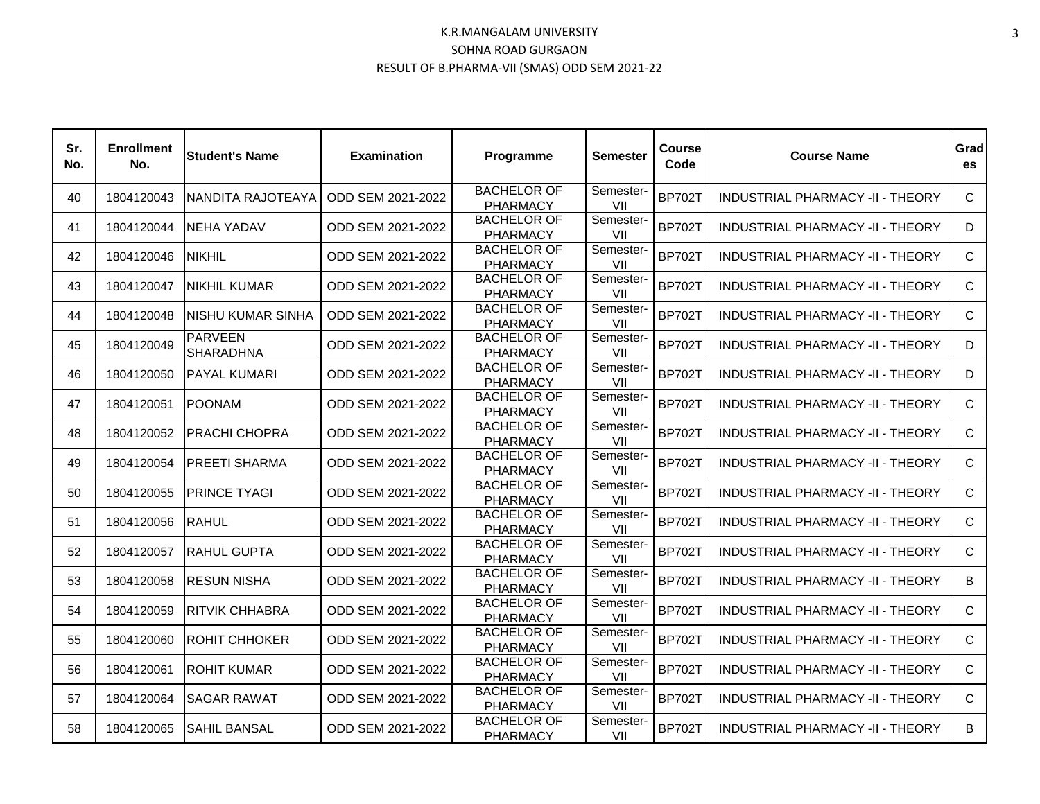K.R.MANGALAM UNIVERSITY

SOHNA ROAD GURGAON

RESULT OF B.PHARMA-VII (SMAS) ODD SEM 2021-22

| Sr. No. | Enrollment No. | Student's Name | Examination | Programme | Semester | Course Code | Course Name | Grades |
|---|---|---|---|---|---|---|---|---|
| 40 | 1804120043 | NANDITA RAJOTEAYA | ODD SEM 2021-2022 | BACHELOR OF PHARMACY | Semester-VII | BP702T | INDUSTRIAL PHARMACY -II - THEORY | C |
| 41 | 1804120044 | NEHA YADAV | ODD SEM 2021-2022 | BACHELOR OF PHARMACY | Semester-VII | BP702T | INDUSTRIAL PHARMACY -II - THEORY | D |
| 42 | 1804120046 | NIKHIL | ODD SEM 2021-2022 | BACHELOR OF PHARMACY | Semester-VII | BP702T | INDUSTRIAL PHARMACY -II - THEORY | C |
| 43 | 1804120047 | NIKHIL KUMAR | ODD SEM 2021-2022 | BACHELOR OF PHARMACY | Semester-VII | BP702T | INDUSTRIAL PHARMACY -II - THEORY | C |
| 44 | 1804120048 | NISHU KUMAR SINHA | ODD SEM 2021-2022 | BACHELOR OF PHARMACY | Semester-VII | BP702T | INDUSTRIAL PHARMACY -II - THEORY | C |
| 45 | 1804120049 | PARVEEN SHARADHNA | ODD SEM 2021-2022 | BACHELOR OF PHARMACY | Semester-VII | BP702T | INDUSTRIAL PHARMACY -II - THEORY | D |
| 46 | 1804120050 | PAYAL KUMARI | ODD SEM 2021-2022 | BACHELOR OF PHARMACY | Semester-VII | BP702T | INDUSTRIAL PHARMACY -II - THEORY | D |
| 47 | 1804120051 | POONAM | ODD SEM 2021-2022 | BACHELOR OF PHARMACY | Semester-VII | BP702T | INDUSTRIAL PHARMACY -II - THEORY | C |
| 48 | 1804120052 | PRACHI CHOPRA | ODD SEM 2021-2022 | BACHELOR OF PHARMACY | Semester-VII | BP702T | INDUSTRIAL PHARMACY -II - THEORY | C |
| 49 | 1804120054 | PREETI SHARMA | ODD SEM 2021-2022 | BACHELOR OF PHARMACY | Semester-VII | BP702T | INDUSTRIAL PHARMACY -II - THEORY | C |
| 50 | 1804120055 | PRINCE TYAGI | ODD SEM 2021-2022 | BACHELOR OF PHARMACY | Semester-VII | BP702T | INDUSTRIAL PHARMACY -II - THEORY | C |
| 51 | 1804120056 | RAHUL | ODD SEM 2021-2022 | BACHELOR OF PHARMACY | Semester-VII | BP702T | INDUSTRIAL PHARMACY -II - THEORY | C |
| 52 | 1804120057 | RAHUL GUPTA | ODD SEM 2021-2022 | BACHELOR OF PHARMACY | Semester-VII | BP702T | INDUSTRIAL PHARMACY -II - THEORY | C |
| 53 | 1804120058 | RESUN NISHA | ODD SEM 2021-2022 | BACHELOR OF PHARMACY | Semester-VII | BP702T | INDUSTRIAL PHARMACY -II - THEORY | B |
| 54 | 1804120059 | RITVIK CHHABRA | ODD SEM 2021-2022 | BACHELOR OF PHARMACY | Semester-VII | BP702T | INDUSTRIAL PHARMACY -II - THEORY | C |
| 55 | 1804120060 | ROHIT CHHOKER | ODD SEM 2021-2022 | BACHELOR OF PHARMACY | Semester-VII | BP702T | INDUSTRIAL PHARMACY -II - THEORY | C |
| 56 | 1804120061 | ROHIT KUMAR | ODD SEM 2021-2022 | BACHELOR OF PHARMACY | Semester-VII | BP702T | INDUSTRIAL PHARMACY -II - THEORY | C |
| 57 | 1804120064 | SAGAR RAWAT | ODD SEM 2021-2022 | BACHELOR OF PHARMACY | Semester-VII | BP702T | INDUSTRIAL PHARMACY -II - THEORY | C |
| 58 | 1804120065 | SAHIL BANSAL | ODD SEM 2021-2022 | BACHELOR OF PHARMACY | Semester-VII | BP702T | INDUSTRIAL PHARMACY -II - THEORY | B |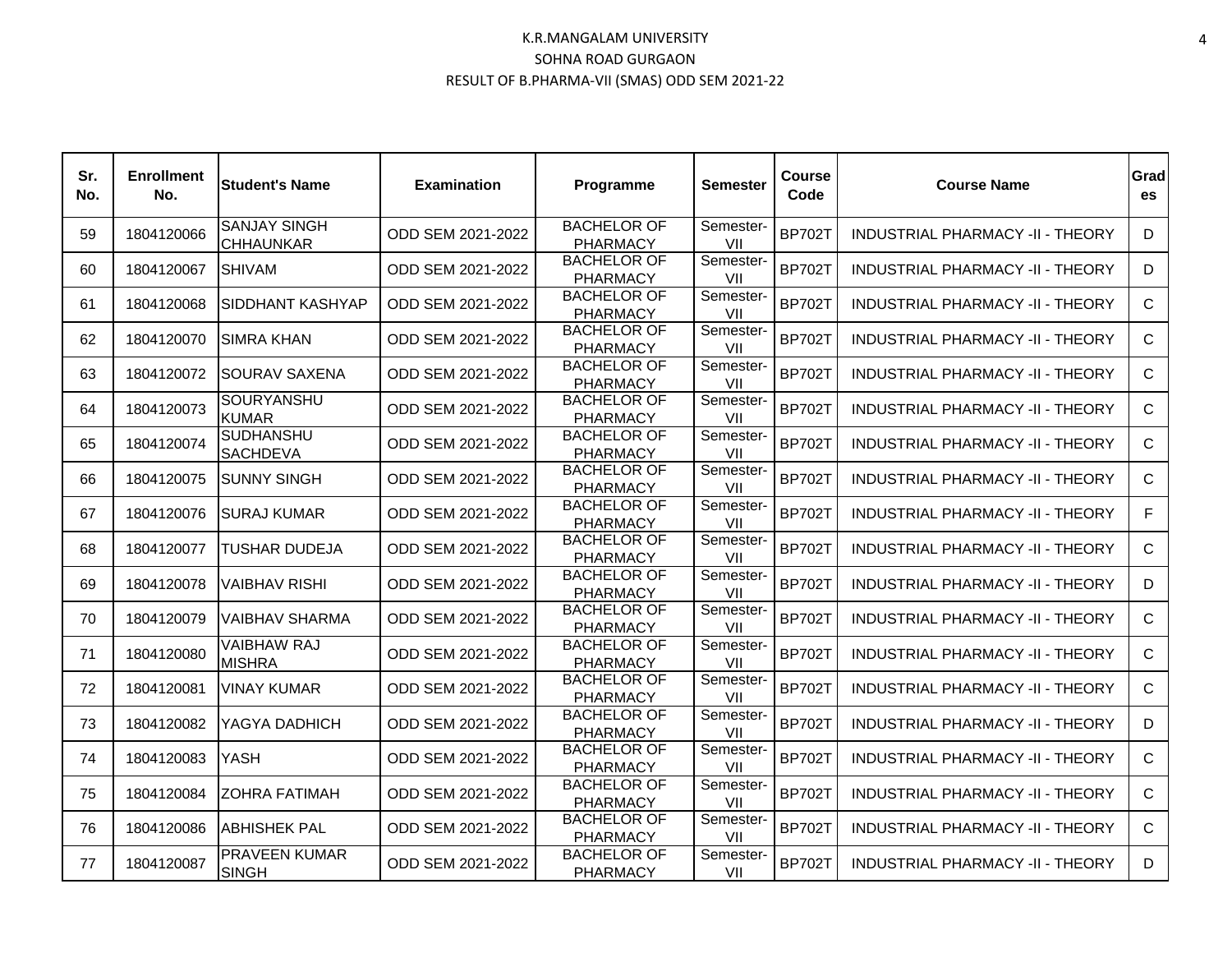K.R.MANGALAM UNIVERSITY

SOHNA ROAD GURGAON

RESULT OF B.PHARMA-VII (SMAS) ODD SEM 2021-22

| Sr. No. | Enrollment No. | Student's Name | Examination | Programme | Semester | Course Code | Course Name | Grades |
|---|---|---|---|---|---|---|---|---|
| 59 | 1804120066 | SANJAY SINGH CHHAUNKAR | ODD SEM 2021-2022 | BACHELOR OF PHARMACY | Semester-VII | BP702T | INDUSTRIAL PHARMACY -II - THEORY | D |
| 60 | 1804120067 | SHIVAM | ODD SEM 2021-2022 | BACHELOR OF PHARMACY | Semester-VII | BP702T | INDUSTRIAL PHARMACY -II - THEORY | D |
| 61 | 1804120068 | SIDDHANT KASHYAP | ODD SEM 2021-2022 | BACHELOR OF PHARMACY | Semester-VII | BP702T | INDUSTRIAL PHARMACY -II - THEORY | C |
| 62 | 1804120070 | SIMRA KHAN | ODD SEM 2021-2022 | BACHELOR OF PHARMACY | Semester-VII | BP702T | INDUSTRIAL PHARMACY -II - THEORY | C |
| 63 | 1804120072 | SOURAV SAXENA | ODD SEM 2021-2022 | BACHELOR OF PHARMACY | Semester-VII | BP702T | INDUSTRIAL PHARMACY -II - THEORY | C |
| 64 | 1804120073 | SOURYANSHU KUMAR | ODD SEM 2021-2022 | BACHELOR OF PHARMACY | Semester-VII | BP702T | INDUSTRIAL PHARMACY -II - THEORY | C |
| 65 | 1804120074 | SUDHANSHU SACHDEVA | ODD SEM 2021-2022 | BACHELOR OF PHARMACY | Semester-VII | BP702T | INDUSTRIAL PHARMACY -II - THEORY | C |
| 66 | 1804120075 | SUNNY SINGH | ODD SEM 2021-2022 | BACHELOR OF PHARMACY | Semester-VII | BP702T | INDUSTRIAL PHARMACY -II - THEORY | C |
| 67 | 1804120076 | SURAJ KUMAR | ODD SEM 2021-2022 | BACHELOR OF PHARMACY | Semester-VII | BP702T | INDUSTRIAL PHARMACY -II - THEORY | F |
| 68 | 1804120077 | TUSHAR DUDEJA | ODD SEM 2021-2022 | BACHELOR OF PHARMACY | Semester-VII | BP702T | INDUSTRIAL PHARMACY -II - THEORY | C |
| 69 | 1804120078 | VAIBHAV RISHI | ODD SEM 2021-2022 | BACHELOR OF PHARMACY | Semester-VII | BP702T | INDUSTRIAL PHARMACY -II - THEORY | D |
| 70 | 1804120079 | VAIBHAV SHARMA | ODD SEM 2021-2022 | BACHELOR OF PHARMACY | Semester-VII | BP702T | INDUSTRIAL PHARMACY -II - THEORY | C |
| 71 | 1804120080 | VAIBHAW RAJ MISHRA | ODD SEM 2021-2022 | BACHELOR OF PHARMACY | Semester-VII | BP702T | INDUSTRIAL PHARMACY -II - THEORY | C |
| 72 | 1804120081 | VINAY KUMAR | ODD SEM 2021-2022 | BACHELOR OF PHARMACY | Semester-VII | BP702T | INDUSTRIAL PHARMACY -II - THEORY | C |
| 73 | 1804120082 | YAGYA DADHICH | ODD SEM 2021-2022 | BACHELOR OF PHARMACY | Semester-VII | BP702T | INDUSTRIAL PHARMACY -II - THEORY | D |
| 74 | 1804120083 | YASH | ODD SEM 2021-2022 | BACHELOR OF PHARMACY | Semester-VII | BP702T | INDUSTRIAL PHARMACY -II - THEORY | C |
| 75 | 1804120084 | ZOHRA FATIMAH | ODD SEM 2021-2022 | BACHELOR OF PHARMACY | Semester-VII | BP702T | INDUSTRIAL PHARMACY -II - THEORY | C |
| 76 | 1804120086 | ABHISHEK PAL | ODD SEM 2021-2022 | BACHELOR OF PHARMACY | Semester-VII | BP702T | INDUSTRIAL PHARMACY -II - THEORY | C |
| 77 | 1804120087 | PRAVEEN KUMAR SINGH | ODD SEM 2021-2022 | BACHELOR OF PHARMACY | Semester-VII | BP702T | INDUSTRIAL PHARMACY -II - THEORY | D |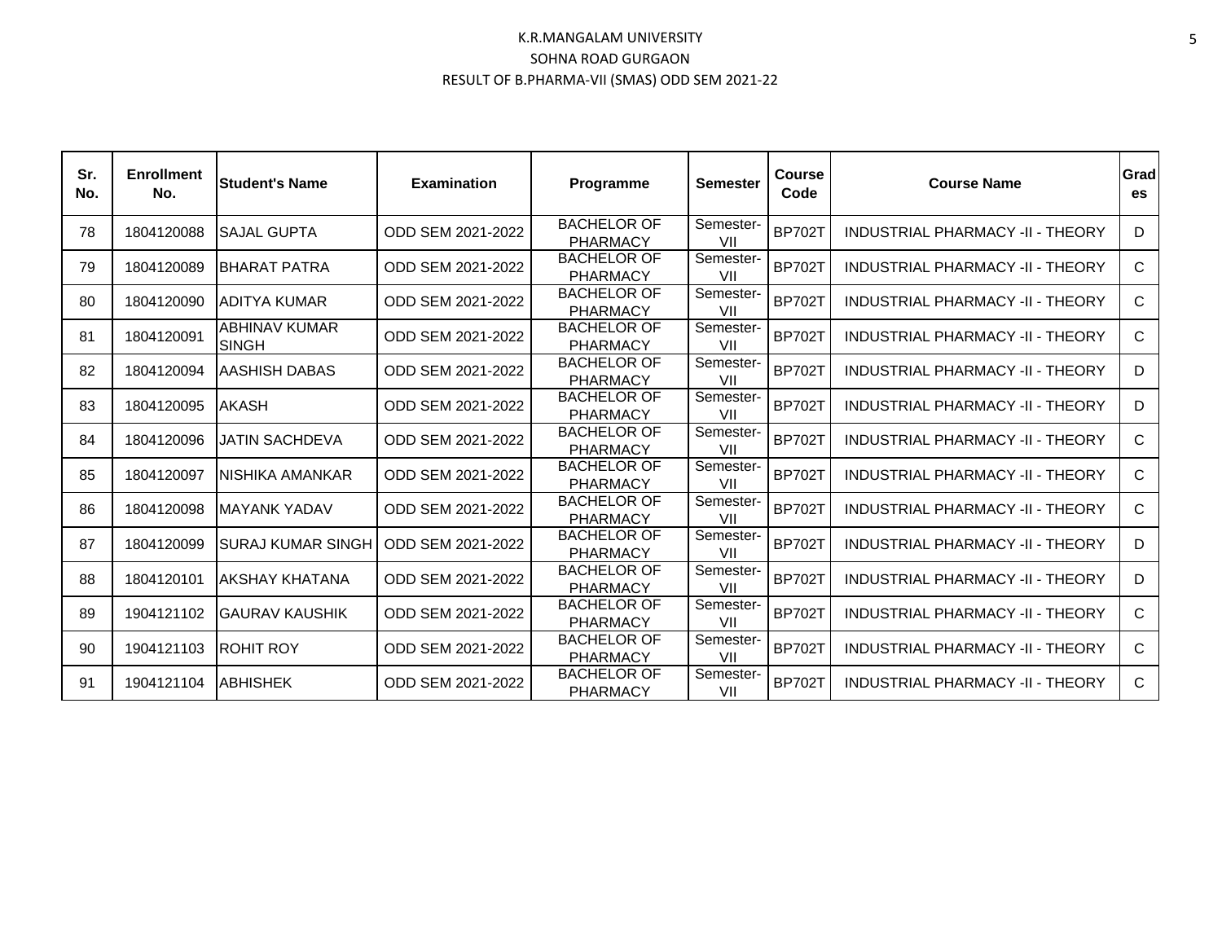# K.R.MANGALAM UNIVERSITY

## SOHNA ROAD GURGAON

### RESULT OF B.PHARMA-VII (SMAS) ODD SEM 2021-22

| Sr. No. | Enrollment No. | Student's Name | Examination | Programme | Semester | Course Code | Course Name | Grades |
|---|---|---|---|---|---|---|---|---|
| 78 | 1804120088 | SAJAL GUPTA | ODD SEM 2021-2022 | BACHELOR OF PHARMACY | Semester-VII | BP702T | INDUSTRIAL PHARMACY -II - THEORY | D |
| 79 | 1804120089 | BHARAT PATRA | ODD SEM 2021-2022 | BACHELOR OF PHARMACY | Semester-VII | BP702T | INDUSTRIAL PHARMACY -II - THEORY | C |
| 80 | 1804120090 | ADITYA KUMAR | ODD SEM 2021-2022 | BACHELOR OF PHARMACY | Semester-VII | BP702T | INDUSTRIAL PHARMACY -II - THEORY | C |
| 81 | 1804120091 | ABHINAV KUMAR SINGH | ODD SEM 2021-2022 | BACHELOR OF PHARMACY | Semester-VII | BP702T | INDUSTRIAL PHARMACY -II - THEORY | C |
| 82 | 1804120094 | AASHISH DABAS | ODD SEM 2021-2022 | BACHELOR OF PHARMACY | Semester-VII | BP702T | INDUSTRIAL PHARMACY -II - THEORY | D |
| 83 | 1804120095 | AKASH | ODD SEM 2021-2022 | BACHELOR OF PHARMACY | Semester-VII | BP702T | INDUSTRIAL PHARMACY -II - THEORY | D |
| 84 | 1804120096 | JATIN SACHDEVA | ODD SEM 2021-2022 | BACHELOR OF PHARMACY | Semester-VII | BP702T | INDUSTRIAL PHARMACY -II - THEORY | C |
| 85 | 1804120097 | NISHIKA AMANKAR | ODD SEM 2021-2022 | BACHELOR OF PHARMACY | Semester-VII | BP702T | INDUSTRIAL PHARMACY -II - THEORY | C |
| 86 | 1804120098 | MAYANK YADAV | ODD SEM 2021-2022 | BACHELOR OF PHARMACY | Semester-VII | BP702T | INDUSTRIAL PHARMACY -II - THEORY | C |
| 87 | 1804120099 | SURAJ KUMAR SINGH | ODD SEM 2021-2022 | BACHELOR OF PHARMACY | Semester-VII | BP702T | INDUSTRIAL PHARMACY -II - THEORY | D |
| 88 | 1804120101 | AKSHAY KHATANA | ODD SEM 2021-2022 | BACHELOR OF PHARMACY | Semester-VII | BP702T | INDUSTRIAL PHARMACY -II - THEORY | D |
| 89 | 1904121102 | GAURAV KAUSHIK | ODD SEM 2021-2022 | BACHELOR OF PHARMACY | Semester-VII | BP702T | INDUSTRIAL PHARMACY -II - THEORY | C |
| 90 | 1904121103 | ROHIT ROY | ODD SEM 2021-2022 | BACHELOR OF PHARMACY | Semester-VII | BP702T | INDUSTRIAL PHARMACY -II - THEORY | C |
| 91 | 1904121104 | ABHISHEK | ODD SEM 2021-2022 | BACHELOR OF PHARMACY | Semester-VII | BP702T | INDUSTRIAL PHARMACY -II - THEORY | C |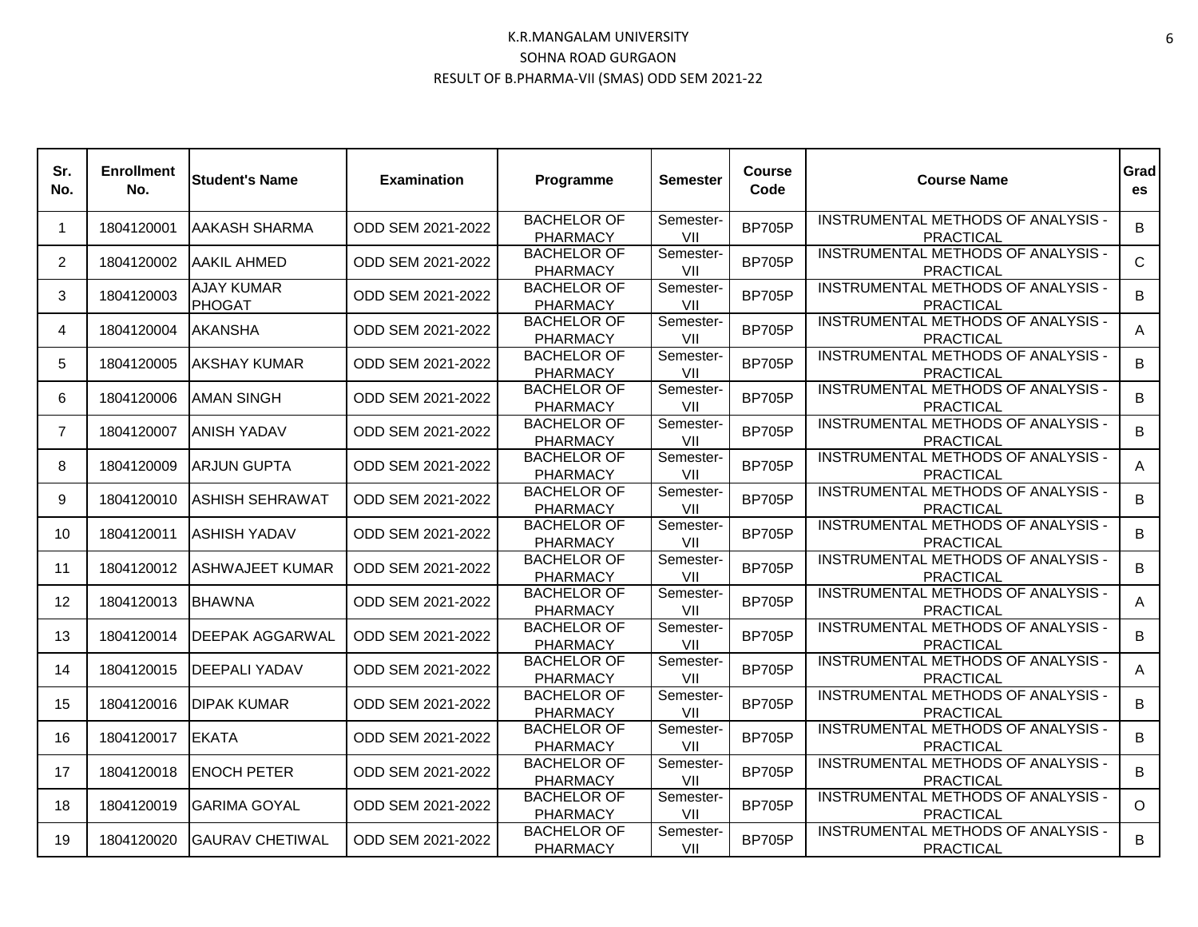# K.R.MANGALAM UNIVERSITY

## SOHNA ROAD GURGAON

### RESULT OF B.PHARMA-VII (SMAS) ODD SEM 2021-22

| Sr. No. | Enrollment No. | Student's Name | Examination | Programme | Semester | Course Code | Course Name | Grades |
|---|---|---|---|---|---|---|---|---|
| 1 | 1804120001 | AAKASH SHARMA | ODD SEM 2021-2022 | BACHELOR OF PHARMACY | Semester-VII | BP705P | INSTRUMENTAL METHODS OF ANALYSIS - PRACTICAL | B |
| 2 | 1804120002 | AAKIL AHMED | ODD SEM 2021-2022 | BACHELOR OF PHARMACY | Semester-VII | BP705P | INSTRUMENTAL METHODS OF ANALYSIS - PRACTICAL | C |
| 3 | 1804120003 | AJAY KUMAR PHOGAT | ODD SEM 2021-2022 | BACHELOR OF PHARMACY | Semester-VII | BP705P | INSTRUMENTAL METHODS OF ANALYSIS - PRACTICAL | B |
| 4 | 1804120004 | AKANSHA | ODD SEM 2021-2022 | BACHELOR OF PHARMACY | Semester-VII | BP705P | INSTRUMENTAL METHODS OF ANALYSIS - PRACTICAL | A |
| 5 | 1804120005 | AKSHAY KUMAR | ODD SEM 2021-2022 | BACHELOR OF PHARMACY | Semester-VII | BP705P | INSTRUMENTAL METHODS OF ANALYSIS - PRACTICAL | B |
| 6 | 1804120006 | AMAN SINGH | ODD SEM 2021-2022 | BACHELOR OF PHARMACY | Semester-VII | BP705P | INSTRUMENTAL METHODS OF ANALYSIS - PRACTICAL | B |
| 7 | 1804120007 | ANISH YADAV | ODD SEM 2021-2022 | BACHELOR OF PHARMACY | Semester-VII | BP705P | INSTRUMENTAL METHODS OF ANALYSIS - PRACTICAL | B |
| 8 | 1804120009 | ARJUN GUPTA | ODD SEM 2021-2022 | BACHELOR OF PHARMACY | Semester-VII | BP705P | INSTRUMENTAL METHODS OF ANALYSIS - PRACTICAL | A |
| 9 | 1804120010 | ASHISH SEHRAWAT | ODD SEM 2021-2022 | BACHELOR OF PHARMACY | Semester-VII | BP705P | INSTRUMENTAL METHODS OF ANALYSIS - PRACTICAL | B |
| 10 | 1804120011 | ASHISH YADAV | ODD SEM 2021-2022 | BACHELOR OF PHARMACY | Semester-VII | BP705P | INSTRUMENTAL METHODS OF ANALYSIS - PRACTICAL | B |
| 11 | 1804120012 | ASHWAJEET KUMAR | ODD SEM 2021-2022 | BACHELOR OF PHARMACY | Semester-VII | BP705P | INSTRUMENTAL METHODS OF ANALYSIS - PRACTICAL | B |
| 12 | 1804120013 | BHAWNA | ODD SEM 2021-2022 | BACHELOR OF PHARMACY | Semester-VII | BP705P | INSTRUMENTAL METHODS OF ANALYSIS - PRACTICAL | A |
| 13 | 1804120014 | DEEPAK AGGARWAL | ODD SEM 2021-2022 | BACHELOR OF PHARMACY | Semester-VII | BP705P | INSTRUMENTAL METHODS OF ANALYSIS - PRACTICAL | B |
| 14 | 1804120015 | DEEPALI YADAV | ODD SEM 2021-2022 | BACHELOR OF PHARMACY | Semester-VII | BP705P | INSTRUMENTAL METHODS OF ANALYSIS - PRACTICAL | A |
| 15 | 1804120016 | DIPAK KUMAR | ODD SEM 2021-2022 | BACHELOR OF PHARMACY | Semester-VII | BP705P | INSTRUMENTAL METHODS OF ANALYSIS - PRACTICAL | B |
| 16 | 1804120017 | EKATA | ODD SEM 2021-2022 | BACHELOR OF PHARMACY | Semester-VII | BP705P | INSTRUMENTAL METHODS OF ANALYSIS - PRACTICAL | B |
| 17 | 1804120018 | ENOCH PETER | ODD SEM 2021-2022 | BACHELOR OF PHARMACY | Semester-VII | BP705P | INSTRUMENTAL METHODS OF ANALYSIS - PRACTICAL | B |
| 18 | 1804120019 | GARIMA GOYAL | ODD SEM 2021-2022 | BACHELOR OF PHARMACY | Semester-VII | BP705P | INSTRUMENTAL METHODS OF ANALYSIS - PRACTICAL | O |
| 19 | 1804120020 | GAURAV CHETIWAL | ODD SEM 2021-2022 | BACHELOR OF PHARMACY | Semester-VII | BP705P | INSTRUMENTAL METHODS OF ANALYSIS - PRACTICAL | B |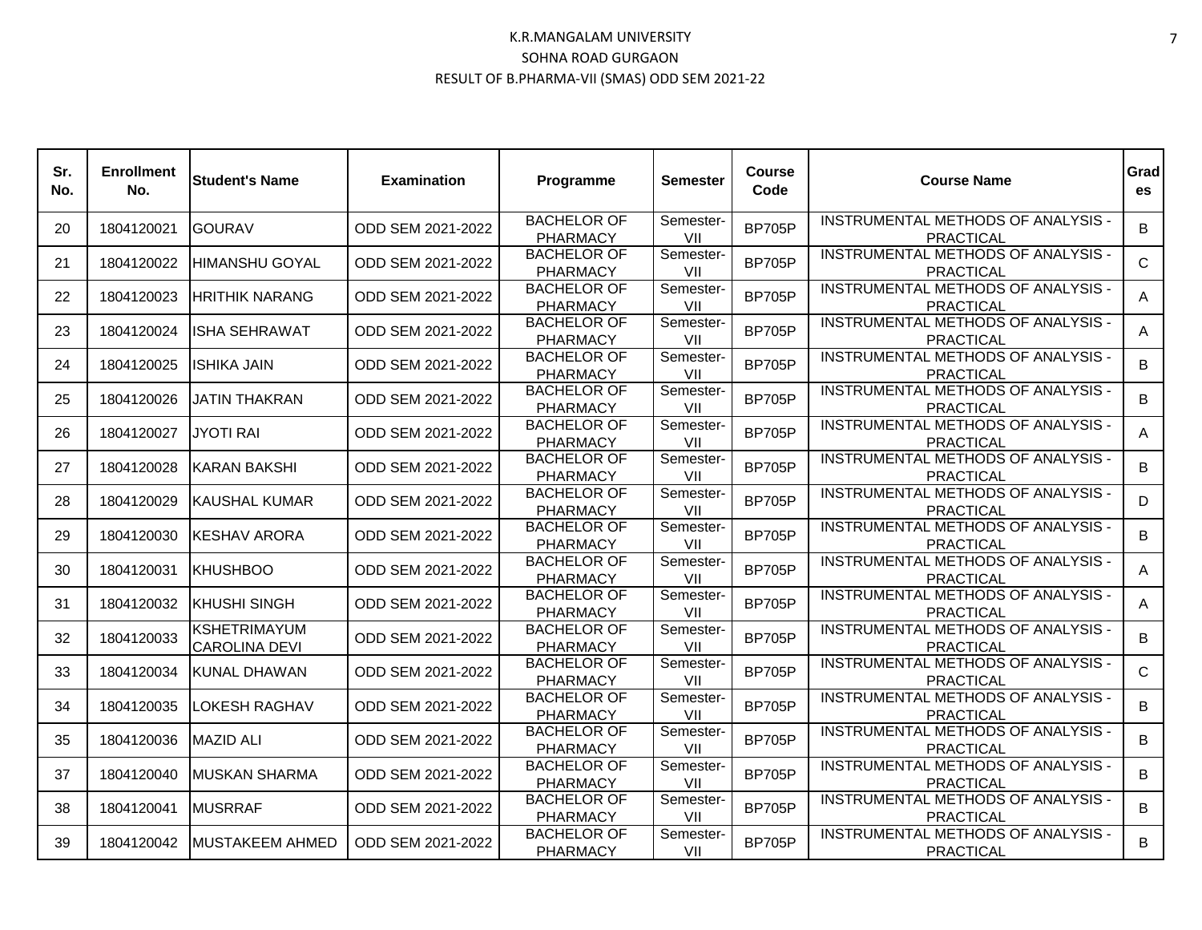K.R.MANGALAM UNIVERSITY

SOHNA ROAD GURGAON

RESULT OF B.PHARMA-VII (SMAS) ODD SEM 2021-22

| Sr. No. | Enrollment No. | Student's Name | Examination | Programme | Semester | Course Code | Course Name | Grades |
|---|---|---|---|---|---|---|---|---|
| 20 | 1804120021 | GOURAV | ODD SEM 2021-2022 | BACHELOR OF PHARMACY | Semester-VII | BP705P | INSTRUMENTAL METHODS OF ANALYSIS - PRACTICAL | B |
| 21 | 1804120022 | HIMANSHU GOYAL | ODD SEM 2021-2022 | BACHELOR OF PHARMACY | Semester-VII | BP705P | INSTRUMENTAL METHODS OF ANALYSIS - PRACTICAL | C |
| 22 | 1804120023 | HRITHIK NARANG | ODD SEM 2021-2022 | BACHELOR OF PHARMACY | Semester-VII | BP705P | INSTRUMENTAL METHODS OF ANALYSIS - PRACTICAL | A |
| 23 | 1804120024 | ISHA SEHRAWAT | ODD SEM 2021-2022 | BACHELOR OF PHARMACY | Semester-VII | BP705P | INSTRUMENTAL METHODS OF ANALYSIS - PRACTICAL | A |
| 24 | 1804120025 | ISHIKA JAIN | ODD SEM 2021-2022 | BACHELOR OF PHARMACY | Semester-VII | BP705P | INSTRUMENTAL METHODS OF ANALYSIS - PRACTICAL | B |
| 25 | 1804120026 | JATIN THAKRAN | ODD SEM 2021-2022 | BACHELOR OF PHARMACY | Semester-VII | BP705P | INSTRUMENTAL METHODS OF ANALYSIS - PRACTICAL | B |
| 26 | 1804120027 | JYOTI RAI | ODD SEM 2021-2022 | BACHELOR OF PHARMACY | Semester-VII | BP705P | INSTRUMENTAL METHODS OF ANALYSIS - PRACTICAL | A |
| 27 | 1804120028 | KARAN BAKSHI | ODD SEM 2021-2022 | BACHELOR OF PHARMACY | Semester-VII | BP705P | INSTRUMENTAL METHODS OF ANALYSIS - PRACTICAL | B |
| 28 | 1804120029 | KAUSHAL KUMAR | ODD SEM 2021-2022 | BACHELOR OF PHARMACY | Semester-VII | BP705P | INSTRUMENTAL METHODS OF ANALYSIS - PRACTICAL | D |
| 29 | 1804120030 | KESHAV ARORA | ODD SEM 2021-2022 | BACHELOR OF PHARMACY | Semester-VII | BP705P | INSTRUMENTAL METHODS OF ANALYSIS - PRACTICAL | B |
| 30 | 1804120031 | KHUSHBOO | ODD SEM 2021-2022 | BACHELOR OF PHARMACY | Semester-VII | BP705P | INSTRUMENTAL METHODS OF ANALYSIS - PRACTICAL | A |
| 31 | 1804120032 | KHUSHI SINGH | ODD SEM 2021-2022 | BACHELOR OF PHARMACY | Semester-VII | BP705P | INSTRUMENTAL METHODS OF ANALYSIS - PRACTICAL | A |
| 32 | 1804120033 | KSHETRIMAYUM CAROLINA DEVI | ODD SEM 2021-2022 | BACHELOR OF PHARMACY | Semester-VII | BP705P | INSTRUMENTAL METHODS OF ANALYSIS - PRACTICAL | B |
| 33 | 1804120034 | KUNAL DHAWAN | ODD SEM 2021-2022 | BACHELOR OF PHARMACY | Semester-VII | BP705P | INSTRUMENTAL METHODS OF ANALYSIS - PRACTICAL | C |
| 34 | 1804120035 | LOKESH RAGHAV | ODD SEM 2021-2022 | BACHELOR OF PHARMACY | Semester-VII | BP705P | INSTRUMENTAL METHODS OF ANALYSIS - PRACTICAL | B |
| 35 | 1804120036 | MAZID ALI | ODD SEM 2021-2022 | BACHELOR OF PHARMACY | Semester-VII | BP705P | INSTRUMENTAL METHODS OF ANALYSIS - PRACTICAL | B |
| 37 | 1804120040 | MUSKAN SHARMA | ODD SEM 2021-2022 | BACHELOR OF PHARMACY | Semester-VII | BP705P | INSTRUMENTAL METHODS OF ANALYSIS - PRACTICAL | B |
| 38 | 1804120041 | MUSRRAF | ODD SEM 2021-2022 | BACHELOR OF PHARMACY | Semester-VII | BP705P | INSTRUMENTAL METHODS OF ANALYSIS - PRACTICAL | B |
| 39 | 1804120042 | MUSTAKEEM AHMED | ODD SEM 2021-2022 | BACHELOR OF PHARMACY | Semester-VII | BP705P | INSTRUMENTAL METHODS OF ANALYSIS - PRACTICAL | B |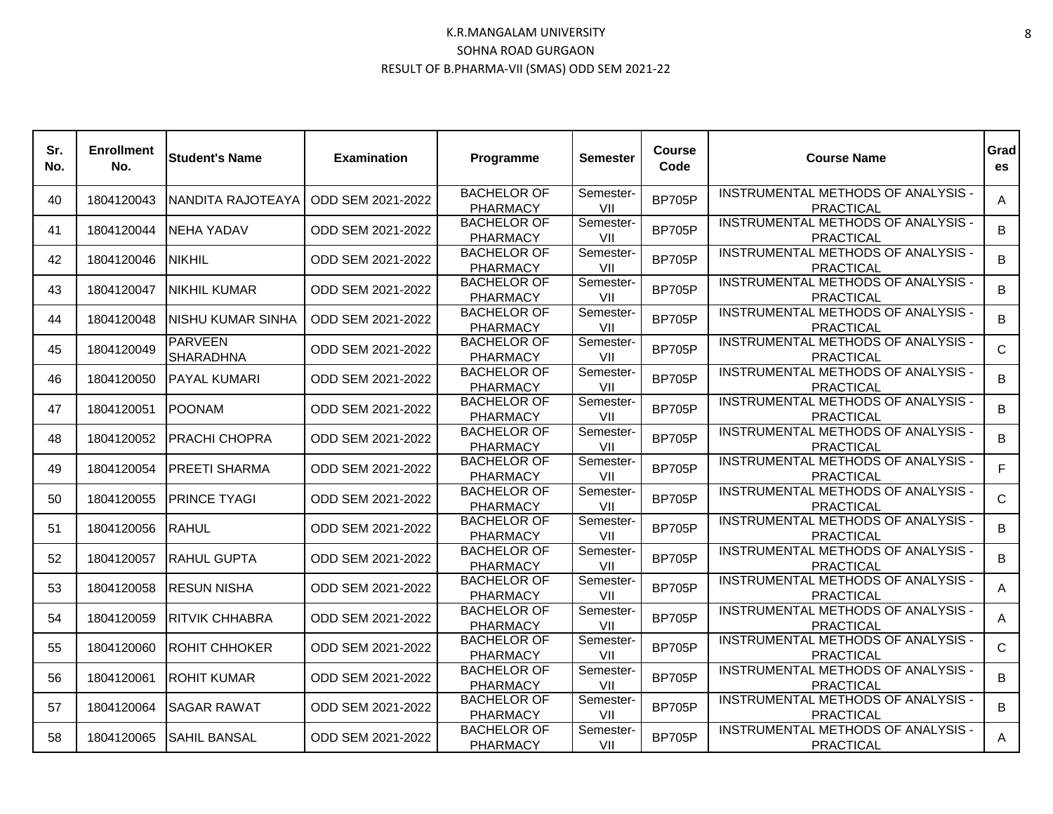K.R.MANGALAM UNIVERSITY

SOHNA ROAD GURGAON

RESULT OF B.PHARMA-VII (SMAS) ODD SEM 2021-22

| Sr. No. | Enrollment No. | Student's Name | Examination | Programme | Semester | Course Code | Course Name | Grades |
|---|---|---|---|---|---|---|---|---|
| 40 | 1804120043 | NANDITA RAJOTEAYA | ODD SEM 2021-2022 | BACHELOR OF PHARMACY | Semester-VII | BP705P | INSTRUMENTAL METHODS OF ANALYSIS - PRACTICAL | A |
| 41 | 1804120044 | NEHA YADAV | ODD SEM 2021-2022 | BACHELOR OF PHARMACY | Semester-VII | BP705P | INSTRUMENTAL METHODS OF ANALYSIS - PRACTICAL | B |
| 42 | 1804120046 | NIKHIL | ODD SEM 2021-2022 | BACHELOR OF PHARMACY | Semester-VII | BP705P | INSTRUMENTAL METHODS OF ANALYSIS - PRACTICAL | B |
| 43 | 1804120047 | NIKHIL KUMAR | ODD SEM 2021-2022 | BACHELOR OF PHARMACY | Semester-VII | BP705P | INSTRUMENTAL METHODS OF ANALYSIS - PRACTICAL | B |
| 44 | 1804120048 | NISHU KUMAR SINHA | ODD SEM 2021-2022 | BACHELOR OF PHARMACY | Semester-VII | BP705P | INSTRUMENTAL METHODS OF ANALYSIS - PRACTICAL | B |
| 45 | 1804120049 | PARVEEN SHARADHNA | ODD SEM 2021-2022 | BACHELOR OF PHARMACY | Semester-VII | BP705P | INSTRUMENTAL METHODS OF ANALYSIS - PRACTICAL | C |
| 46 | 1804120050 | PAYAL KUMARI | ODD SEM 2021-2022 | BACHELOR OF PHARMACY | Semester-VII | BP705P | INSTRUMENTAL METHODS OF ANALYSIS - PRACTICAL | B |
| 47 | 1804120051 | POONAM | ODD SEM 2021-2022 | BACHELOR OF PHARMACY | Semester-VII | BP705P | INSTRUMENTAL METHODS OF ANALYSIS - PRACTICAL | B |
| 48 | 1804120052 | PRACHI CHOPRA | ODD SEM 2021-2022 | BACHELOR OF PHARMACY | Semester-VII | BP705P | INSTRUMENTAL METHODS OF ANALYSIS - PRACTICAL | B |
| 49 | 1804120054 | PREETI SHARMA | ODD SEM 2021-2022 | BACHELOR OF PHARMACY | Semester-VII | BP705P | INSTRUMENTAL METHODS OF ANALYSIS - PRACTICAL | F |
| 50 | 1804120055 | PRINCE TYAGI | ODD SEM 2021-2022 | BACHELOR OF PHARMACY | Semester-VII | BP705P | INSTRUMENTAL METHODS OF ANALYSIS - PRACTICAL | C |
| 51 | 1804120056 | RAHUL | ODD SEM 2021-2022 | BACHELOR OF PHARMACY | Semester-VII | BP705P | INSTRUMENTAL METHODS OF ANALYSIS - PRACTICAL | B |
| 52 | 1804120057 | RAHUL GUPTA | ODD SEM 2021-2022 | BACHELOR OF PHARMACY | Semester-VII | BP705P | INSTRUMENTAL METHODS OF ANALYSIS - PRACTICAL | B |
| 53 | 1804120058 | RESUN NISHA | ODD SEM 2021-2022 | BACHELOR OF PHARMACY | Semester-VII | BP705P | INSTRUMENTAL METHODS OF ANALYSIS - PRACTICAL | A |
| 54 | 1804120059 | RITVIK CHHABRA | ODD SEM 2021-2022 | BACHELOR OF PHARMACY | Semester-VII | BP705P | INSTRUMENTAL METHODS OF ANALYSIS - PRACTICAL | A |
| 55 | 1804120060 | ROHIT CHHOKER | ODD SEM 2021-2022 | BACHELOR OF PHARMACY | Semester-VII | BP705P | INSTRUMENTAL METHODS OF ANALYSIS - PRACTICAL | C |
| 56 | 1804120061 | ROHIT KUMAR | ODD SEM 2021-2022 | BACHELOR OF PHARMACY | Semester-VII | BP705P | INSTRUMENTAL METHODS OF ANALYSIS - PRACTICAL | B |
| 57 | 1804120064 | SAGAR RAWAT | ODD SEM 2021-2022 | BACHELOR OF PHARMACY | Semester-VII | BP705P | INSTRUMENTAL METHODS OF ANALYSIS - PRACTICAL | B |
| 58 | 1804120065 | SAHIL BANSAL | ODD SEM 2021-2022 | BACHELOR OF PHARMACY | Semester-VII | BP705P | INSTRUMENTAL METHODS OF ANALYSIS - PRACTICAL | A |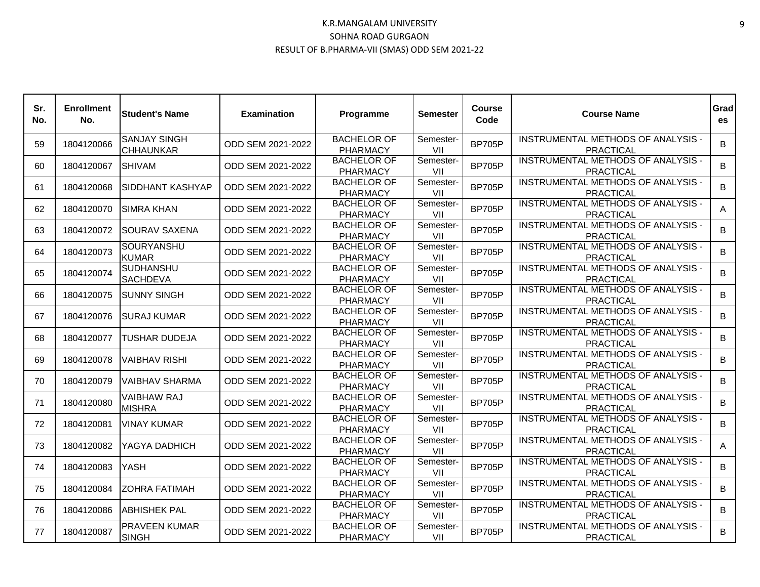K.R.MANGALAM UNIVERSITY

SOHNA ROAD GURGAON

RESULT OF B.PHARMA-VII (SMAS) ODD SEM 2021-22

| Sr. No. | Enrollment No. | Student's Name | Examination | Programme | Semester | Course Code | Course Name | Grades |
|---|---|---|---|---|---|---|---|---|
| 59 | 1804120066 | SANJAY SINGH CHHAUNKAR | ODD SEM 2021-2022 | BACHELOR OF PHARMACY | Semester-VII | BP705P | INSTRUMENTAL METHODS OF ANALYSIS - PRACTICAL | B |
| 60 | 1804120067 | SHIVAM | ODD SEM 2021-2022 | BACHELOR OF PHARMACY | Semester-VII | BP705P | INSTRUMENTAL METHODS OF ANALYSIS - PRACTICAL | B |
| 61 | 1804120068 | SIDDHANT KASHYAP | ODD SEM 2021-2022 | BACHELOR OF PHARMACY | Semester-VII | BP705P | INSTRUMENTAL METHODS OF ANALYSIS - PRACTICAL | B |
| 62 | 1804120070 | SIMRA KHAN | ODD SEM 2021-2022 | BACHELOR OF PHARMACY | Semester-VII | BP705P | INSTRUMENTAL METHODS OF ANALYSIS - PRACTICAL | A |
| 63 | 1804120072 | SOURAV SAXENA | ODD SEM 2021-2022 | BACHELOR OF PHARMACY | Semester-VII | BP705P | INSTRUMENTAL METHODS OF ANALYSIS - PRACTICAL | B |
| 64 | 1804120073 | SOURYANSHU KUMAR | ODD SEM 2021-2022 | BACHELOR OF PHARMACY | Semester-VII | BP705P | INSTRUMENTAL METHODS OF ANALYSIS - PRACTICAL | B |
| 65 | 1804120074 | SUDHANSHU SACHDEVA | ODD SEM 2021-2022 | BACHELOR OF PHARMACY | Semester-VII | BP705P | INSTRUMENTAL METHODS OF ANALYSIS - PRACTICAL | B |
| 66 | 1804120075 | SUNNY SINGH | ODD SEM 2021-2022 | BACHELOR OF PHARMACY | Semester-VII | BP705P | INSTRUMENTAL METHODS OF ANALYSIS - PRACTICAL | B |
| 67 | 1804120076 | SURAJ KUMAR | ODD SEM 2021-2022 | BACHELOR OF PHARMACY | Semester-VII | BP705P | INSTRUMENTAL METHODS OF ANALYSIS - PRACTICAL | B |
| 68 | 1804120077 | TUSHAR DUDEJA | ODD SEM 2021-2022 | BACHELOR OF PHARMACY | Semester-VII | BP705P | INSTRUMENTAL METHODS OF ANALYSIS - PRACTICAL | B |
| 69 | 1804120078 | VAIBHAV RISHI | ODD SEM 2021-2022 | BACHELOR OF PHARMACY | Semester-VII | BP705P | INSTRUMENTAL METHODS OF ANALYSIS - PRACTICAL | B |
| 70 | 1804120079 | VAIBHAV SHARMA | ODD SEM 2021-2022 | BACHELOR OF PHARMACY | Semester-VII | BP705P | INSTRUMENTAL METHODS OF ANALYSIS - PRACTICAL | B |
| 71 | 1804120080 | VAIBHAW RAJ MISHRA | ODD SEM 2021-2022 | BACHELOR OF PHARMACY | Semester-VII | BP705P | INSTRUMENTAL METHODS OF ANALYSIS - PRACTICAL | B |
| 72 | 1804120081 | VINAY KUMAR | ODD SEM 2021-2022 | BACHELOR OF PHARMACY | Semester-VII | BP705P | INSTRUMENTAL METHODS OF ANALYSIS - PRACTICAL | B |
| 73 | 1804120082 | YAGYA DADHICH | ODD SEM 2021-2022 | BACHELOR OF PHARMACY | Semester-VII | BP705P | INSTRUMENTAL METHODS OF ANALYSIS - PRACTICAL | A |
| 74 | 1804120083 | YASH | ODD SEM 2021-2022 | BACHELOR OF PHARMACY | Semester-VII | BP705P | INSTRUMENTAL METHODS OF ANALYSIS - PRACTICAL | B |
| 75 | 1804120084 | ZOHRA FATIMAH | ODD SEM 2021-2022 | BACHELOR OF PHARMACY | Semester-VII | BP705P | INSTRUMENTAL METHODS OF ANALYSIS - PRACTICAL | B |
| 76 | 1804120086 | ABHISHEK PAL | ODD SEM 2021-2022 | BACHELOR OF PHARMACY | Semester-VII | BP705P | INSTRUMENTAL METHODS OF ANALYSIS - PRACTICAL | B |
| 77 | 1804120087 | PRAVEEN KUMAR SINGH | ODD SEM 2021-2022 | BACHELOR OF PHARMACY | Semester-VII | BP705P | INSTRUMENTAL METHODS OF ANALYSIS - PRACTICAL | B |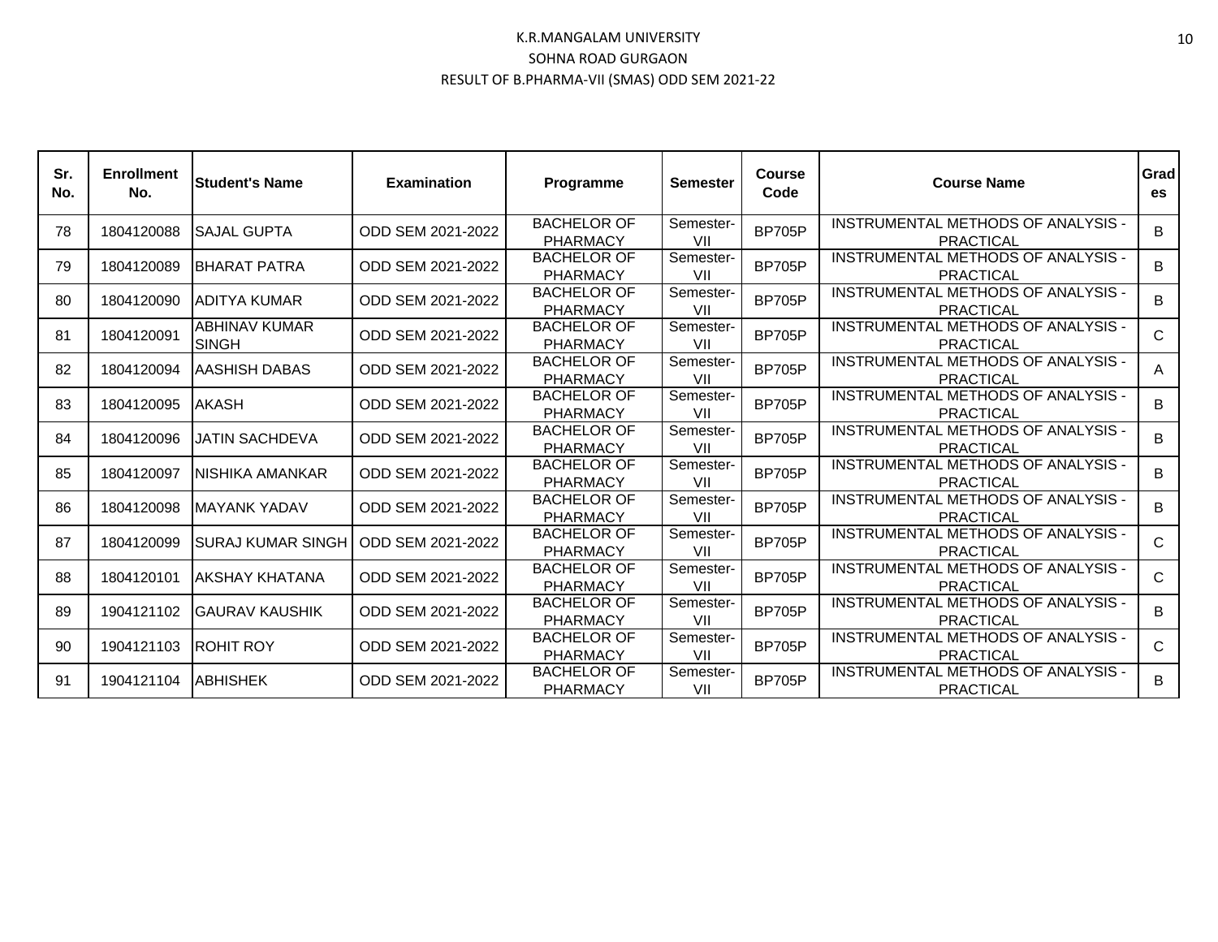K.R.MANGALAM UNIVERSITY

SOHNA ROAD GURGAON

RESULT OF B.PHARMA-VII (SMAS) ODD SEM 2021-22

| Sr. No. | Enrollment No. | Student's Name | Examination | Programme | Semester | Course Code | Course Name | Grades |
|---|---|---|---|---|---|---|---|---|
| 78 | 1804120088 | SAJAL GUPTA | ODD SEM 2021-2022 | BACHELOR OF PHARMACY | Semester-VII | BP705P | INSTRUMENTAL METHODS OF ANALYSIS - PRACTICAL | B |
| 79 | 1804120089 | BHARAT PATRA | ODD SEM 2021-2022 | BACHELOR OF PHARMACY | Semester-VII | BP705P | INSTRUMENTAL METHODS OF ANALYSIS - PRACTICAL | B |
| 80 | 1804120090 | ADITYA KUMAR | ODD SEM 2021-2022 | BACHELOR OF PHARMACY | Semester-VII | BP705P | INSTRUMENTAL METHODS OF ANALYSIS - PRACTICAL | B |
| 81 | 1804120091 | ABHINAV KUMAR SINGH | ODD SEM 2021-2022 | BACHELOR OF PHARMACY | Semester-VII | BP705P | INSTRUMENTAL METHODS OF ANALYSIS - PRACTICAL | C |
| 82 | 1804120094 | AASHISH DABAS | ODD SEM 2021-2022 | BACHELOR OF PHARMACY | Semester-VII | BP705P | INSTRUMENTAL METHODS OF ANALYSIS - PRACTICAL | A |
| 83 | 1804120095 | AKASH | ODD SEM 2021-2022 | BACHELOR OF PHARMACY | Semester-VII | BP705P | INSTRUMENTAL METHODS OF ANALYSIS - PRACTICAL | B |
| 84 | 1804120096 | JATIN SACHDEVA | ODD SEM 2021-2022 | BACHELOR OF PHARMACY | Semester-VII | BP705P | INSTRUMENTAL METHODS OF ANALYSIS - PRACTICAL | B |
| 85 | 1804120097 | NISHIKA AMANKAR | ODD SEM 2021-2022 | BACHELOR OF PHARMACY | Semester-VII | BP705P | INSTRUMENTAL METHODS OF ANALYSIS - PRACTICAL | B |
| 86 | 1804120098 | MAYANK YADAV | ODD SEM 2021-2022 | BACHELOR OF PHARMACY | Semester-VII | BP705P | INSTRUMENTAL METHODS OF ANALYSIS - PRACTICAL | B |
| 87 | 1804120099 | SURAJ KUMAR SINGH | ODD SEM 2021-2022 | BACHELOR OF PHARMACY | Semester-VII | BP705P | INSTRUMENTAL METHODS OF ANALYSIS - PRACTICAL | C |
| 88 | 1804120101 | AKSHAY KHATANA | ODD SEM 2021-2022 | BACHELOR OF PHARMACY | Semester-VII | BP705P | INSTRUMENTAL METHODS OF ANALYSIS - PRACTICAL | C |
| 89 | 1904121102 | GAURAV KAUSHIK | ODD SEM 2021-2022 | BACHELOR OF PHARMACY | Semester-VII | BP705P | INSTRUMENTAL METHODS OF ANALYSIS - PRACTICAL | B |
| 90 | 1904121103 | ROHIT ROY | ODD SEM 2021-2022 | BACHELOR OF PHARMACY | Semester-VII | BP705P | INSTRUMENTAL METHODS OF ANALYSIS - PRACTICAL | C |
| 91 | 1904121104 | ABHISHEK | ODD SEM 2021-2022 | BACHELOR OF PHARMACY | Semester-VII | BP705P | INSTRUMENTAL METHODS OF ANALYSIS - PRACTICAL | B |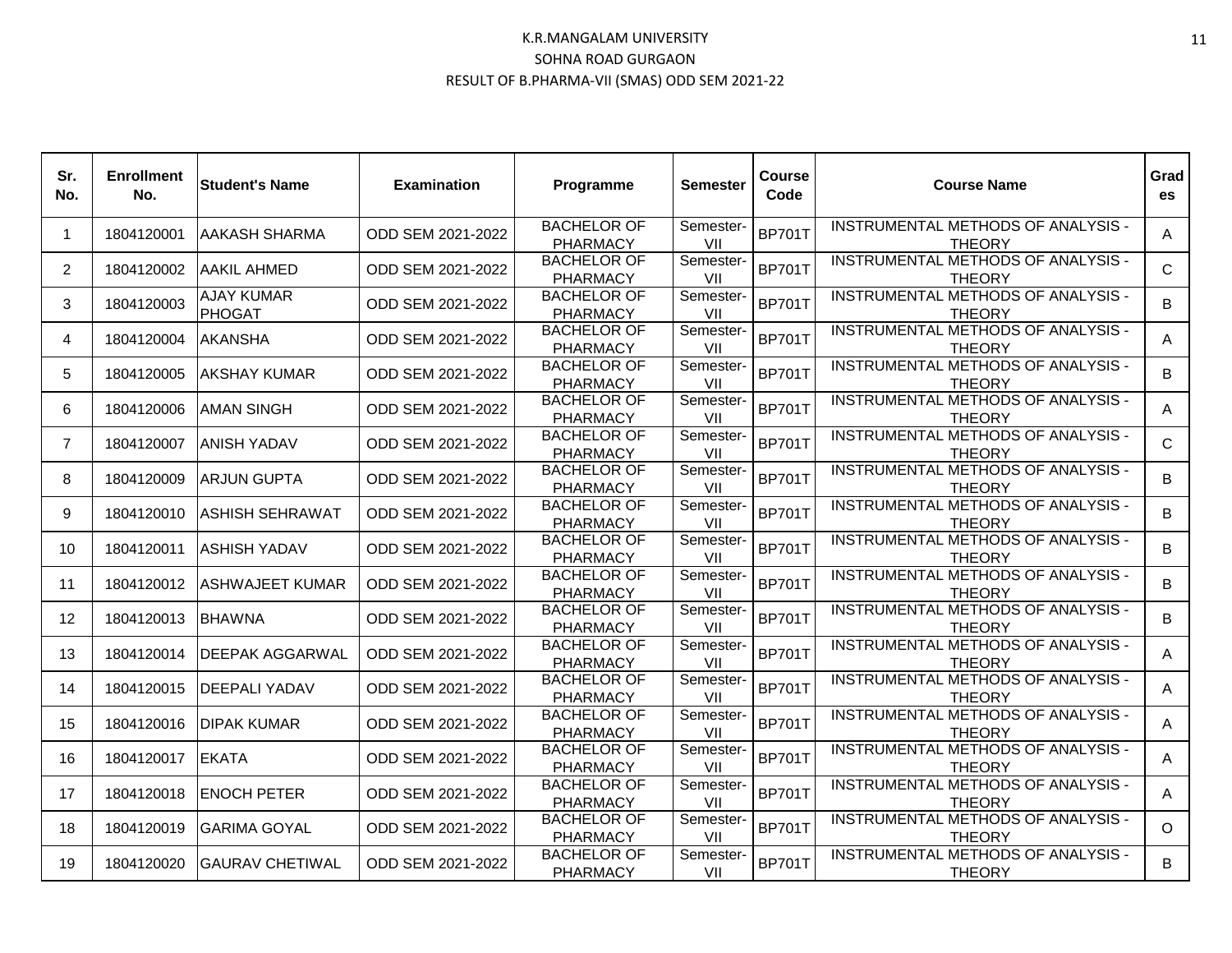# K.R.MANGALAM UNIVERSITY
## SOHNA ROAD GURGAON
## RESULT OF B.PHARMA-VII (SMAS) ODD SEM 2021-22

| Sr. No. | Enrollment No. | Student's Name | Examination | Programme | Semester | Course Code | Course Name | Grades |
|---|---|---|---|---|---|---|---|---|
| 1 | 1804120001 | AAKASH SHARMA | ODD SEM 2021-2022 | BACHELOR OF PHARMACY | Semester-VII | BP701T | INSTRUMENTAL METHODS OF ANALYSIS - THEORY | A |
| 2 | 1804120002 | AAKIL AHMED | ODD SEM 2021-2022 | BACHELOR OF PHARMACY | Semester-VII | BP701T | INSTRUMENTAL METHODS OF ANALYSIS - THEORY | C |
| 3 | 1804120003 | AJAY KUMAR PHOGAT | ODD SEM 2021-2022 | BACHELOR OF PHARMACY | Semester-VII | BP701T | INSTRUMENTAL METHODS OF ANALYSIS - THEORY | B |
| 4 | 1804120004 | AKANSHA | ODD SEM 2021-2022 | BACHELOR OF PHARMACY | Semester-VII | BP701T | INSTRUMENTAL METHODS OF ANALYSIS - THEORY | A |
| 5 | 1804120005 | AKSHAY KUMAR | ODD SEM 2021-2022 | BACHELOR OF PHARMACY | Semester-VII | BP701T | INSTRUMENTAL METHODS OF ANALYSIS - THEORY | B |
| 6 | 1804120006 | AMAN SINGH | ODD SEM 2021-2022 | BACHELOR OF PHARMACY | Semester-VII | BP701T | INSTRUMENTAL METHODS OF ANALYSIS - THEORY | A |
| 7 | 1804120007 | ANISH YADAV | ODD SEM 2021-2022 | BACHELOR OF PHARMACY | Semester-VII | BP701T | INSTRUMENTAL METHODS OF ANALYSIS - THEORY | C |
| 8 | 1804120009 | ARJUN GUPTA | ODD SEM 2021-2022 | BACHELOR OF PHARMACY | Semester-VII | BP701T | INSTRUMENTAL METHODS OF ANALYSIS - THEORY | B |
| 9 | 1804120010 | ASHISH SEHRAWAT | ODD SEM 2021-2022 | BACHELOR OF PHARMACY | Semester-VII | BP701T | INSTRUMENTAL METHODS OF ANALYSIS - THEORY | B |
| 10 | 1804120011 | ASHISH YADAV | ODD SEM 2021-2022 | BACHELOR OF PHARMACY | Semester-VII | BP701T | INSTRUMENTAL METHODS OF ANALYSIS - THEORY | B |
| 11 | 1804120012 | ASHWAJEET KUMAR | ODD SEM 2021-2022 | BACHELOR OF PHARMACY | Semester-VII | BP701T | INSTRUMENTAL METHODS OF ANALYSIS - THEORY | B |
| 12 | 1804120013 | BHAWNA | ODD SEM 2021-2022 | BACHELOR OF PHARMACY | Semester-VII | BP701T | INSTRUMENTAL METHODS OF ANALYSIS - THEORY | B |
| 13 | 1804120014 | DEEPAK AGGARWAL | ODD SEM 2021-2022 | BACHELOR OF PHARMACY | Semester-VII | BP701T | INSTRUMENTAL METHODS OF ANALYSIS - THEORY | A |
| 14 | 1804120015 | DEEPALI YADAV | ODD SEM 2021-2022 | BACHELOR OF PHARMACY | Semester-VII | BP701T | INSTRUMENTAL METHODS OF ANALYSIS - THEORY | A |
| 15 | 1804120016 | DIPAK KUMAR | ODD SEM 2021-2022 | BACHELOR OF PHARMACY | Semester-VII | BP701T | INSTRUMENTAL METHODS OF ANALYSIS - THEORY | A |
| 16 | 1804120017 | EKATA | ODD SEM 2021-2022 | BACHELOR OF PHARMACY | Semester-VII | BP701T | INSTRUMENTAL METHODS OF ANALYSIS - THEORY | A |
| 17 | 1804120018 | ENOCH PETER | ODD SEM 2021-2022 | BACHELOR OF PHARMACY | Semester-VII | BP701T | INSTRUMENTAL METHODS OF ANALYSIS - THEORY | A |
| 18 | 1804120019 | GARIMA GOYAL | ODD SEM 2021-2022 | BACHELOR OF PHARMACY | Semester-VII | BP701T | INSTRUMENTAL METHODS OF ANALYSIS - THEORY | O |
| 19 | 1804120020 | GAURAV CHETIWAL | ODD SEM 2021-2022 | BACHELOR OF PHARMACY | Semester-VII | BP701T | INSTRUMENTAL METHODS OF ANALYSIS - THEORY | B |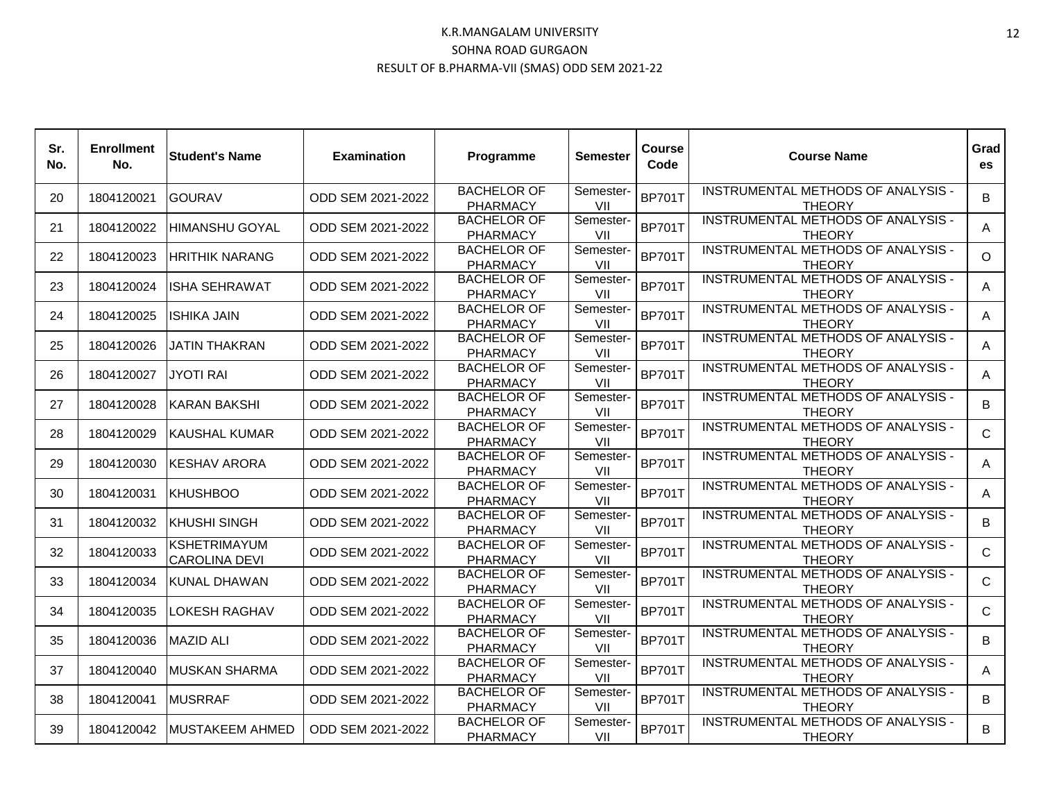# K.R.MANGALAM UNIVERSITY
## SOHNA ROAD GURGAON
### RESULT OF B.PHARMA-VII (SMAS) ODD SEM 2021-22

| Sr. No. | Enrollment No. | Student's Name | Examination | Programme | Semester | Course Code | Course Name | Grades |
|---|---|---|---|---|---|---|---|---|
| 20 | 1804120021 | GOURAV | ODD SEM 2021-2022 | BACHELOR OF PHARMACY | Semester-VII | BP701T | INSTRUMENTAL METHODS OF ANALYSIS - THEORY | B |
| 21 | 1804120022 | HIMANSHU GOYAL | ODD SEM 2021-2022 | BACHELOR OF PHARMACY | Semester-VII | BP701T | INSTRUMENTAL METHODS OF ANALYSIS - THEORY | A |
| 22 | 1804120023 | HRITHIK NARANG | ODD SEM 2021-2022 | BACHELOR OF PHARMACY | Semester-VII | BP701T | INSTRUMENTAL METHODS OF ANALYSIS - THEORY | O |
| 23 | 1804120024 | ISHA SEHRAWAT | ODD SEM 2021-2022 | BACHELOR OF PHARMACY | Semester-VII | BP701T | INSTRUMENTAL METHODS OF ANALYSIS - THEORY | A |
| 24 | 1804120025 | ISHIKA JAIN | ODD SEM 2021-2022 | BACHELOR OF PHARMACY | Semester-VII | BP701T | INSTRUMENTAL METHODS OF ANALYSIS - THEORY | A |
| 25 | 1804120026 | JATIN THAKRAN | ODD SEM 2021-2022 | BACHELOR OF PHARMACY | Semester-VII | BP701T | INSTRUMENTAL METHODS OF ANALYSIS - THEORY | A |
| 26 | 1804120027 | JYOTI RAI | ODD SEM 2021-2022 | BACHELOR OF PHARMACY | Semester-VII | BP701T | INSTRUMENTAL METHODS OF ANALYSIS - THEORY | A |
| 27 | 1804120028 | KARAN BAKSHI | ODD SEM 2021-2022 | BACHELOR OF PHARMACY | Semester-VII | BP701T | INSTRUMENTAL METHODS OF ANALYSIS - THEORY | B |
| 28 | 1804120029 | KAUSHAL KUMAR | ODD SEM 2021-2022 | BACHELOR OF PHARMACY | Semester-VII | BP701T | INSTRUMENTAL METHODS OF ANALYSIS - THEORY | C |
| 29 | 1804120030 | KESHAV ARORA | ODD SEM 2021-2022 | BACHELOR OF PHARMACY | Semester-VII | BP701T | INSTRUMENTAL METHODS OF ANALYSIS - THEORY | A |
| 30 | 1804120031 | KHUSHBOO | ODD SEM 2021-2022 | BACHELOR OF PHARMACY | Semester-VII | BP701T | INSTRUMENTAL METHODS OF ANALYSIS - THEORY | A |
| 31 | 1804120032 | KHUSHI SINGH | ODD SEM 2021-2022 | BACHELOR OF PHARMACY | Semester-VII | BP701T | INSTRUMENTAL METHODS OF ANALYSIS - THEORY | B |
| 32 | 1804120033 | KSHETRIMAYUM CAROLINA DEVI | ODD SEM 2021-2022 | BACHELOR OF PHARMACY | Semester-VII | BP701T | INSTRUMENTAL METHODS OF ANALYSIS - THEORY | C |
| 33 | 1804120034 | KUNAL DHAWAN | ODD SEM 2021-2022 | BACHELOR OF PHARMACY | Semester-VII | BP701T | INSTRUMENTAL METHODS OF ANALYSIS - THEORY | C |
| 34 | 1804120035 | LOKESH RAGHAV | ODD SEM 2021-2022 | BACHELOR OF PHARMACY | Semester-VII | BP701T | INSTRUMENTAL METHODS OF ANALYSIS - THEORY | C |
| 35 | 1804120036 | MAZID ALI | ODD SEM 2021-2022 | BACHELOR OF PHARMACY | Semester-VII | BP701T | INSTRUMENTAL METHODS OF ANALYSIS - THEORY | B |
| 37 | 1804120040 | MUSKAN SHARMA | ODD SEM 2021-2022 | BACHELOR OF PHARMACY | Semester-VII | BP701T | INSTRUMENTAL METHODS OF ANALYSIS - THEORY | A |
| 38 | 1804120041 | MUSRRAF | ODD SEM 2021-2022 | BACHELOR OF PHARMACY | Semester-VII | BP701T | INSTRUMENTAL METHODS OF ANALYSIS - THEORY | B |
| 39 | 1804120042 | MUSTAKEEM AHMED | ODD SEM 2021-2022 | BACHELOR OF PHARMACY | Semester-VII | BP701T | INSTRUMENTAL METHODS OF ANALYSIS - THEORY | B |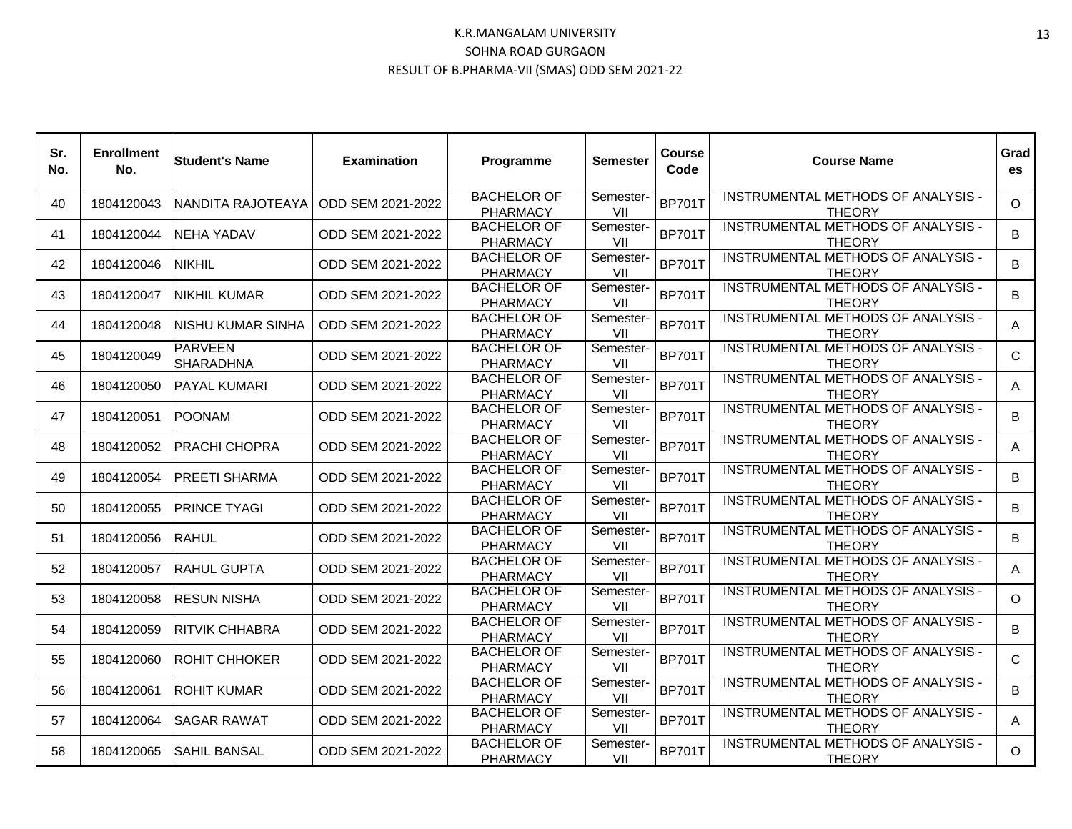# K.R.MANGALAM UNIVERSITY

## SOHNA ROAD GURGAON

### RESULT OF B.PHARMA-VII (SMAS) ODD SEM 2021-22

| Sr. No. | Enrollment No. | Student's Name | Examination | Programme | Semester | Course Code | Course Name | Grades |
|---|---|---|---|---|---|---|---|---|
| 40 | 1804120043 | NANDITA RAJOTEAYA | ODD SEM 2021-2022 | BACHELOR OF PHARMACY | Semester-VII | BP701T | INSTRUMENTAL METHODS OF ANALYSIS - THEORY | O |
| 41 | 1804120044 | NEHA YADAV | ODD SEM 2021-2022 | BACHELOR OF PHARMACY | Semester-VII | BP701T | INSTRUMENTAL METHODS OF ANALYSIS - THEORY | B |
| 42 | 1804120046 | NIKHIL | ODD SEM 2021-2022 | BACHELOR OF PHARMACY | Semester-VII | BP701T | INSTRUMENTAL METHODS OF ANALYSIS - THEORY | B |
| 43 | 1804120047 | NIKHIL KUMAR | ODD SEM 2021-2022 | BACHELOR OF PHARMACY | Semester-VII | BP701T | INSTRUMENTAL METHODS OF ANALYSIS - THEORY | B |
| 44 | 1804120048 | NISHU KUMAR SINHA | ODD SEM 2021-2022 | BACHELOR OF PHARMACY | Semester-VII | BP701T | INSTRUMENTAL METHODS OF ANALYSIS - THEORY | A |
| 45 | 1804120049 | PARVEEN SHARADHNA | ODD SEM 2021-2022 | BACHELOR OF PHARMACY | Semester-VII | BP701T | INSTRUMENTAL METHODS OF ANALYSIS - THEORY | C |
| 46 | 1804120050 | PAYAL KUMARI | ODD SEM 2021-2022 | BACHELOR OF PHARMACY | Semester-VII | BP701T | INSTRUMENTAL METHODS OF ANALYSIS - THEORY | A |
| 47 | 1804120051 | POONAM | ODD SEM 2021-2022 | BACHELOR OF PHARMACY | Semester-VII | BP701T | INSTRUMENTAL METHODS OF ANALYSIS - THEORY | B |
| 48 | 1804120052 | PRACHI CHOPRA | ODD SEM 2021-2022 | BACHELOR OF PHARMACY | Semester-VII | BP701T | INSTRUMENTAL METHODS OF ANALYSIS - THEORY | A |
| 49 | 1804120054 | PREETI SHARMA | ODD SEM 2021-2022 | BACHELOR OF PHARMACY | Semester-VII | BP701T | INSTRUMENTAL METHODS OF ANALYSIS - THEORY | B |
| 50 | 1804120055 | PRINCE TYAGI | ODD SEM 2021-2022 | BACHELOR OF PHARMACY | Semester-VII | BP701T | INSTRUMENTAL METHODS OF ANALYSIS - THEORY | B |
| 51 | 1804120056 | RAHUL | ODD SEM 2021-2022 | BACHELOR OF PHARMACY | Semester-VII | BP701T | INSTRUMENTAL METHODS OF ANALYSIS - THEORY | B |
| 52 | 1804120057 | RAHUL GUPTA | ODD SEM 2021-2022 | BACHELOR OF PHARMACY | Semester-VII | BP701T | INSTRUMENTAL METHODS OF ANALYSIS - THEORY | A |
| 53 | 1804120058 | RESUN NISHA | ODD SEM 2021-2022 | BACHELOR OF PHARMACY | Semester-VII | BP701T | INSTRUMENTAL METHODS OF ANALYSIS - THEORY | O |
| 54 | 1804120059 | RITVIK CHHABRA | ODD SEM 2021-2022 | BACHELOR OF PHARMACY | Semester-VII | BP701T | INSTRUMENTAL METHODS OF ANALYSIS - THEORY | B |
| 55 | 1804120060 | ROHIT CHHOKER | ODD SEM 2021-2022 | BACHELOR OF PHARMACY | Semester-VII | BP701T | INSTRUMENTAL METHODS OF ANALYSIS - THEORY | C |
| 56 | 1804120061 | ROHIT KUMAR | ODD SEM 2021-2022 | BACHELOR OF PHARMACY | Semester-VII | BP701T | INSTRUMENTAL METHODS OF ANALYSIS - THEORY | B |
| 57 | 1804120064 | SAGAR RAWAT | ODD SEM 2021-2022 | BACHELOR OF PHARMACY | Semester-VII | BP701T | INSTRUMENTAL METHODS OF ANALYSIS - THEORY | A |
| 58 | 1804120065 | SAHIL BANSAL | ODD SEM 2021-2022 | BACHELOR OF PHARMACY | Semester-VII | BP701T | INSTRUMENTAL METHODS OF ANALYSIS - THEORY | O |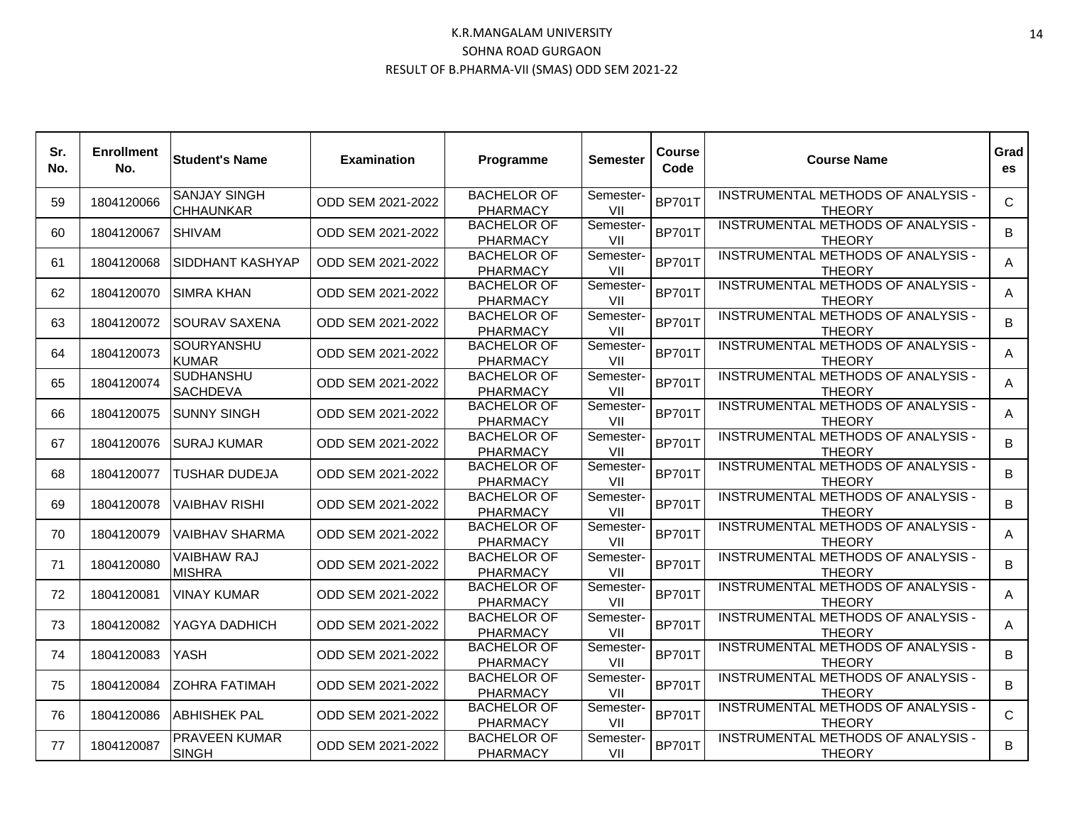K.R.MANGALAM UNIVERSITY

SOHNA ROAD GURGAON

RESULT OF B.PHARMA-VII (SMAS) ODD SEM 2021-22

| Sr. No. | Enrollment No. | Student's Name | Examination | Programme | Semester | Course Code | Course Name | Grades |
|---|---|---|---|---|---|---|---|---|
| 59 | 1804120066 | SANJAY SINGH CHHAUNKAR | ODD SEM 2021-2022 | BACHELOR OF PHARMACY | Semester-VII | BP701T | INSTRUMENTAL METHODS OF ANALYSIS - THEORY | C |
| 60 | 1804120067 | SHIVAM | ODD SEM 2021-2022 | BACHELOR OF PHARMACY | Semester-VII | BP701T | INSTRUMENTAL METHODS OF ANALYSIS - THEORY | B |
| 61 | 1804120068 | SIDDHANT KASHYAP | ODD SEM 2021-2022 | BACHELOR OF PHARMACY | Semester-VII | BP701T | INSTRUMENTAL METHODS OF ANALYSIS - THEORY | A |
| 62 | 1804120070 | SIMRA KHAN | ODD SEM 2021-2022 | BACHELOR OF PHARMACY | Semester-VII | BP701T | INSTRUMENTAL METHODS OF ANALYSIS - THEORY | A |
| 63 | 1804120072 | SOURAV SAXENA | ODD SEM 2021-2022 | BACHELOR OF PHARMACY | Semester-VII | BP701T | INSTRUMENTAL METHODS OF ANALYSIS - THEORY | B |
| 64 | 1804120073 | SOURYANSHU KUMAR | ODD SEM 2021-2022 | BACHELOR OF PHARMACY | Semester-VII | BP701T | INSTRUMENTAL METHODS OF ANALYSIS - THEORY | A |
| 65 | 1804120074 | SUDHANSHU SACHDEVA | ODD SEM 2021-2022 | BACHELOR OF PHARMACY | Semester-VII | BP701T | INSTRUMENTAL METHODS OF ANALYSIS - THEORY | A |
| 66 | 1804120075 | SUNNY SINGH | ODD SEM 2021-2022 | BACHELOR OF PHARMACY | Semester-VII | BP701T | INSTRUMENTAL METHODS OF ANALYSIS - THEORY | A |
| 67 | 1804120076 | SURAJ KUMAR | ODD SEM 2021-2022 | BACHELOR OF PHARMACY | Semester-VII | BP701T | INSTRUMENTAL METHODS OF ANALYSIS - THEORY | B |
| 68 | 1804120077 | TUSHAR DUDEJA | ODD SEM 2021-2022 | BACHELOR OF PHARMACY | Semester-VII | BP701T | INSTRUMENTAL METHODS OF ANALYSIS - THEORY | B |
| 69 | 1804120078 | VAIBHAV RISHI | ODD SEM 2021-2022 | BACHELOR OF PHARMACY | Semester-VII | BP701T | INSTRUMENTAL METHODS OF ANALYSIS - THEORY | B |
| 70 | 1804120079 | VAIBHAV SHARMA | ODD SEM 2021-2022 | BACHELOR OF PHARMACY | Semester-VII | BP701T | INSTRUMENTAL METHODS OF ANALYSIS - THEORY | A |
| 71 | 1804120080 | VAIBHAW RAJ MISHRA | ODD SEM 2021-2022 | BACHELOR OF PHARMACY | Semester-VII | BP701T | INSTRUMENTAL METHODS OF ANALYSIS - THEORY | B |
| 72 | 1804120081 | VINAY KUMAR | ODD SEM 2021-2022 | BACHELOR OF PHARMACY | Semester-VII | BP701T | INSTRUMENTAL METHODS OF ANALYSIS - THEORY | A |
| 73 | 1804120082 | YAGYA DADHICH | ODD SEM 2021-2022 | BACHELOR OF PHARMACY | Semester-VII | BP701T | INSTRUMENTAL METHODS OF ANALYSIS - THEORY | A |
| 74 | 1804120083 | YASH | ODD SEM 2021-2022 | BACHELOR OF PHARMACY | Semester-VII | BP701T | INSTRUMENTAL METHODS OF ANALYSIS - THEORY | B |
| 75 | 1804120084 | ZOHRA FATIMAH | ODD SEM 2021-2022 | BACHELOR OF PHARMACY | Semester-VII | BP701T | INSTRUMENTAL METHODS OF ANALYSIS - THEORY | B |
| 76 | 1804120086 | ABHISHEK PAL | ODD SEM 2021-2022 | BACHELOR OF PHARMACY | Semester-VII | BP701T | INSTRUMENTAL METHODS OF ANALYSIS - THEORY | C |
| 77 | 1804120087 | PRAVEEN KUMAR SINGH | ODD SEM 2021-2022 | BACHELOR OF PHARMACY | Semester-VII | BP701T | INSTRUMENTAL METHODS OF ANALYSIS - THEORY | B |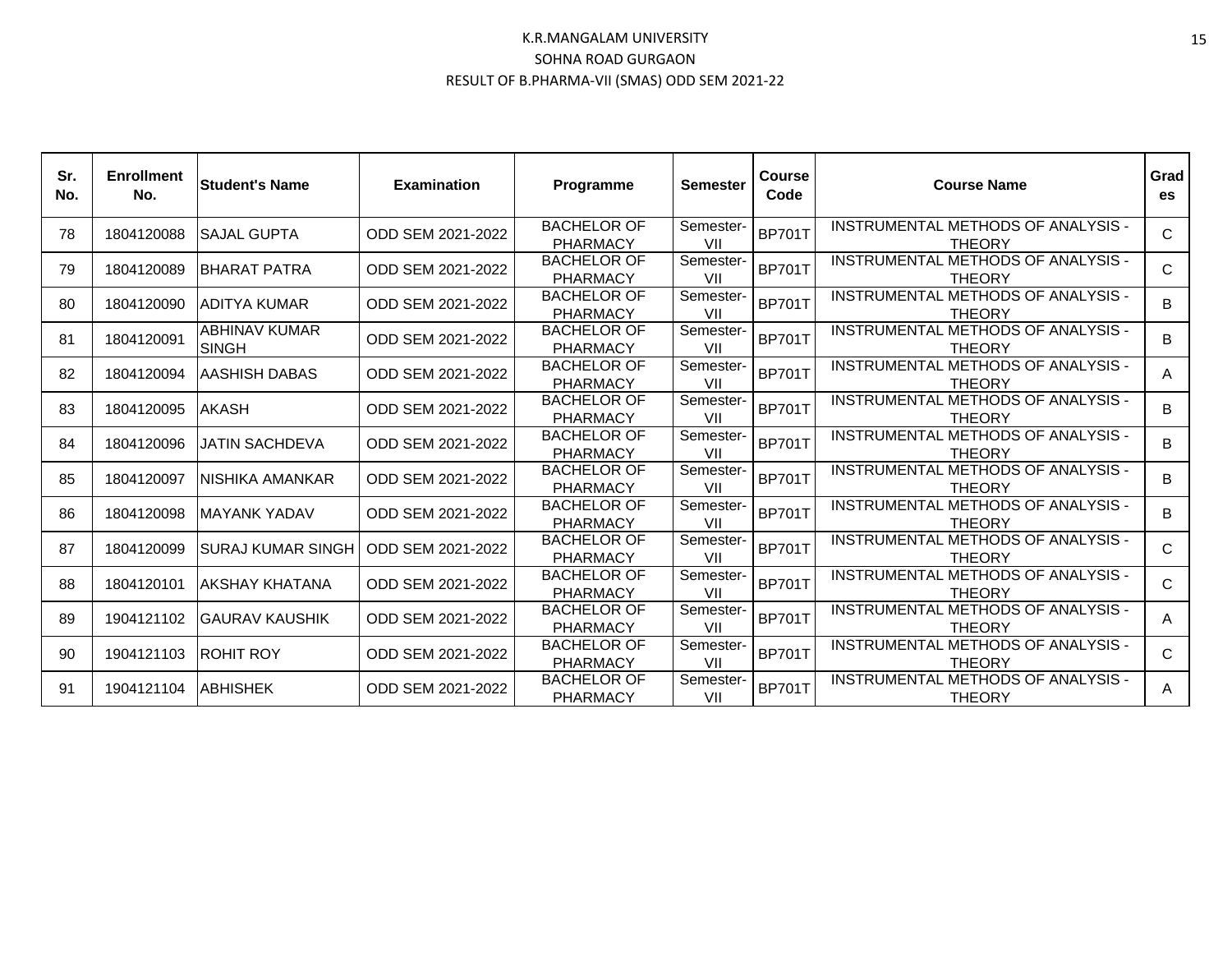K.R.MANGALAM UNIVERSITY
SOHNA ROAD GURGAON
RESULT OF B.PHARMA-VII (SMAS) ODD SEM 2021-22

| Sr. No. | Enrollment No. | Student's Name | Examination | Programme | Semester | Course Code | Course Name | Grades |
|---|---|---|---|---|---|---|---|---|
| 78 | 1804120088 | SAJAL GUPTA | ODD SEM 2021-2022 | BACHELOR OF PHARMACY | Semester-VII | BP701T | INSTRUMENTAL METHODS OF ANALYSIS - THEORY | C |
| 79 | 1804120089 | BHARAT PATRA | ODD SEM 2021-2022 | BACHELOR OF PHARMACY | Semester-VII | BP701T | INSTRUMENTAL METHODS OF ANALYSIS - THEORY | C |
| 80 | 1804120090 | ADITYA KUMAR | ODD SEM 2021-2022 | BACHELOR OF PHARMACY | Semester-VII | BP701T | INSTRUMENTAL METHODS OF ANALYSIS - THEORY | B |
| 81 | 1804120091 | ABHINAV KUMAR SINGH | ODD SEM 2021-2022 | BACHELOR OF PHARMACY | Semester-VII | BP701T | INSTRUMENTAL METHODS OF ANALYSIS - THEORY | B |
| 82 | 1804120094 | AASHISH DABAS | ODD SEM 2021-2022 | BACHELOR OF PHARMACY | Semester-VII | BP701T | INSTRUMENTAL METHODS OF ANALYSIS - THEORY | A |
| 83 | 1804120095 | AKASH | ODD SEM 2021-2022 | BACHELOR OF PHARMACY | Semester-VII | BP701T | INSTRUMENTAL METHODS OF ANALYSIS - THEORY | B |
| 84 | 1804120096 | JATIN SACHDEVA | ODD SEM 2021-2022 | BACHELOR OF PHARMACY | Semester-VII | BP701T | INSTRUMENTAL METHODS OF ANALYSIS - THEORY | B |
| 85 | 1804120097 | NISHIKA AMANKAR | ODD SEM 2021-2022 | BACHELOR OF PHARMACY | Semester-VII | BP701T | INSTRUMENTAL METHODS OF ANALYSIS - THEORY | B |
| 86 | 1804120098 | MAYANK YADAV | ODD SEM 2021-2022 | BACHELOR OF PHARMACY | Semester-VII | BP701T | INSTRUMENTAL METHODS OF ANALYSIS - THEORY | B |
| 87 | 1804120099 | SURAJ KUMAR SINGH | ODD SEM 2021-2022 | BACHELOR OF PHARMACY | Semester-VII | BP701T | INSTRUMENTAL METHODS OF ANALYSIS - THEORY | C |
| 88 | 1804120101 | AKSHAY KHATANA | ODD SEM 2021-2022 | BACHELOR OF PHARMACY | Semester-VII | BP701T | INSTRUMENTAL METHODS OF ANALYSIS - THEORY | C |
| 89 | 1904121102 | GAURAV KAUSHIK | ODD SEM 2021-2022 | BACHELOR OF PHARMACY | Semester-VII | BP701T | INSTRUMENTAL METHODS OF ANALYSIS - THEORY | A |
| 90 | 1904121103 | ROHIT ROY | ODD SEM 2021-2022 | BACHELOR OF PHARMACY | Semester-VII | BP701T | INSTRUMENTAL METHODS OF ANALYSIS - THEORY | C |
| 91 | 1904121104 | ABHISHEK | ODD SEM 2021-2022 | BACHELOR OF PHARMACY | Semester-VII | BP701T | INSTRUMENTAL METHODS OF ANALYSIS - THEORY | A |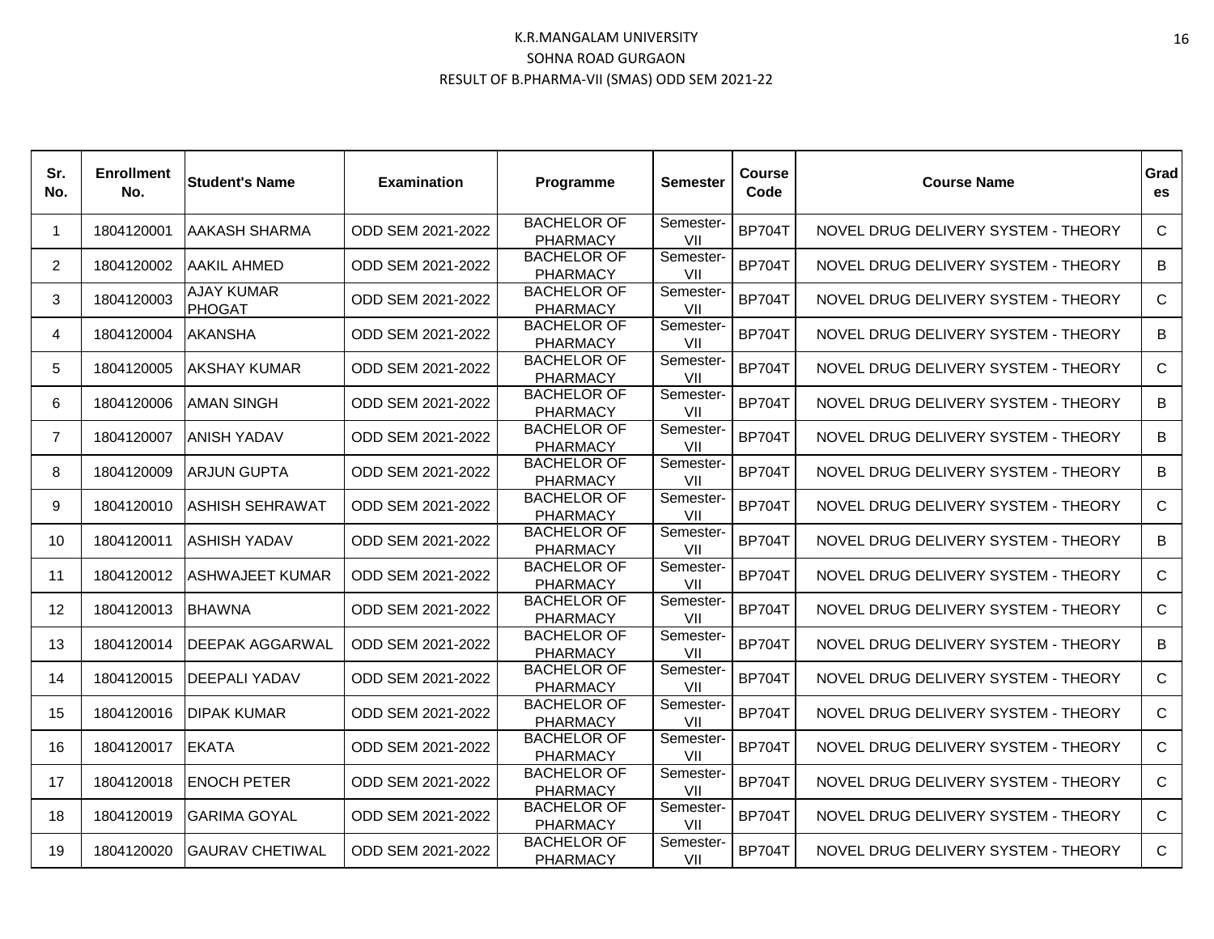K.R.MANGALAM UNIVERSITY
SOHNA ROAD GURGAON
RESULT OF B.PHARMA-VII (SMAS) ODD SEM 2021-22

| Sr. No. | Enrollment No. | Student's Name | Examination | Programme | Semester | Course Code | Course Name | Grades |
|---|---|---|---|---|---|---|---|---|
| 1 | 1804120001 | AAKASH SHARMA | ODD SEM 2021-2022 | BACHELOR OF PHARMACY | Semester-VII | BP704T | NOVEL DRUG DELIVERY SYSTEM - THEORY | C |
| 2 | 1804120002 | AAKIL AHMED | ODD SEM 2021-2022 | BACHELOR OF PHARMACY | Semester-VII | BP704T | NOVEL DRUG DELIVERY SYSTEM - THEORY | B |
| 3 | 1804120003 | AJAY KUMAR PHOGAT | ODD SEM 2021-2022 | BACHELOR OF PHARMACY | Semester-VII | BP704T | NOVEL DRUG DELIVERY SYSTEM - THEORY | C |
| 4 | 1804120004 | AKANSHA | ODD SEM 2021-2022 | BACHELOR OF PHARMACY | Semester-VII | BP704T | NOVEL DRUG DELIVERY SYSTEM - THEORY | B |
| 5 | 1804120005 | AKSHAY KUMAR | ODD SEM 2021-2022 | BACHELOR OF PHARMACY | Semester-VII | BP704T | NOVEL DRUG DELIVERY SYSTEM - THEORY | C |
| 6 | 1804120006 | AMAN SINGH | ODD SEM 2021-2022 | BACHELOR OF PHARMACY | Semester-VII | BP704T | NOVEL DRUG DELIVERY SYSTEM - THEORY | B |
| 7 | 1804120007 | ANISH YADAV | ODD SEM 2021-2022 | BACHELOR OF PHARMACY | Semester-VII | BP704T | NOVEL DRUG DELIVERY SYSTEM - THEORY | B |
| 8 | 1804120009 | ARJUN GUPTA | ODD SEM 2021-2022 | BACHELOR OF PHARMACY | Semester-VII | BP704T | NOVEL DRUG DELIVERY SYSTEM - THEORY | B |
| 9 | 1804120010 | ASHISH SEHRAWAT | ODD SEM 2021-2022 | BACHELOR OF PHARMACY | Semester-VII | BP704T | NOVEL DRUG DELIVERY SYSTEM - THEORY | C |
| 10 | 1804120011 | ASHISH YADAV | ODD SEM 2021-2022 | BACHELOR OF PHARMACY | Semester-VII | BP704T | NOVEL DRUG DELIVERY SYSTEM - THEORY | B |
| 11 | 1804120012 | ASHWAJEET KUMAR | ODD SEM 2021-2022 | BACHELOR OF PHARMACY | Semester-VII | BP704T | NOVEL DRUG DELIVERY SYSTEM - THEORY | C |
| 12 | 1804120013 | BHAWNA | ODD SEM 2021-2022 | BACHELOR OF PHARMACY | Semester-VII | BP704T | NOVEL DRUG DELIVERY SYSTEM - THEORY | C |
| 13 | 1804120014 | DEEPAK AGGARWAL | ODD SEM 2021-2022 | BACHELOR OF PHARMACY | Semester-VII | BP704T | NOVEL DRUG DELIVERY SYSTEM - THEORY | B |
| 14 | 1804120015 | DEEPALI YADAV | ODD SEM 2021-2022 | BACHELOR OF PHARMACY | Semester-VII | BP704T | NOVEL DRUG DELIVERY SYSTEM - THEORY | C |
| 15 | 1804120016 | DIPAK KUMAR | ODD SEM 2021-2022 | BACHELOR OF PHARMACY | Semester-VII | BP704T | NOVEL DRUG DELIVERY SYSTEM - THEORY | C |
| 16 | 1804120017 | EKATA | ODD SEM 2021-2022 | BACHELOR OF PHARMACY | Semester-VII | BP704T | NOVEL DRUG DELIVERY SYSTEM - THEORY | C |
| 17 | 1804120018 | ENOCH PETER | ODD SEM 2021-2022 | BACHELOR OF PHARMACY | Semester-VII | BP704T | NOVEL DRUG DELIVERY SYSTEM - THEORY | C |
| 18 | 1804120019 | GARIMA GOYAL | ODD SEM 2021-2022 | BACHELOR OF PHARMACY | Semester-VII | BP704T | NOVEL DRUG DELIVERY SYSTEM - THEORY | C |
| 19 | 1804120020 | GAURAV CHETIWAL | ODD SEM 2021-2022 | BACHELOR OF PHARMACY | Semester-VII | BP704T | NOVEL DRUG DELIVERY SYSTEM - THEORY | C |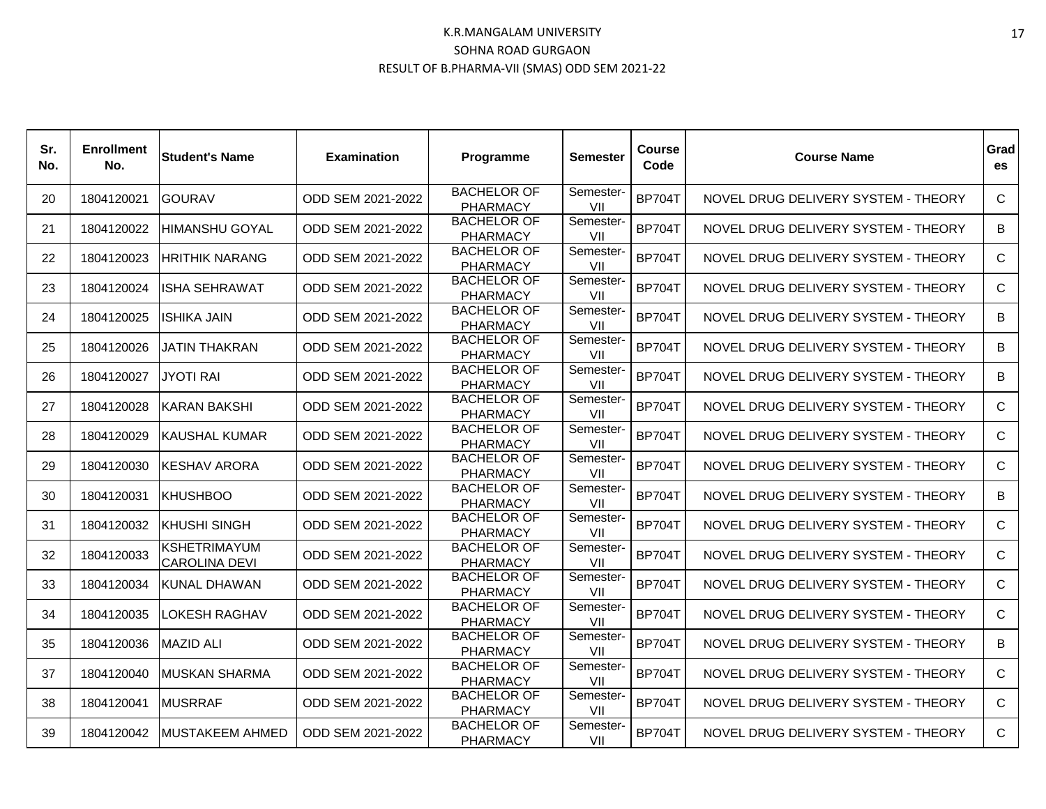K.R.MANGALAM UNIVERSITY
SOHNA ROAD GURGAON
RESULT OF B.PHARMA-VII (SMAS) ODD SEM 2021-22

| Sr. No. | Enrollment No. | Student's Name | Examination | Programme | Semester | Course Code | Course Name | Grades |
|---|---|---|---|---|---|---|---|---|
| 20 | 1804120021 | GOURAV | ODD SEM 2021-2022 | BACHELOR OF PHARMACY | Semester-VII | BP704T | NOVEL DRUG DELIVERY SYSTEM - THEORY | C |
| 21 | 1804120022 | HIMANSHU GOYAL | ODD SEM 2021-2022 | BACHELOR OF PHARMACY | Semester-VII | BP704T | NOVEL DRUG DELIVERY SYSTEM - THEORY | B |
| 22 | 1804120023 | HRITHIK NARANG | ODD SEM 2021-2022 | BACHELOR OF PHARMACY | Semester-VII | BP704T | NOVEL DRUG DELIVERY SYSTEM - THEORY | C |
| 23 | 1804120024 | ISHA SEHRAWAT | ODD SEM 2021-2022 | BACHELOR OF PHARMACY | Semester-VII | BP704T | NOVEL DRUG DELIVERY SYSTEM - THEORY | C |
| 24 | 1804120025 | ISHIKA JAIN | ODD SEM 2021-2022 | BACHELOR OF PHARMACY | Semester-VII | BP704T | NOVEL DRUG DELIVERY SYSTEM - THEORY | B |
| 25 | 1804120026 | JATIN THAKRAN | ODD SEM 2021-2022 | BACHELOR OF PHARMACY | Semester-VII | BP704T | NOVEL DRUG DELIVERY SYSTEM - THEORY | B |
| 26 | 1804120027 | JYOTI RAI | ODD SEM 2021-2022 | BACHELOR OF PHARMACY | Semester-VII | BP704T | NOVEL DRUG DELIVERY SYSTEM - THEORY | B |
| 27 | 1804120028 | KARAN BAKSHI | ODD SEM 2021-2022 | BACHELOR OF PHARMACY | Semester-VII | BP704T | NOVEL DRUG DELIVERY SYSTEM - THEORY | C |
| 28 | 1804120029 | KAUSHAL KUMAR | ODD SEM 2021-2022 | BACHELOR OF PHARMACY | Semester-VII | BP704T | NOVEL DRUG DELIVERY SYSTEM - THEORY | C |
| 29 | 1804120030 | KESHAV ARORA | ODD SEM 2021-2022 | BACHELOR OF PHARMACY | Semester-VII | BP704T | NOVEL DRUG DELIVERY SYSTEM - THEORY | C |
| 30 | 1804120031 | KHUSHBOO | ODD SEM 2021-2022 | BACHELOR OF PHARMACY | Semester-VII | BP704T | NOVEL DRUG DELIVERY SYSTEM - THEORY | B |
| 31 | 1804120032 | KHUSHI SINGH | ODD SEM 2021-2022 | BACHELOR OF PHARMACY | Semester-VII | BP704T | NOVEL DRUG DELIVERY SYSTEM - THEORY | C |
| 32 | 1804120033 | KSHETRIMAYUM CAROLINA DEVI | ODD SEM 2021-2022 | BACHELOR OF PHARMACY | Semester-VII | BP704T | NOVEL DRUG DELIVERY SYSTEM - THEORY | C |
| 33 | 1804120034 | KUNAL DHAWAN | ODD SEM 2021-2022 | BACHELOR OF PHARMACY | Semester-VII | BP704T | NOVEL DRUG DELIVERY SYSTEM - THEORY | C |
| 34 | 1804120035 | LOKESH RAGHAV | ODD SEM 2021-2022 | BACHELOR OF PHARMACY | Semester-VII | BP704T | NOVEL DRUG DELIVERY SYSTEM - THEORY | C |
| 35 | 1804120036 | MAZID ALI | ODD SEM 2021-2022 | BACHELOR OF PHARMACY | Semester-VII | BP704T | NOVEL DRUG DELIVERY SYSTEM - THEORY | B |
| 37 | 1804120040 | MUSKAN SHARMA | ODD SEM 2021-2022 | BACHELOR OF PHARMACY | Semester-VII | BP704T | NOVEL DRUG DELIVERY SYSTEM - THEORY | C |
| 38 | 1804120041 | MUSRRAF | ODD SEM 2021-2022 | BACHELOR OF PHARMACY | Semester-VII | BP704T | NOVEL DRUG DELIVERY SYSTEM - THEORY | C |
| 39 | 1804120042 | MUSTAKEEM AHMED | ODD SEM 2021-2022 | BACHELOR OF PHARMACY | Semester-VII | BP704T | NOVEL DRUG DELIVERY SYSTEM - THEORY | C |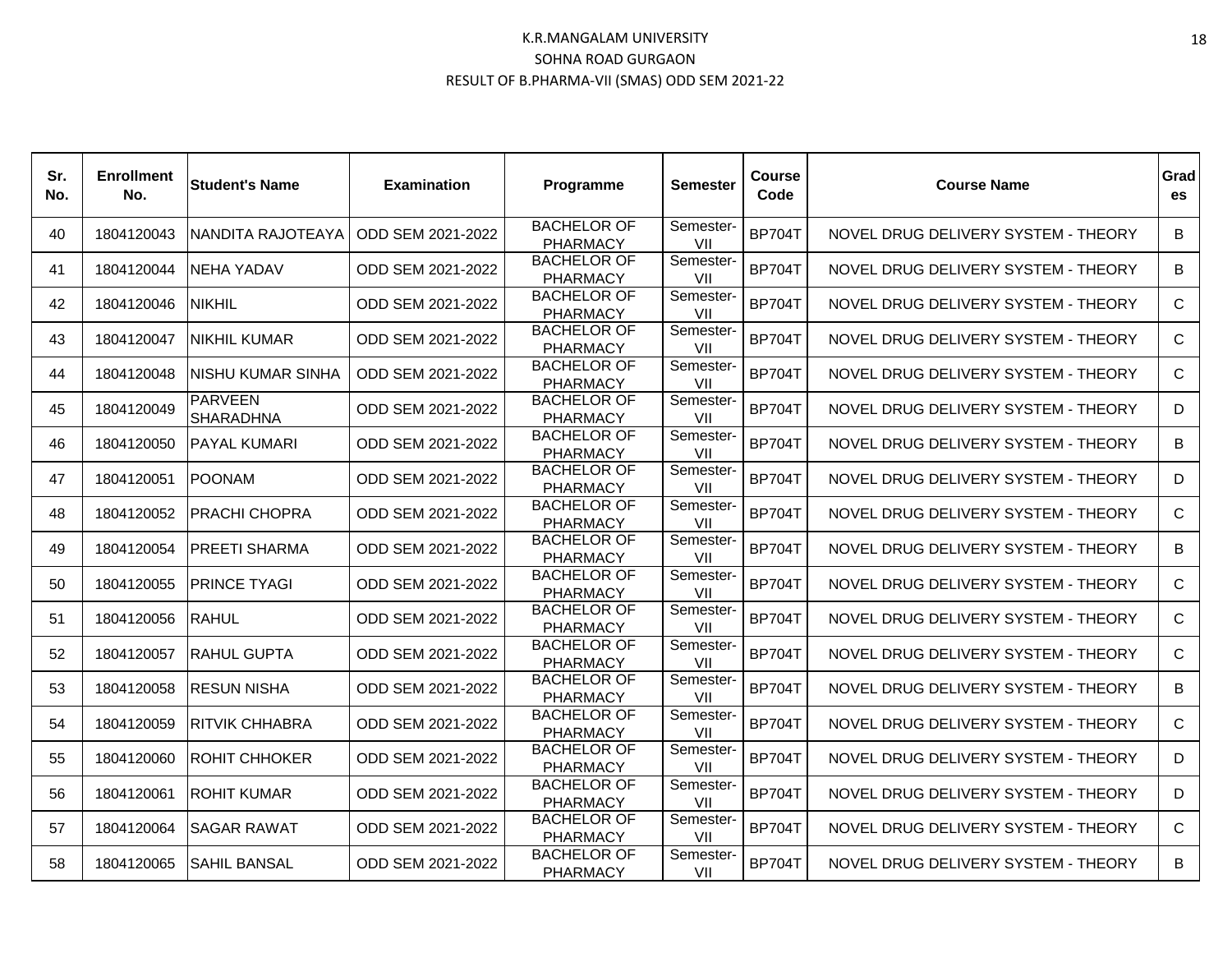K.R.MANGALAM UNIVERSITY
SOHNA ROAD GURGAON
RESULT OF B.PHARMA-VII (SMAS) ODD SEM 2021-22

| Sr. No. | Enrollment No. | Student's Name | Examination | Programme | Semester | Course Code | Course Name | Grades |
|---|---|---|---|---|---|---|---|---|
| 40 | 1804120043 | NANDITA RAJOTEAYA | ODD SEM 2021-2022 | BACHELOR OF PHARMACY | Semester-VII | BP704T | NOVEL DRUG DELIVERY SYSTEM - THEORY | B |
| 41 | 1804120044 | NEHA YADAV | ODD SEM 2021-2022 | BACHELOR OF PHARMACY | Semester-VII | BP704T | NOVEL DRUG DELIVERY SYSTEM - THEORY | B |
| 42 | 1804120046 | NIKHIL | ODD SEM 2021-2022 | BACHELOR OF PHARMACY | Semester-VII | BP704T | NOVEL DRUG DELIVERY SYSTEM - THEORY | C |
| 43 | 1804120047 | NIKHIL KUMAR | ODD SEM 2021-2022 | BACHELOR OF PHARMACY | Semester-VII | BP704T | NOVEL DRUG DELIVERY SYSTEM - THEORY | C |
| 44 | 1804120048 | NISHU KUMAR SINHA | ODD SEM 2021-2022 | BACHELOR OF PHARMACY | Semester-VII | BP704T | NOVEL DRUG DELIVERY SYSTEM - THEORY | C |
| 45 | 1804120049 | PARVEEN SHARADHNA | ODD SEM 2021-2022 | BACHELOR OF PHARMACY | Semester-VII | BP704T | NOVEL DRUG DELIVERY SYSTEM - THEORY | D |
| 46 | 1804120050 | PAYAL KUMARI | ODD SEM 2021-2022 | BACHELOR OF PHARMACY | Semester-VII | BP704T | NOVEL DRUG DELIVERY SYSTEM - THEORY | B |
| 47 | 1804120051 | POONAM | ODD SEM 2021-2022 | BACHELOR OF PHARMACY | Semester-VII | BP704T | NOVEL DRUG DELIVERY SYSTEM - THEORY | D |
| 48 | 1804120052 | PRACHI CHOPRA | ODD SEM 2021-2022 | BACHELOR OF PHARMACY | Semester-VII | BP704T | NOVEL DRUG DELIVERY SYSTEM - THEORY | C |
| 49 | 1804120054 | PREETI SHARMA | ODD SEM 2021-2022 | BACHELOR OF PHARMACY | Semester-VII | BP704T | NOVEL DRUG DELIVERY SYSTEM - THEORY | B |
| 50 | 1804120055 | PRINCE TYAGI | ODD SEM 2021-2022 | BACHELOR OF PHARMACY | Semester-VII | BP704T | NOVEL DRUG DELIVERY SYSTEM - THEORY | C |
| 51 | 1804120056 | RAHUL | ODD SEM 2021-2022 | BACHELOR OF PHARMACY | Semester-VII | BP704T | NOVEL DRUG DELIVERY SYSTEM - THEORY | C |
| 52 | 1804120057 | RAHUL GUPTA | ODD SEM 2021-2022 | BACHELOR OF PHARMACY | Semester-VII | BP704T | NOVEL DRUG DELIVERY SYSTEM - THEORY | C |
| 53 | 1804120058 | RESUN NISHA | ODD SEM 2021-2022 | BACHELOR OF PHARMACY | Semester-VII | BP704T | NOVEL DRUG DELIVERY SYSTEM - THEORY | B |
| 54 | 1804120059 | RITVIK CHHABRA | ODD SEM 2021-2022 | BACHELOR OF PHARMACY | Semester-VII | BP704T | NOVEL DRUG DELIVERY SYSTEM - THEORY | C |
| 55 | 1804120060 | ROHIT CHHOKER | ODD SEM 2021-2022 | BACHELOR OF PHARMACY | Semester-VII | BP704T | NOVEL DRUG DELIVERY SYSTEM - THEORY | D |
| 56 | 1804120061 | ROHIT KUMAR | ODD SEM 2021-2022 | BACHELOR OF PHARMACY | Semester-VII | BP704T | NOVEL DRUG DELIVERY SYSTEM - THEORY | D |
| 57 | 1804120064 | SAGAR RAWAT | ODD SEM 2021-2022 | BACHELOR OF PHARMACY | Semester-VII | BP704T | NOVEL DRUG DELIVERY SYSTEM - THEORY | C |
| 58 | 1804120065 | SAHIL BANSAL | ODD SEM 2021-2022 | BACHELOR OF PHARMACY | Semester-VII | BP704T | NOVEL DRUG DELIVERY SYSTEM - THEORY | B |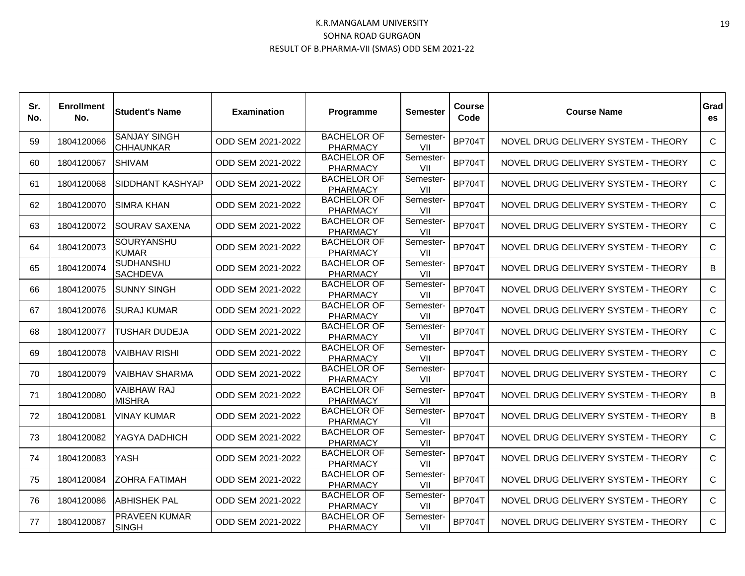# K.R.MANGALAM UNIVERSITY

## SOHNA ROAD GURGAON

### RESULT OF B.PHARMA-VII (SMAS) ODD SEM 2021-22

| Sr. No. | Enrollment No. | Student's Name | Examination | Programme | Semester | Course Code | Course Name | Grades |
|---|---|---|---|---|---|---|---|---|
| 59 | 1804120066 | SANJAY SINGH CHHAUNKAR | ODD SEM 2021-2022 | BACHELOR OF PHARMACY | Semester-VII | BP704T | NOVEL DRUG DELIVERY SYSTEM - THEORY | C |
| 60 | 1804120067 | SHIVAM | ODD SEM 2021-2022 | BACHELOR OF PHARMACY | Semester-VII | BP704T | NOVEL DRUG DELIVERY SYSTEM - THEORY | C |
| 61 | 1804120068 | SIDDHANT KASHYAP | ODD SEM 2021-2022 | BACHELOR OF PHARMACY | Semester-VII | BP704T | NOVEL DRUG DELIVERY SYSTEM - THEORY | C |
| 62 | 1804120070 | SIMRA KHAN | ODD SEM 2021-2022 | BACHELOR OF PHARMACY | Semester-VII | BP704T | NOVEL DRUG DELIVERY SYSTEM - THEORY | C |
| 63 | 1804120072 | SOURAV SAXENA | ODD SEM 2021-2022 | BACHELOR OF PHARMACY | Semester-VII | BP704T | NOVEL DRUG DELIVERY SYSTEM - THEORY | C |
| 64 | 1804120073 | SOURYANSHU KUMAR | ODD SEM 2021-2022 | BACHELOR OF PHARMACY | Semester-VII | BP704T | NOVEL DRUG DELIVERY SYSTEM - THEORY | C |
| 65 | 1804120074 | SUDHANSHU SACHDEVA | ODD SEM 2021-2022 | BACHELOR OF PHARMACY | Semester-VII | BP704T | NOVEL DRUG DELIVERY SYSTEM - THEORY | B |
| 66 | 1804120075 | SUNNY SINGH | ODD SEM 2021-2022 | BACHELOR OF PHARMACY | Semester-VII | BP704T | NOVEL DRUG DELIVERY SYSTEM - THEORY | C |
| 67 | 1804120076 | SURAJ KUMAR | ODD SEM 2021-2022 | BACHELOR OF PHARMACY | Semester-VII | BP704T | NOVEL DRUG DELIVERY SYSTEM - THEORY | C |
| 68 | 1804120077 | TUSHAR DUDEJA | ODD SEM 2021-2022 | BACHELOR OF PHARMACY | Semester-VII | BP704T | NOVEL DRUG DELIVERY SYSTEM - THEORY | C |
| 69 | 1804120078 | VAIBHAV RISHI | ODD SEM 2021-2022 | BACHELOR OF PHARMACY | Semester-VII | BP704T | NOVEL DRUG DELIVERY SYSTEM - THEORY | C |
| 70 | 1804120079 | VAIBHAV SHARMA | ODD SEM 2021-2022 | BACHELOR OF PHARMACY | Semester-VII | BP704T | NOVEL DRUG DELIVERY SYSTEM - THEORY | C |
| 71 | 1804120080 | VAIBHAW RAJ MISHRA | ODD SEM 2021-2022 | BACHELOR OF PHARMACY | Semester-VII | BP704T | NOVEL DRUG DELIVERY SYSTEM - THEORY | B |
| 72 | 1804120081 | VINAY KUMAR | ODD SEM 2021-2022 | BACHELOR OF PHARMACY | Semester-VII | BP704T | NOVEL DRUG DELIVERY SYSTEM - THEORY | B |
| 73 | 1804120082 | YAGYA DADHICH | ODD SEM 2021-2022 | BACHELOR OF PHARMACY | Semester-VII | BP704T | NOVEL DRUG DELIVERY SYSTEM - THEORY | C |
| 74 | 1804120083 | YASH | ODD SEM 2021-2022 | BACHELOR OF PHARMACY | Semester-VII | BP704T | NOVEL DRUG DELIVERY SYSTEM - THEORY | C |
| 75 | 1804120084 | ZOHRA FATIMAH | ODD SEM 2021-2022 | BACHELOR OF PHARMACY | Semester-VII | BP704T | NOVEL DRUG DELIVERY SYSTEM - THEORY | C |
| 76 | 1804120086 | ABHISHEK PAL | ODD SEM 2021-2022 | BACHELOR OF PHARMACY | Semester-VII | BP704T | NOVEL DRUG DELIVERY SYSTEM - THEORY | C |
| 77 | 1804120087 | PRAVEEN KUMAR SINGH | ODD SEM 2021-2022 | BACHELOR OF PHARMACY | Semester-VII | BP704T | NOVEL DRUG DELIVERY SYSTEM - THEORY | C |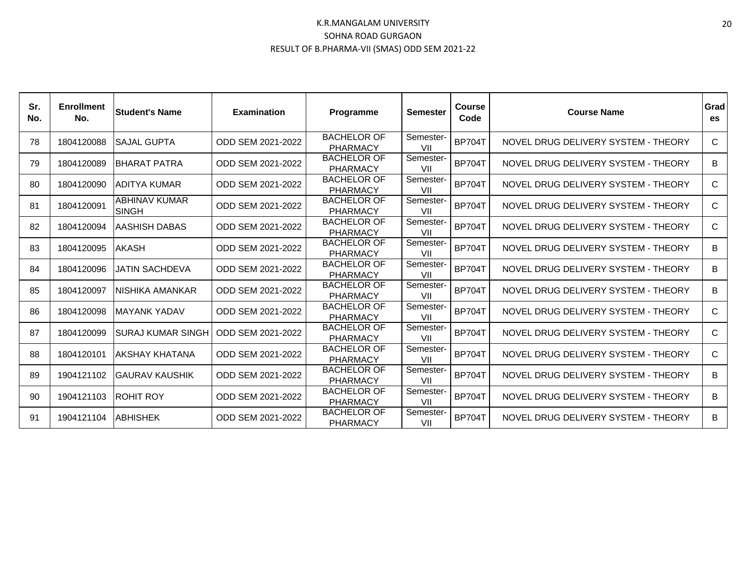K.R.MANGALAM UNIVERSITY
SOHNA ROAD GURGAON
RESULT OF B.PHARMA-VII (SMAS) ODD SEM 2021-22

| Sr. No. | Enrollment No. | Student's Name | Examination | Programme | Semester | Course Code | Course Name | Grades |
|---|---|---|---|---|---|---|---|---|
| 78 | 1804120088 | SAJAL GUPTA | ODD SEM 2021-2022 | BACHELOR OF PHARMACY | Semester-VII | BP704T | NOVEL DRUG DELIVERY SYSTEM - THEORY | C |
| 79 | 1804120089 | BHARAT PATRA | ODD SEM 2021-2022 | BACHELOR OF PHARMACY | Semester-VII | BP704T | NOVEL DRUG DELIVERY SYSTEM - THEORY | B |
| 80 | 1804120090 | ADITYA KUMAR | ODD SEM 2021-2022 | BACHELOR OF PHARMACY | Semester-VII | BP704T | NOVEL DRUG DELIVERY SYSTEM - THEORY | C |
| 81 | 1804120091 | ABHINAV KUMAR SINGH | ODD SEM 2021-2022 | BACHELOR OF PHARMACY | Semester-VII | BP704T | NOVEL DRUG DELIVERY SYSTEM - THEORY | C |
| 82 | 1804120094 | AASHISH DABAS | ODD SEM 2021-2022 | BACHELOR OF PHARMACY | Semester-VII | BP704T | NOVEL DRUG DELIVERY SYSTEM - THEORY | C |
| 83 | 1804120095 | AKASH | ODD SEM 2021-2022 | BACHELOR OF PHARMACY | Semester-VII | BP704T | NOVEL DRUG DELIVERY SYSTEM - THEORY | B |
| 84 | 1804120096 | JATIN SACHDEVA | ODD SEM 2021-2022 | BACHELOR OF PHARMACY | Semester-VII | BP704T | NOVEL DRUG DELIVERY SYSTEM - THEORY | B |
| 85 | 1804120097 | NISHIKA AMANKAR | ODD SEM 2021-2022 | BACHELOR OF PHARMACY | Semester-VII | BP704T | NOVEL DRUG DELIVERY SYSTEM - THEORY | B |
| 86 | 1804120098 | MAYANK YADAV | ODD SEM 2021-2022 | BACHELOR OF PHARMACY | Semester-VII | BP704T | NOVEL DRUG DELIVERY SYSTEM - THEORY | C |
| 87 | 1804120099 | SURAJ KUMAR SINGH | ODD SEM 2021-2022 | BACHELOR OF PHARMACY | Semester-VII | BP704T | NOVEL DRUG DELIVERY SYSTEM - THEORY | C |
| 88 | 1804120101 | AKSHAY KHATANA | ODD SEM 2021-2022 | BACHELOR OF PHARMACY | Semester-VII | BP704T | NOVEL DRUG DELIVERY SYSTEM - THEORY | C |
| 89 | 1904121102 | GAURAV KAUSHIK | ODD SEM 2021-2022 | BACHELOR OF PHARMACY | Semester-VII | BP704T | NOVEL DRUG DELIVERY SYSTEM - THEORY | B |
| 90 | 1904121103 | ROHIT ROY | ODD SEM 2021-2022 | BACHELOR OF PHARMACY | Semester-VII | BP704T | NOVEL DRUG DELIVERY SYSTEM - THEORY | B |
| 91 | 1904121104 | ABHISHEK | ODD SEM 2021-2022 | BACHELOR OF PHARMACY | Semester-VII | BP704T | NOVEL DRUG DELIVERY SYSTEM - THEORY | B |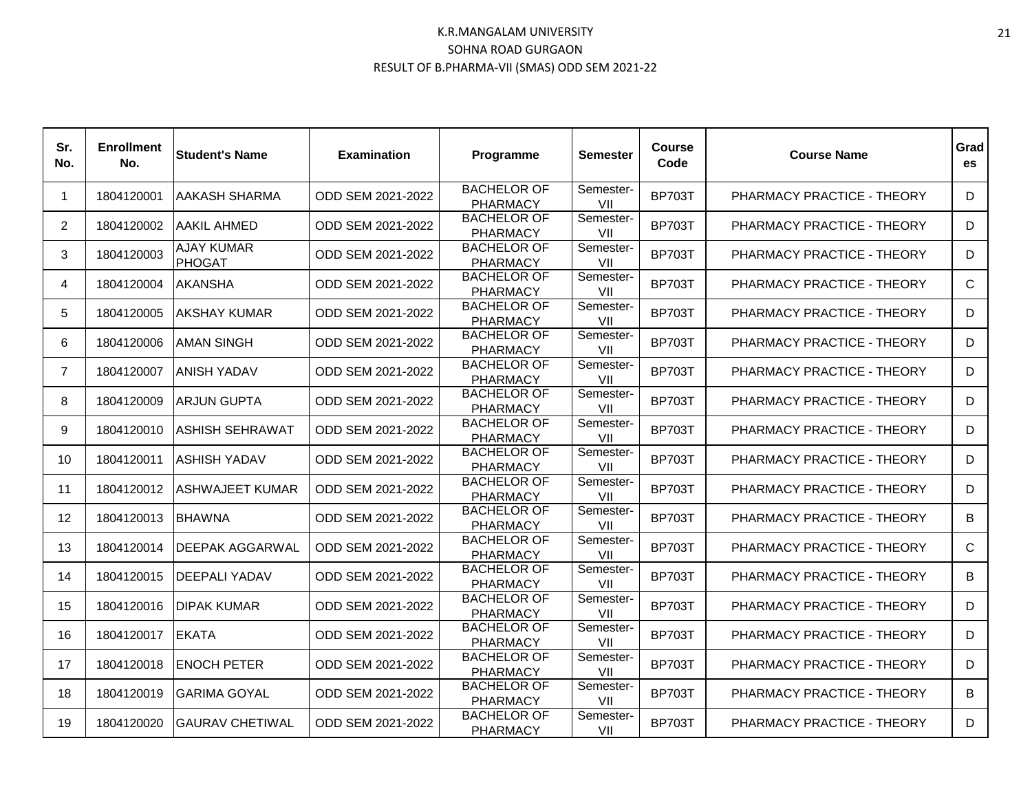# K.R.MANGALAM UNIVERSITY
## SOHNA ROAD GURGAON
### RESULT OF B.PHARMA-VII (SMAS) ODD SEM 2021-22

| Sr. No. | Enrollment No. | Student's Name | Examination | Programme | Semester | Course Code | Course Name | Grades |
|---|---|---|---|---|---|---|---|---|
| 1 | 1804120001 | AAKASH SHARMA | ODD SEM 2021-2022 | BACHELOR OF PHARMACY | Semester-VII | BP703T | PHARMACY PRACTICE - THEORY | D |
| 2 | 1804120002 | AAKIL AHMED | ODD SEM 2021-2022 | BACHELOR OF PHARMACY | Semester-VII | BP703T | PHARMACY PRACTICE - THEORY | D |
| 3 | 1804120003 | AJAY KUMAR PHOGAT | ODD SEM 2021-2022 | BACHELOR OF PHARMACY | Semester-VII | BP703T | PHARMACY PRACTICE - THEORY | D |
| 4 | 1804120004 | AKANSHA | ODD SEM 2021-2022 | BACHELOR OF PHARMACY | Semester-VII | BP703T | PHARMACY PRACTICE - THEORY | C |
| 5 | 1804120005 | AKSHAY KUMAR | ODD SEM 2021-2022 | BACHELOR OF PHARMACY | Semester-VII | BP703T | PHARMACY PRACTICE - THEORY | D |
| 6 | 1804120006 | AMAN SINGH | ODD SEM 2021-2022 | BACHELOR OF PHARMACY | Semester-VII | BP703T | PHARMACY PRACTICE - THEORY | D |
| 7 | 1804120007 | ANISH YADAV | ODD SEM 2021-2022 | BACHELOR OF PHARMACY | Semester-VII | BP703T | PHARMACY PRACTICE - THEORY | D |
| 8 | 1804120009 | ARJUN GUPTA | ODD SEM 2021-2022 | BACHELOR OF PHARMACY | Semester-VII | BP703T | PHARMACY PRACTICE - THEORY | D |
| 9 | 1804120010 | ASHISH SEHRAWAT | ODD SEM 2021-2022 | BACHELOR OF PHARMACY | Semester-VII | BP703T | PHARMACY PRACTICE - THEORY | D |
| 10 | 1804120011 | ASHISH YADAV | ODD SEM 2021-2022 | BACHELOR OF PHARMACY | Semester-VII | BP703T | PHARMACY PRACTICE - THEORY | D |
| 11 | 1804120012 | ASHWAJEET KUMAR | ODD SEM 2021-2022 | BACHELOR OF PHARMACY | Semester-VII | BP703T | PHARMACY PRACTICE - THEORY | D |
| 12 | 1804120013 | BHAWNA | ODD SEM 2021-2022 | BACHELOR OF PHARMACY | Semester-VII | BP703T | PHARMACY PRACTICE - THEORY | B |
| 13 | 1804120014 | DEEPAK AGGARWAL | ODD SEM 2021-2022 | BACHELOR OF PHARMACY | Semester-VII | BP703T | PHARMACY PRACTICE - THEORY | C |
| 14 | 1804120015 | DEEPALI YADAV | ODD SEM 2021-2022 | BACHELOR OF PHARMACY | Semester-VII | BP703T | PHARMACY PRACTICE - THEORY | B |
| 15 | 1804120016 | DIPAK KUMAR | ODD SEM 2021-2022 | BACHELOR OF PHARMACY | Semester-VII | BP703T | PHARMACY PRACTICE - THEORY | D |
| 16 | 1804120017 | EKATA | ODD SEM 2021-2022 | BACHELOR OF PHARMACY | Semester-VII | BP703T | PHARMACY PRACTICE - THEORY | D |
| 17 | 1804120018 | ENOCH PETER | ODD SEM 2021-2022 | BACHELOR OF PHARMACY | Semester-VII | BP703T | PHARMACY PRACTICE - THEORY | D |
| 18 | 1804120019 | GARIMA GOYAL | ODD SEM 2021-2022 | BACHELOR OF PHARMACY | Semester-VII | BP703T | PHARMACY PRACTICE - THEORY | B |
| 19 | 1804120020 | GAURAV CHETIWAL | ODD SEM 2021-2022 | BACHELOR OF PHARMACY | Semester-VII | BP703T | PHARMACY PRACTICE - THEORY | D |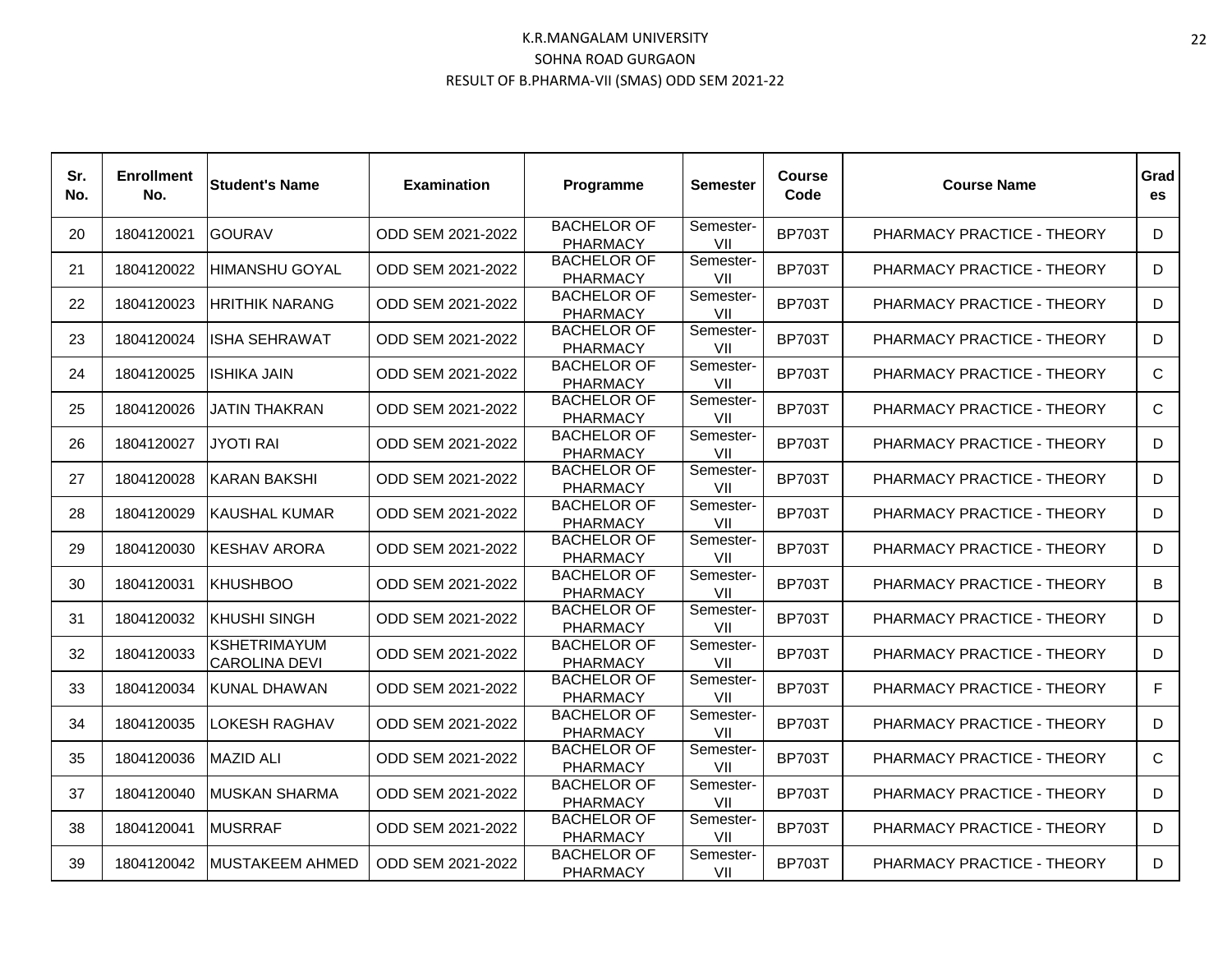# K.R.MANGALAM UNIVERSITY
## SOHNA ROAD GURGAON
### RESULT OF B.PHARMA-VII (SMAS) ODD SEM 2021-22

| Sr. No. | Enrollment No. | Student's Name | Examination | Programme | Semester | Course Code | Course Name | Grades |
|---|---|---|---|---|---|---|---|---|
| 20 | 1804120021 | GOURAV | ODD SEM 2021-2022 | BACHELOR OF PHARMACY | Semester-VII | BP703T | PHARMACY PRACTICE - THEORY | D |
| 21 | 1804120022 | HIMANSHU GOYAL | ODD SEM 2021-2022 | BACHELOR OF PHARMACY | Semester-VII | BP703T | PHARMACY PRACTICE - THEORY | D |
| 22 | 1804120023 | HRITHIK NARANG | ODD SEM 2021-2022 | BACHELOR OF PHARMACY | Semester-VII | BP703T | PHARMACY PRACTICE - THEORY | D |
| 23 | 1804120024 | ISHA SEHRAWAT | ODD SEM 2021-2022 | BACHELOR OF PHARMACY | Semester-VII | BP703T | PHARMACY PRACTICE - THEORY | D |
| 24 | 1804120025 | ISHIKA JAIN | ODD SEM 2021-2022 | BACHELOR OF PHARMACY | Semester-VII | BP703T | PHARMACY PRACTICE - THEORY | C |
| 25 | 1804120026 | JATIN THAKRAN | ODD SEM 2021-2022 | BACHELOR OF PHARMACY | Semester-VII | BP703T | PHARMACY PRACTICE - THEORY | C |
| 26 | 1804120027 | JYOTI RAI | ODD SEM 2021-2022 | BACHELOR OF PHARMACY | Semester-VII | BP703T | PHARMACY PRACTICE - THEORY | D |
| 27 | 1804120028 | KARAN BAKSHI | ODD SEM 2021-2022 | BACHELOR OF PHARMACY | Semester-VII | BP703T | PHARMACY PRACTICE - THEORY | D |
| 28 | 1804120029 | KAUSHAL KUMAR | ODD SEM 2021-2022 | BACHELOR OF PHARMACY | Semester-VII | BP703T | PHARMACY PRACTICE - THEORY | D |
| 29 | 1804120030 | KESHAV ARORA | ODD SEM 2021-2022 | BACHELOR OF PHARMACY | Semester-VII | BP703T | PHARMACY PRACTICE - THEORY | D |
| 30 | 1804120031 | KHUSHBOO | ODD SEM 2021-2022 | BACHELOR OF PHARMACY | Semester-VII | BP703T | PHARMACY PRACTICE - THEORY | B |
| 31 | 1804120032 | KHUSHI SINGH | ODD SEM 2021-2022 | BACHELOR OF PHARMACY | Semester-VII | BP703T | PHARMACY PRACTICE - THEORY | D |
| 32 | 1804120033 | KSHETRIMAYUM CAROLINA DEVI | ODD SEM 2021-2022 | BACHELOR OF PHARMACY | Semester-VII | BP703T | PHARMACY PRACTICE - THEORY | D |
| 33 | 1804120034 | KUNAL DHAWAN | ODD SEM 2021-2022 | BACHELOR OF PHARMACY | Semester-VII | BP703T | PHARMACY PRACTICE - THEORY | F |
| 34 | 1804120035 | LOKESH RAGHAV | ODD SEM 2021-2022 | BACHELOR OF PHARMACY | Semester-VII | BP703T | PHARMACY PRACTICE - THEORY | D |
| 35 | 1804120036 | MAZID ALI | ODD SEM 2021-2022 | BACHELOR OF PHARMACY | Semester-VII | BP703T | PHARMACY PRACTICE - THEORY | C |
| 37 | 1804120040 | MUSKAN SHARMA | ODD SEM 2021-2022 | BACHELOR OF PHARMACY | Semester-VII | BP703T | PHARMACY PRACTICE - THEORY | D |
| 38 | 1804120041 | MUSRRAF | ODD SEM 2021-2022 | BACHELOR OF PHARMACY | Semester-VII | BP703T | PHARMACY PRACTICE - THEORY | D |
| 39 | 1804120042 | MUSTAKEEM AHMED | ODD SEM 2021-2022 | BACHELOR OF PHARMACY | Semester-VII | BP703T | PHARMACY PRACTICE - THEORY | D |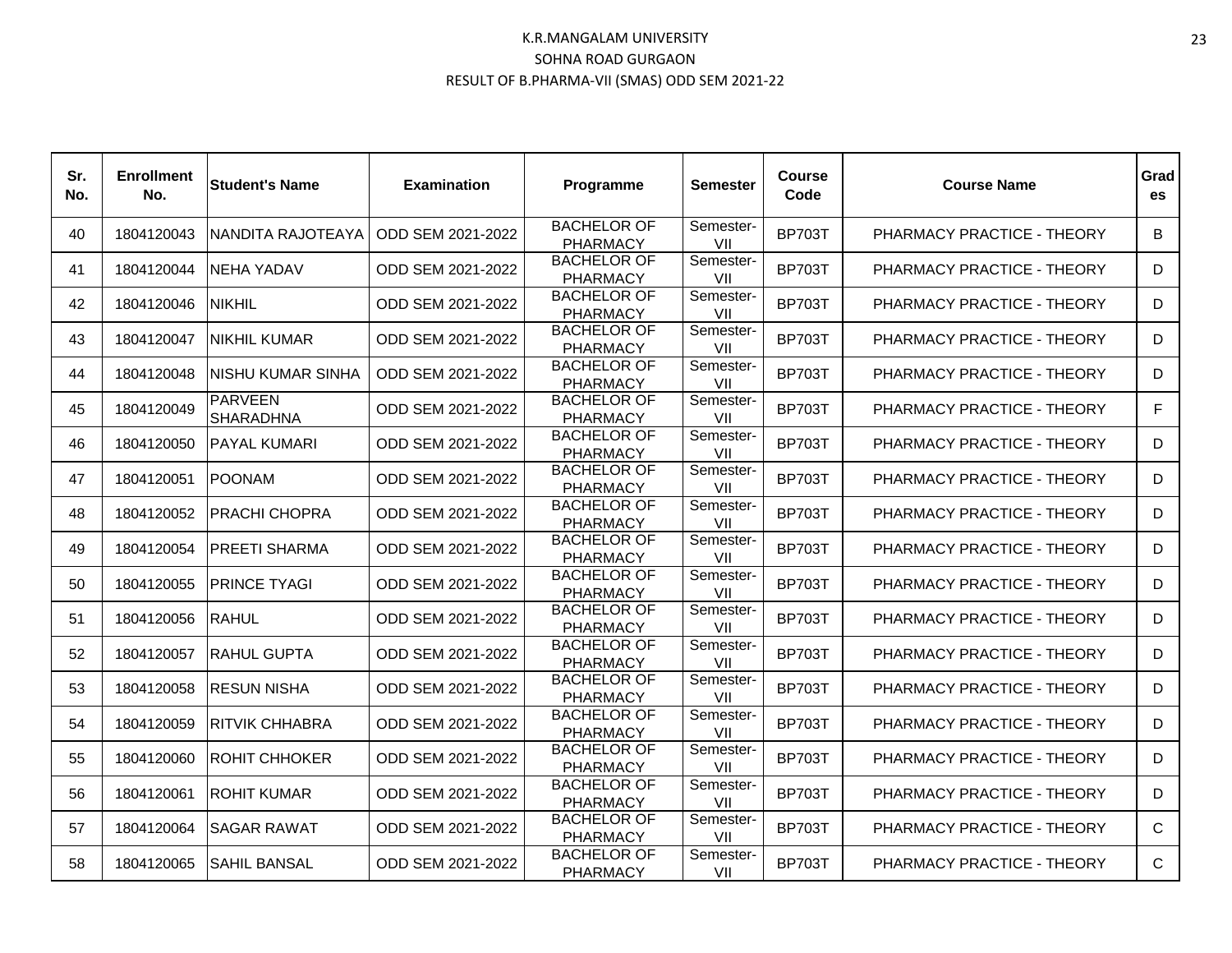# K.R.MANGALAM UNIVERSITY

## SOHNA ROAD GURGAON

### RESULT OF B.PHARMA-VII (SMAS) ODD SEM 2021-22

| Sr. No. | Enrollment No. | Student's Name | Examination | Programme | Semester | Course Code | Course Name | Grades |
|---|---|---|---|---|---|---|---|---|
| 40 | 1804120043 | NANDITA RAJOTEAYA | ODD SEM 2021-2022 | BACHELOR OF PHARMACY | Semester-VII | BP703T | PHARMACY PRACTICE - THEORY | B |
| 41 | 1804120044 | NEHA YADAV | ODD SEM 2021-2022 | BACHELOR OF PHARMACY | Semester-VII | BP703T | PHARMACY PRACTICE - THEORY | D |
| 42 | 1804120046 | NIKHIL | ODD SEM 2021-2022 | BACHELOR OF PHARMACY | Semester-VII | BP703T | PHARMACY PRACTICE - THEORY | D |
| 43 | 1804120047 | NIKHIL KUMAR | ODD SEM 2021-2022 | BACHELOR OF PHARMACY | Semester-VII | BP703T | PHARMACY PRACTICE - THEORY | D |
| 44 | 1804120048 | NISHU KUMAR SINHA | ODD SEM 2021-2022 | BACHELOR OF PHARMACY | Semester-VII | BP703T | PHARMACY PRACTICE - THEORY | D |
| 45 | 1804120049 | PARVEEN SHARADHNA | ODD SEM 2021-2022 | BACHELOR OF PHARMACY | Semester-VII | BP703T | PHARMACY PRACTICE - THEORY | F |
| 46 | 1804120050 | PAYAL KUMARI | ODD SEM 2021-2022 | BACHELOR OF PHARMACY | Semester-VII | BP703T | PHARMACY PRACTICE - THEORY | D |
| 47 | 1804120051 | POONAM | ODD SEM 2021-2022 | BACHELOR OF PHARMACY | Semester-VII | BP703T | PHARMACY PRACTICE - THEORY | D |
| 48 | 1804120052 | PRACHI CHOPRA | ODD SEM 2021-2022 | BACHELOR OF PHARMACY | Semester-VII | BP703T | PHARMACY PRACTICE - THEORY | D |
| 49 | 1804120054 | PREETI SHARMA | ODD SEM 2021-2022 | BACHELOR OF PHARMACY | Semester-VII | BP703T | PHARMACY PRACTICE - THEORY | D |
| 50 | 1804120055 | PRINCE TYAGI | ODD SEM 2021-2022 | BACHELOR OF PHARMACY | Semester-VII | BP703T | PHARMACY PRACTICE - THEORY | D |
| 51 | 1804120056 | RAHUL | ODD SEM 2021-2022 | BACHELOR OF PHARMACY | Semester-VII | BP703T | PHARMACY PRACTICE - THEORY | D |
| 52 | 1804120057 | RAHUL GUPTA | ODD SEM 2021-2022 | BACHELOR OF PHARMACY | Semester-VII | BP703T | PHARMACY PRACTICE - THEORY | D |
| 53 | 1804120058 | RESUN NISHA | ODD SEM 2021-2022 | BACHELOR OF PHARMACY | Semester-VII | BP703T | PHARMACY PRACTICE - THEORY | D |
| 54 | 1804120059 | RITVIK CHHABRA | ODD SEM 2021-2022 | BACHELOR OF PHARMACY | Semester-VII | BP703T | PHARMACY PRACTICE - THEORY | D |
| 55 | 1804120060 | ROHIT CHHOKER | ODD SEM 2021-2022 | BACHELOR OF PHARMACY | Semester-VII | BP703T | PHARMACY PRACTICE - THEORY | D |
| 56 | 1804120061 | ROHIT KUMAR | ODD SEM 2021-2022 | BACHELOR OF PHARMACY | Semester-VII | BP703T | PHARMACY PRACTICE - THEORY | D |
| 57 | 1804120064 | SAGAR RAWAT | ODD SEM 2021-2022 | BACHELOR OF PHARMACY | Semester-VII | BP703T | PHARMACY PRACTICE - THEORY | C |
| 58 | 1804120065 | SAHIL BANSAL | ODD SEM 2021-2022 | BACHELOR OF PHARMACY | Semester-VII | BP703T | PHARMACY PRACTICE - THEORY | C |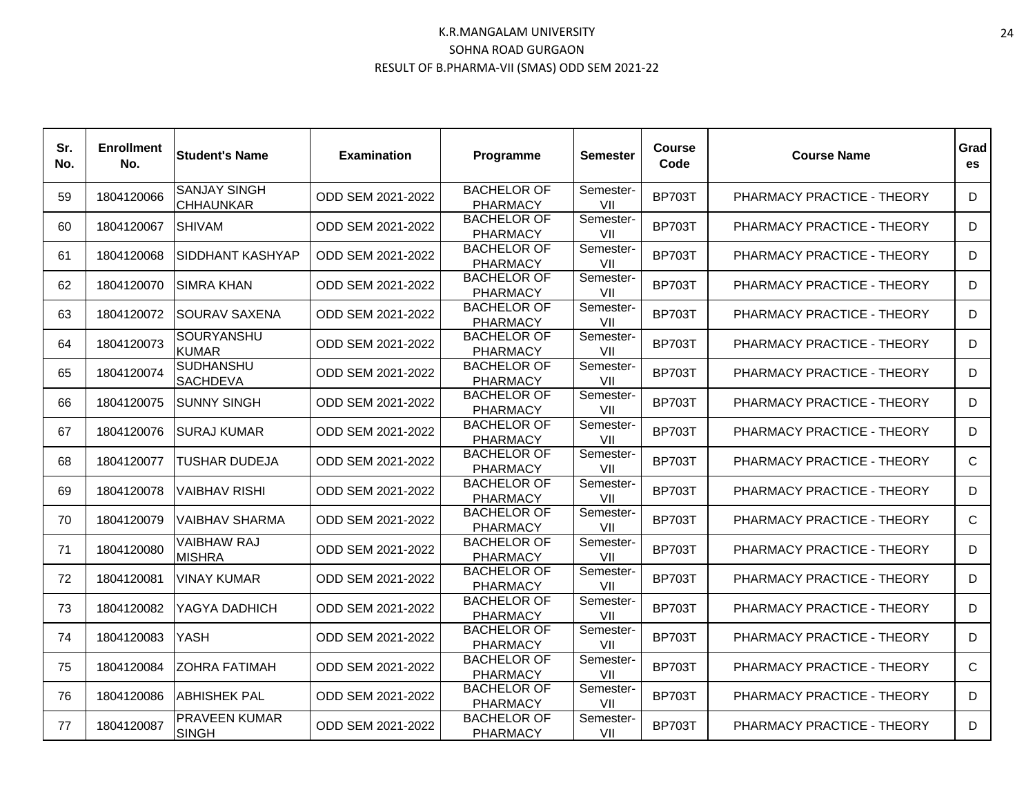K.R.MANGALAM UNIVERSITY
SOHNA ROAD GURGAON
RESULT OF B.PHARMA-VII (SMAS) ODD SEM 2021-22

| Sr. No. | Enrollment No. | Student's Name | Examination | Programme | Semester | Course Code | Course Name | Grades |
|---|---|---|---|---|---|---|---|---|
| 59 | 1804120066 | SANJAY SINGH CHHAUNKAR | ODD SEM 2021-2022 | BACHELOR OF PHARMACY | Semester-VII | BP703T | PHARMACY PRACTICE - THEORY | D |
| 60 | 1804120067 | SHIVAM | ODD SEM 2021-2022 | BACHELOR OF PHARMACY | Semester-VII | BP703T | PHARMACY PRACTICE - THEORY | D |
| 61 | 1804120068 | SIDDHANT KASHYAP | ODD SEM 2021-2022 | BACHELOR OF PHARMACY | Semester-VII | BP703T | PHARMACY PRACTICE - THEORY | D |
| 62 | 1804120070 | SIMRA KHAN | ODD SEM 2021-2022 | BACHELOR OF PHARMACY | Semester-VII | BP703T | PHARMACY PRACTICE - THEORY | D |
| 63 | 1804120072 | SOURAV SAXENA | ODD SEM 2021-2022 | BACHELOR OF PHARMACY | Semester-VII | BP703T | PHARMACY PRACTICE - THEORY | D |
| 64 | 1804120073 | SOURYANSHU KUMAR | ODD SEM 2021-2022 | BACHELOR OF PHARMACY | Semester-VII | BP703T | PHARMACY PRACTICE - THEORY | D |
| 65 | 1804120074 | SUDHANSHU SACHDEVA | ODD SEM 2021-2022 | BACHELOR OF PHARMACY | Semester-VII | BP703T | PHARMACY PRACTICE - THEORY | D |
| 66 | 1804120075 | SUNNY SINGH | ODD SEM 2021-2022 | BACHELOR OF PHARMACY | Semester-VII | BP703T | PHARMACY PRACTICE - THEORY | D |
| 67 | 1804120076 | SURAJ KUMAR | ODD SEM 2021-2022 | BACHELOR OF PHARMACY | Semester-VII | BP703T | PHARMACY PRACTICE - THEORY | D |
| 68 | 1804120077 | TUSHAR DUDEJA | ODD SEM 2021-2022 | BACHELOR OF PHARMACY | Semester-VII | BP703T | PHARMACY PRACTICE - THEORY | C |
| 69 | 1804120078 | VAIBHAV RISHI | ODD SEM 2021-2022 | BACHELOR OF PHARMACY | Semester-VII | BP703T | PHARMACY PRACTICE - THEORY | D |
| 70 | 1804120079 | VAIBHAV SHARMA | ODD SEM 2021-2022 | BACHELOR OF PHARMACY | Semester-VII | BP703T | PHARMACY PRACTICE - THEORY | C |
| 71 | 1804120080 | VAIBHAW RAJ MISHRA | ODD SEM 2021-2022 | BACHELOR OF PHARMACY | Semester-VII | BP703T | PHARMACY PRACTICE - THEORY | D |
| 72 | 1804120081 | VINAY KUMAR | ODD SEM 2021-2022 | BACHELOR OF PHARMACY | Semester-VII | BP703T | PHARMACY PRACTICE - THEORY | D |
| 73 | 1804120082 | YAGYA DADHICH | ODD SEM 2021-2022 | BACHELOR OF PHARMACY | Semester-VII | BP703T | PHARMACY PRACTICE - THEORY | D |
| 74 | 1804120083 | YASH | ODD SEM 2021-2022 | BACHELOR OF PHARMACY | Semester-VII | BP703T | PHARMACY PRACTICE - THEORY | D |
| 75 | 1804120084 | ZOHRA FATIMAH | ODD SEM 2021-2022 | BACHELOR OF PHARMACY | Semester-VII | BP703T | PHARMACY PRACTICE - THEORY | C |
| 76 | 1804120086 | ABHISHEK PAL | ODD SEM 2021-2022 | BACHELOR OF PHARMACY | Semester-VII | BP703T | PHARMACY PRACTICE - THEORY | D |
| 77 | 1804120087 | PRAVEEN KUMAR SINGH | ODD SEM 2021-2022 | BACHELOR OF PHARMACY | Semester-VII | BP703T | PHARMACY PRACTICE - THEORY | D |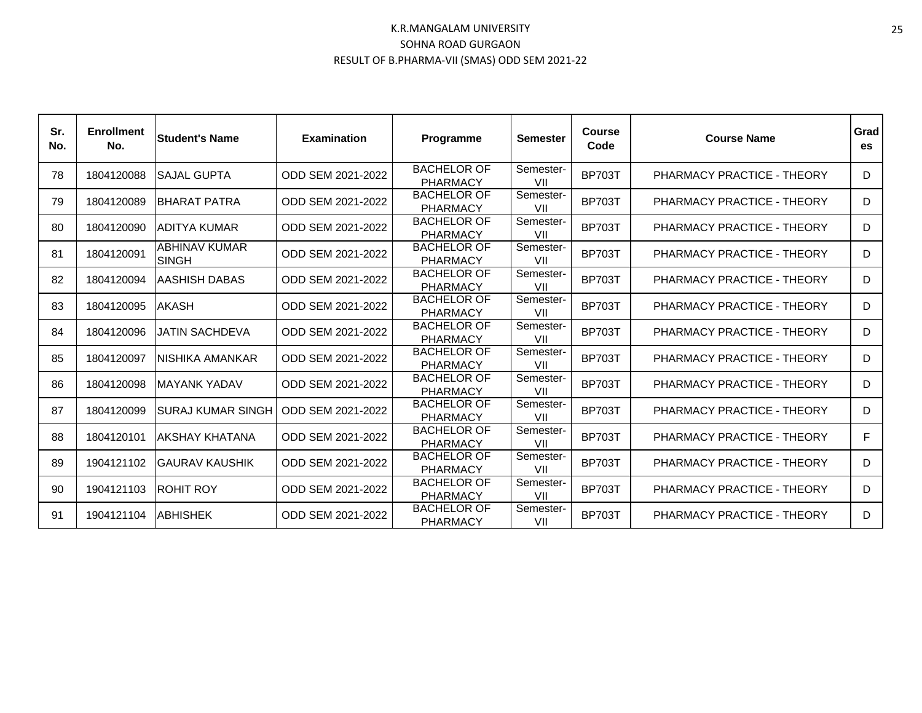K.R.MANGALAM UNIVERSITY

SOHNA ROAD GURGAON

RESULT OF B.PHARMA-VII (SMAS) ODD SEM 2021-22

| Sr. No. | Enrollment No. | Student's Name | Examination | Programme | Semester | Course Code | Course Name | Grades |
|---|---|---|---|---|---|---|---|---|
| 78 | 1804120088 | SAJAL GUPTA | ODD SEM 2021-2022 | BACHELOR OF PHARMACY | Semester-VII | BP703T | PHARMACY PRACTICE - THEORY | D |
| 79 | 1804120089 | BHARAT PATRA | ODD SEM 2021-2022 | BACHELOR OF PHARMACY | Semester-VII | BP703T | PHARMACY PRACTICE - THEORY | D |
| 80 | 1804120090 | ADITYA KUMAR | ODD SEM 2021-2022 | BACHELOR OF PHARMACY | Semester-VII | BP703T | PHARMACY PRACTICE - THEORY | D |
| 81 | 1804120091 | ABHINAV KUMAR SINGH | ODD SEM 2021-2022 | BACHELOR OF PHARMACY | Semester-VII | BP703T | PHARMACY PRACTICE - THEORY | D |
| 82 | 1804120094 | AASHISH DABAS | ODD SEM 2021-2022 | BACHELOR OF PHARMACY | Semester-VII | BP703T | PHARMACY PRACTICE - THEORY | D |
| 83 | 1804120095 | AKASH | ODD SEM 2021-2022 | BACHELOR OF PHARMACY | Semester-VII | BP703T | PHARMACY PRACTICE - THEORY | D |
| 84 | 1804120096 | JATIN SACHDEVA | ODD SEM 2021-2022 | BACHELOR OF PHARMACY | Semester-VII | BP703T | PHARMACY PRACTICE - THEORY | D |
| 85 | 1804120097 | NISHIKA AMANKAR | ODD SEM 2021-2022 | BACHELOR OF PHARMACY | Semester-VII | BP703T | PHARMACY PRACTICE - THEORY | D |
| 86 | 1804120098 | MAYANK YADAV | ODD SEM 2021-2022 | BACHELOR OF PHARMACY | Semester-VII | BP703T | PHARMACY PRACTICE - THEORY | D |
| 87 | 1804120099 | SURAJ KUMAR SINGH | ODD SEM 2021-2022 | BACHELOR OF PHARMACY | Semester-VII | BP703T | PHARMACY PRACTICE - THEORY | D |
| 88 | 1804120101 | AKSHAY KHATANA | ODD SEM 2021-2022 | BACHELOR OF PHARMACY | Semester-VII | BP703T | PHARMACY PRACTICE - THEORY | F |
| 89 | 1904121102 | GAURAV KAUSHIK | ODD SEM 2021-2022 | BACHELOR OF PHARMACY | Semester-VII | BP703T | PHARMACY PRACTICE - THEORY | D |
| 90 | 1904121103 | ROHIT ROY | ODD SEM 2021-2022 | BACHELOR OF PHARMACY | Semester-VII | BP703T | PHARMACY PRACTICE - THEORY | D |
| 91 | 1904121104 | ABHISHEK | ODD SEM 2021-2022 | BACHELOR OF PHARMACY | Semester-VII | BP703T | PHARMACY PRACTICE - THEORY | D |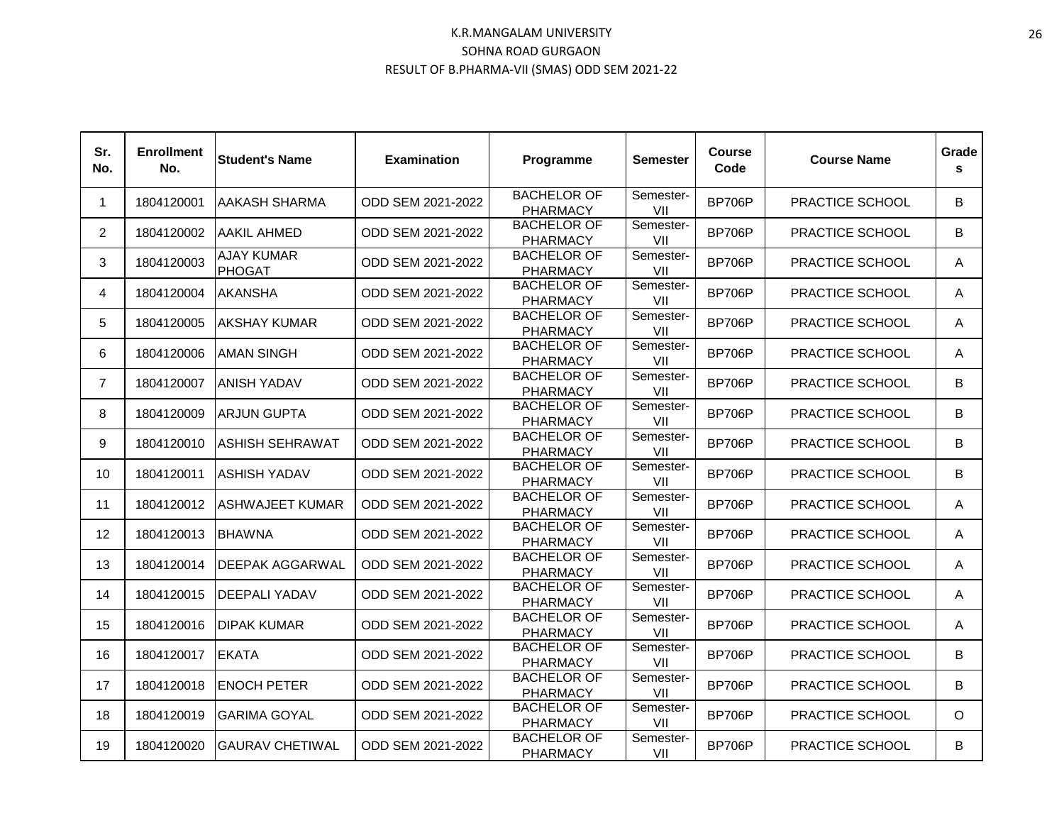K.R.MANGALAM UNIVERSITY

SOHNA ROAD GURGAON

RESULT OF B.PHARMA-VII (SMAS) ODD SEM 2021-22

| Sr. No. | Enrollment No. | Student's Name | Examination | Programme | Semester | Course Code | Course Name | Grades |
|---|---|---|---|---|---|---|---|---|
| 1 | 1804120001 | AAKASH SHARMA | ODD SEM 2021-2022 | BACHELOR OF PHARMACY | Semester-VII | BP706P | PRACTICE SCHOOL | B |
| 2 | 1804120002 | AAKIL AHMED | ODD SEM 2021-2022 | BACHELOR OF PHARMACY | Semester-VII | BP706P | PRACTICE SCHOOL | B |
| 3 | 1804120003 | AJAY KUMAR PHOGAT | ODD SEM 2021-2022 | BACHELOR OF PHARMACY | Semester-VII | BP706P | PRACTICE SCHOOL | A |
| 4 | 1804120004 | AKANSHA | ODD SEM 2021-2022 | BACHELOR OF PHARMACY | Semester-VII | BP706P | PRACTICE SCHOOL | A |
| 5 | 1804120005 | AKSHAY KUMAR | ODD SEM 2021-2022 | BACHELOR OF PHARMACY | Semester-VII | BP706P | PRACTICE SCHOOL | A |
| 6 | 1804120006 | AMAN SINGH | ODD SEM 2021-2022 | BACHELOR OF PHARMACY | Semester-VII | BP706P | PRACTICE SCHOOL | A |
| 7 | 1804120007 | ANISH YADAV | ODD SEM 2021-2022 | BACHELOR OF PHARMACY | Semester-VII | BP706P | PRACTICE SCHOOL | B |
| 8 | 1804120009 | ARJUN GUPTA | ODD SEM 2021-2022 | BACHELOR OF PHARMACY | Semester-VII | BP706P | PRACTICE SCHOOL | B |
| 9 | 1804120010 | ASHISH SEHRAWAT | ODD SEM 2021-2022 | BACHELOR OF PHARMACY | Semester-VII | BP706P | PRACTICE SCHOOL | B |
| 10 | 1804120011 | ASHISH YADAV | ODD SEM 2021-2022 | BACHELOR OF PHARMACY | Semester-VII | BP706P | PRACTICE SCHOOL | B |
| 11 | 1804120012 | ASHWAJEET KUMAR | ODD SEM 2021-2022 | BACHELOR OF PHARMACY | Semester-VII | BP706P | PRACTICE SCHOOL | A |
| 12 | 1804120013 | BHAWNA | ODD SEM 2021-2022 | BACHELOR OF PHARMACY | Semester-VII | BP706P | PRACTICE SCHOOL | A |
| 13 | 1804120014 | DEEPAK AGGARWAL | ODD SEM 2021-2022 | BACHELOR OF PHARMACY | Semester-VII | BP706P | PRACTICE SCHOOL | A |
| 14 | 1804120015 | DEEPALI YADAV | ODD SEM 2021-2022 | BACHELOR OF PHARMACY | Semester-VII | BP706P | PRACTICE SCHOOL | A |
| 15 | 1804120016 | DIPAK KUMAR | ODD SEM 2021-2022 | BACHELOR OF PHARMACY | Semester-VII | BP706P | PRACTICE SCHOOL | A |
| 16 | 1804120017 | EKATA | ODD SEM 2021-2022 | BACHELOR OF PHARMACY | Semester-VII | BP706P | PRACTICE SCHOOL | B |
| 17 | 1804120018 | ENOCH PETER | ODD SEM 2021-2022 | BACHELOR OF PHARMACY | Semester-VII | BP706P | PRACTICE SCHOOL | B |
| 18 | 1804120019 | GARIMA GOYAL | ODD SEM 2021-2022 | BACHELOR OF PHARMACY | Semester-VII | BP706P | PRACTICE SCHOOL | O |
| 19 | 1804120020 | GAURAV CHETIWAL | ODD SEM 2021-2022 | BACHELOR OF PHARMACY | Semester-VII | BP706P | PRACTICE SCHOOL | B |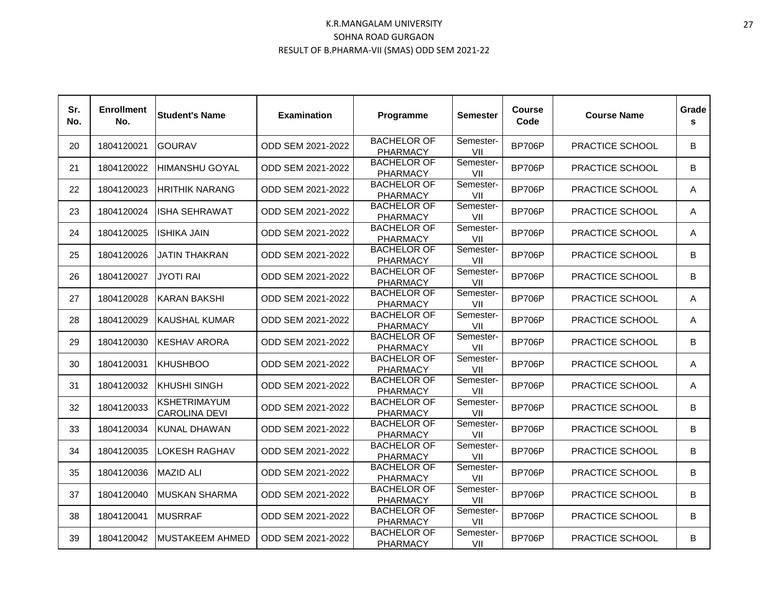K.R.MANGALAM UNIVERSITY
SOHNA ROAD GURGAON
RESULT OF B.PHARMA-VII (SMAS) ODD SEM 2021-22

| Sr. No. | Enrollment No. | Student's Name | Examination | Programme | Semester | Course Code | Course Name | Grades |
|---|---|---|---|---|---|---|---|---|
| 20 | 1804120021 | GOURAV | ODD SEM 2021-2022 | BACHELOR OF PHARMACY | Semester-VII | BP706P | PRACTICE SCHOOL | B |
| 21 | 1804120022 | HIMANSHU GOYAL | ODD SEM 2021-2022 | BACHELOR OF PHARMACY | Semester-VII | BP706P | PRACTICE SCHOOL | B |
| 22 | 1804120023 | HRITHIK NARANG | ODD SEM 2021-2022 | BACHELOR OF PHARMACY | Semester-VII | BP706P | PRACTICE SCHOOL | A |
| 23 | 1804120024 | ISHA SEHRAWAT | ODD SEM 2021-2022 | BACHELOR OF PHARMACY | Semester-VII | BP706P | PRACTICE SCHOOL | A |
| 24 | 1804120025 | ISHIKA JAIN | ODD SEM 2021-2022 | BACHELOR OF PHARMACY | Semester-VII | BP706P | PRACTICE SCHOOL | A |
| 25 | 1804120026 | JATIN THAKRAN | ODD SEM 2021-2022 | BACHELOR OF PHARMACY | Semester-VII | BP706P | PRACTICE SCHOOL | B |
| 26 | 1804120027 | JYOTI RAI | ODD SEM 2021-2022 | BACHELOR OF PHARMACY | Semester-VII | BP706P | PRACTICE SCHOOL | B |
| 27 | 1804120028 | KARAN BAKSHI | ODD SEM 2021-2022 | BACHELOR OF PHARMACY | Semester-VII | BP706P | PRACTICE SCHOOL | A |
| 28 | 1804120029 | KAUSHAL KUMAR | ODD SEM 2021-2022 | BACHELOR OF PHARMACY | Semester-VII | BP706P | PRACTICE SCHOOL | A |
| 29 | 1804120030 | KESHAV ARORA | ODD SEM 2021-2022 | BACHELOR OF PHARMACY | Semester-VII | BP706P | PRACTICE SCHOOL | B |
| 30 | 1804120031 | KHUSHBOO | ODD SEM 2021-2022 | BACHELOR OF PHARMACY | Semester-VII | BP706P | PRACTICE SCHOOL | A |
| 31 | 1804120032 | KHUSHI SINGH | ODD SEM 2021-2022 | BACHELOR OF PHARMACY | Semester-VII | BP706P | PRACTICE SCHOOL | A |
| 32 | 1804120033 | KSHETRIMAYUM CAROLINA DEVI | ODD SEM 2021-2022 | BACHELOR OF PHARMACY | Semester-VII | BP706P | PRACTICE SCHOOL | B |
| 33 | 1804120034 | KUNAL DHAWAN | ODD SEM 2021-2022 | BACHELOR OF PHARMACY | Semester-VII | BP706P | PRACTICE SCHOOL | B |
| 34 | 1804120035 | LOKESH RAGHAV | ODD SEM 2021-2022 | BACHELOR OF PHARMACY | Semester-VII | BP706P | PRACTICE SCHOOL | B |
| 35 | 1804120036 | MAZID ALI | ODD SEM 2021-2022 | BACHELOR OF PHARMACY | Semester-VII | BP706P | PRACTICE SCHOOL | B |
| 37 | 1804120040 | MUSKAN SHARMA | ODD SEM 2021-2022 | BACHELOR OF PHARMACY | Semester-VII | BP706P | PRACTICE SCHOOL | B |
| 38 | 1804120041 | MUSRRAF | ODD SEM 2021-2022 | BACHELOR OF PHARMACY | Semester-VII | BP706P | PRACTICE SCHOOL | B |
| 39 | 1804120042 | MUSTAKEEM AHMED | ODD SEM 2021-2022 | BACHELOR OF PHARMACY | Semester-VII | BP706P | PRACTICE SCHOOL | B |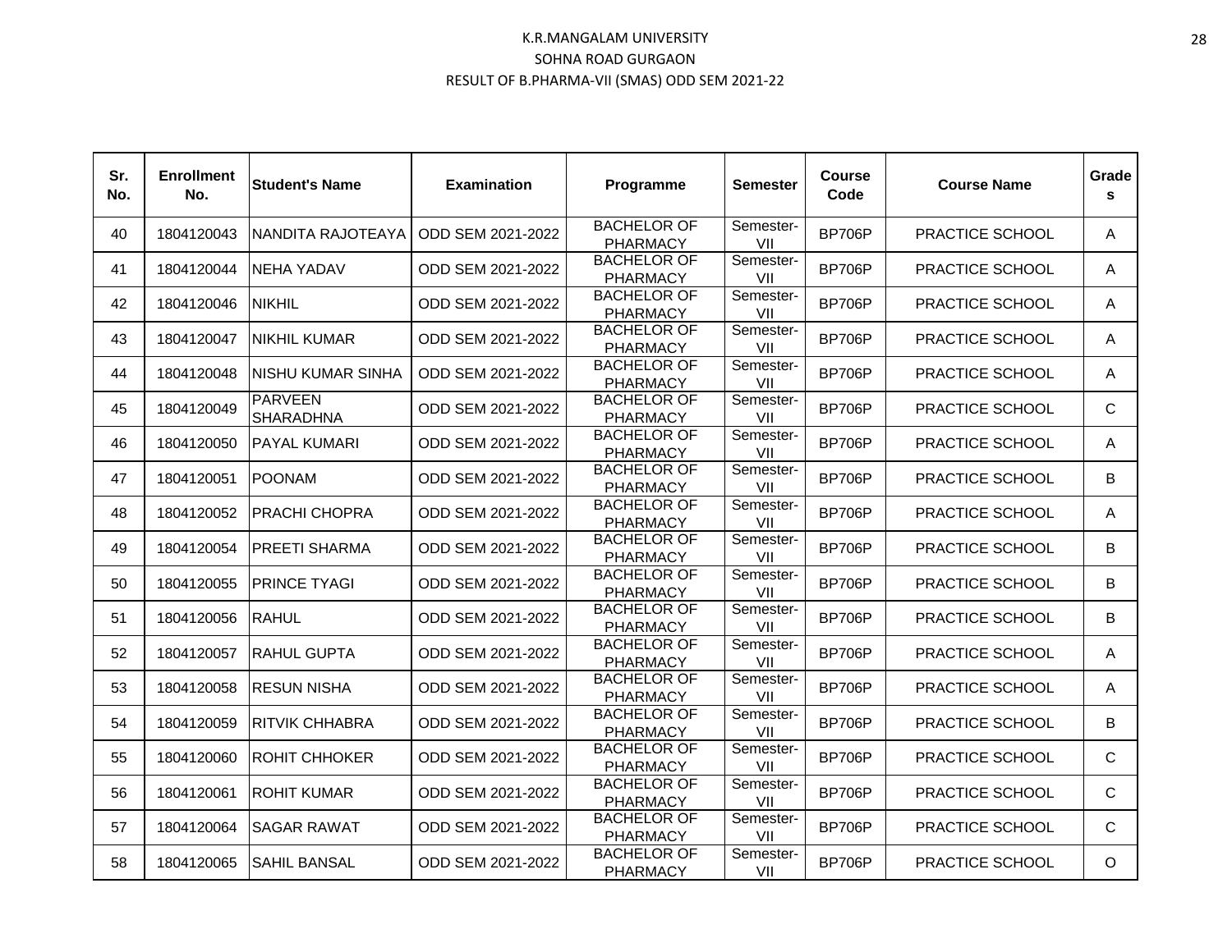K.R.MANGALAM UNIVERSITY

SOHNA ROAD GURGAON

RESULT OF B.PHARMA-VII (SMAS) ODD SEM 2021-22

| Sr. No. | Enrollment No. | Student's Name | Examination | Programme | Semester | Course Code | Course Name | Grades |
|---|---|---|---|---|---|---|---|---|
| 40 | 1804120043 | NANDITA RAJOTEAYA | ODD SEM 2021-2022 | BACHELOR OF PHARMACY | Semester-VII | BP706P | PRACTICE SCHOOL | A |
| 41 | 1804120044 | NEHA YADAV | ODD SEM 2021-2022 | BACHELOR OF PHARMACY | Semester-VII | BP706P | PRACTICE SCHOOL | A |
| 42 | 1804120046 | NIKHIL | ODD SEM 2021-2022 | BACHELOR OF PHARMACY | Semester-VII | BP706P | PRACTICE SCHOOL | A |
| 43 | 1804120047 | NIKHIL KUMAR | ODD SEM 2021-2022 | BACHELOR OF PHARMACY | Semester-VII | BP706P | PRACTICE SCHOOL | A |
| 44 | 1804120048 | NISHU KUMAR SINHA | ODD SEM 2021-2022 | BACHELOR OF PHARMACY | Semester-VII | BP706P | PRACTICE SCHOOL | A |
| 45 | 1804120049 | PARVEEN SHARADHNA | ODD SEM 2021-2022 | BACHELOR OF PHARMACY | Semester-VII | BP706P | PRACTICE SCHOOL | C |
| 46 | 1804120050 | PAYAL KUMARI | ODD SEM 2021-2022 | BACHELOR OF PHARMACY | Semester-VII | BP706P | PRACTICE SCHOOL | A |
| 47 | 1804120051 | POONAM | ODD SEM 2021-2022 | BACHELOR OF PHARMACY | Semester-VII | BP706P | PRACTICE SCHOOL | B |
| 48 | 1804120052 | PRACHI CHOPRA | ODD SEM 2021-2022 | BACHELOR OF PHARMACY | Semester-VII | BP706P | PRACTICE SCHOOL | A |
| 49 | 1804120054 | PREETI SHARMA | ODD SEM 2021-2022 | BACHELOR OF PHARMACY | Semester-VII | BP706P | PRACTICE SCHOOL | B |
| 50 | 1804120055 | PRINCE TYAGI | ODD SEM 2021-2022 | BACHELOR OF PHARMACY | Semester-VII | BP706P | PRACTICE SCHOOL | B |
| 51 | 1804120056 | RAHUL | ODD SEM 2021-2022 | BACHELOR OF PHARMACY | Semester-VII | BP706P | PRACTICE SCHOOL | B |
| 52 | 1804120057 | RAHUL GUPTA | ODD SEM 2021-2022 | BACHELOR OF PHARMACY | Semester-VII | BP706P | PRACTICE SCHOOL | A |
| 53 | 1804120058 | RESUN NISHA | ODD SEM 2021-2022 | BACHELOR OF PHARMACY | Semester-VII | BP706P | PRACTICE SCHOOL | A |
| 54 | 1804120059 | RITVIK CHHABRA | ODD SEM 2021-2022 | BACHELOR OF PHARMACY | Semester-VII | BP706P | PRACTICE SCHOOL | B |
| 55 | 1804120060 | ROHIT CHHOKER | ODD SEM 2021-2022 | BACHELOR OF PHARMACY | Semester-VII | BP706P | PRACTICE SCHOOL | C |
| 56 | 1804120061 | ROHIT KUMAR | ODD SEM 2021-2022 | BACHELOR OF PHARMACY | Semester-VII | BP706P | PRACTICE SCHOOL | C |
| 57 | 1804120064 | SAGAR RAWAT | ODD SEM 2021-2022 | BACHELOR OF PHARMACY | Semester-VII | BP706P | PRACTICE SCHOOL | C |
| 58 | 1804120065 | SAHIL BANSAL | ODD SEM 2021-2022 | BACHELOR OF PHARMACY | Semester-VII | BP706P | PRACTICE SCHOOL | O |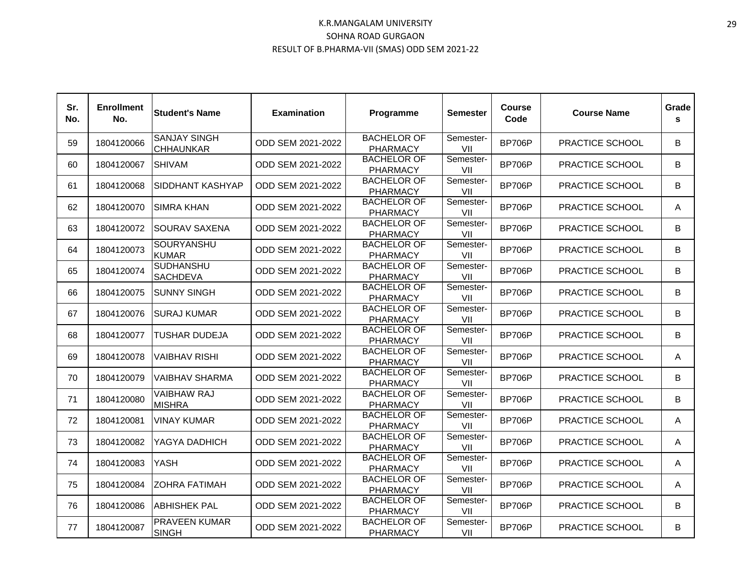K.R.MANGALAM UNIVERSITY

SOHNA ROAD GURGAON

RESULT OF B.PHARMA-VII (SMAS) ODD SEM 2021-22

| Sr. No. | Enrollment No. | Student's Name | Examination | Programme | Semester | Course Code | Course Name | Grades |
|---|---|---|---|---|---|---|---|---|
| 59 | 1804120066 | SANJAY SINGH CHHAUNKAR | ODD SEM 2021-2022 | BACHELOR OF PHARMACY | Semester-VII | BP706P | PRACTICE SCHOOL | B |
| 60 | 1804120067 | SHIVAM | ODD SEM 2021-2022 | BACHELOR OF PHARMACY | Semester-VII | BP706P | PRACTICE SCHOOL | B |
| 61 | 1804120068 | SIDDHANT KASHYAP | ODD SEM 2021-2022 | BACHELOR OF PHARMACY | Semester-VII | BP706P | PRACTICE SCHOOL | B |
| 62 | 1804120070 | SIMRA KHAN | ODD SEM 2021-2022 | BACHELOR OF PHARMACY | Semester-VII | BP706P | PRACTICE SCHOOL | A |
| 63 | 1804120072 | SOURAV SAXENA | ODD SEM 2021-2022 | BACHELOR OF PHARMACY | Semester-VII | BP706P | PRACTICE SCHOOL | B |
| 64 | 1804120073 | SOURYANSHU KUMAR | ODD SEM 2021-2022 | BACHELOR OF PHARMACY | Semester-VII | BP706P | PRACTICE SCHOOL | B |
| 65 | 1804120074 | SUDHANSHU SACHDEVA | ODD SEM 2021-2022 | BACHELOR OF PHARMACY | Semester-VII | BP706P | PRACTICE SCHOOL | B |
| 66 | 1804120075 | SUNNY SINGH | ODD SEM 2021-2022 | BACHELOR OF PHARMACY | Semester-VII | BP706P | PRACTICE SCHOOL | B |
| 67 | 1804120076 | SURAJ KUMAR | ODD SEM 2021-2022 | BACHELOR OF PHARMACY | Semester-VII | BP706P | PRACTICE SCHOOL | B |
| 68 | 1804120077 | TUSHAR DUDEJA | ODD SEM 2021-2022 | BACHELOR OF PHARMACY | Semester-VII | BP706P | PRACTICE SCHOOL | B |
| 69 | 1804120078 | VAIBHAV RISHI | ODD SEM 2021-2022 | BACHELOR OF PHARMACY | Semester-VII | BP706P | PRACTICE SCHOOL | A |
| 70 | 1804120079 | VAIBHAV SHARMA | ODD SEM 2021-2022 | BACHELOR OF PHARMACY | Semester-VII | BP706P | PRACTICE SCHOOL | B |
| 71 | 1804120080 | VAIBHAW RAJ MISHRA | ODD SEM 2021-2022 | BACHELOR OF PHARMACY | Semester-VII | BP706P | PRACTICE SCHOOL | B |
| 72 | 1804120081 | VINAY KUMAR | ODD SEM 2021-2022 | BACHELOR OF PHARMACY | Semester-VII | BP706P | PRACTICE SCHOOL | A |
| 73 | 1804120082 | YAGYA DADHICH | ODD SEM 2021-2022 | BACHELOR OF PHARMACY | Semester-VII | BP706P | PRACTICE SCHOOL | A |
| 74 | 1804120083 | YASH | ODD SEM 2021-2022 | BACHELOR OF PHARMACY | Semester-VII | BP706P | PRACTICE SCHOOL | A |
| 75 | 1804120084 | ZOHRA FATIMAH | ODD SEM 2021-2022 | BACHELOR OF PHARMACY | Semester-VII | BP706P | PRACTICE SCHOOL | A |
| 76 | 1804120086 | ABHISHEK PAL | ODD SEM 2021-2022 | BACHELOR OF PHARMACY | Semester-VII | BP706P | PRACTICE SCHOOL | B |
| 77 | 1804120087 | PRAVEEN KUMAR SINGH | ODD SEM 2021-2022 | BACHELOR OF PHARMACY | Semester-VII | BP706P | PRACTICE SCHOOL | B |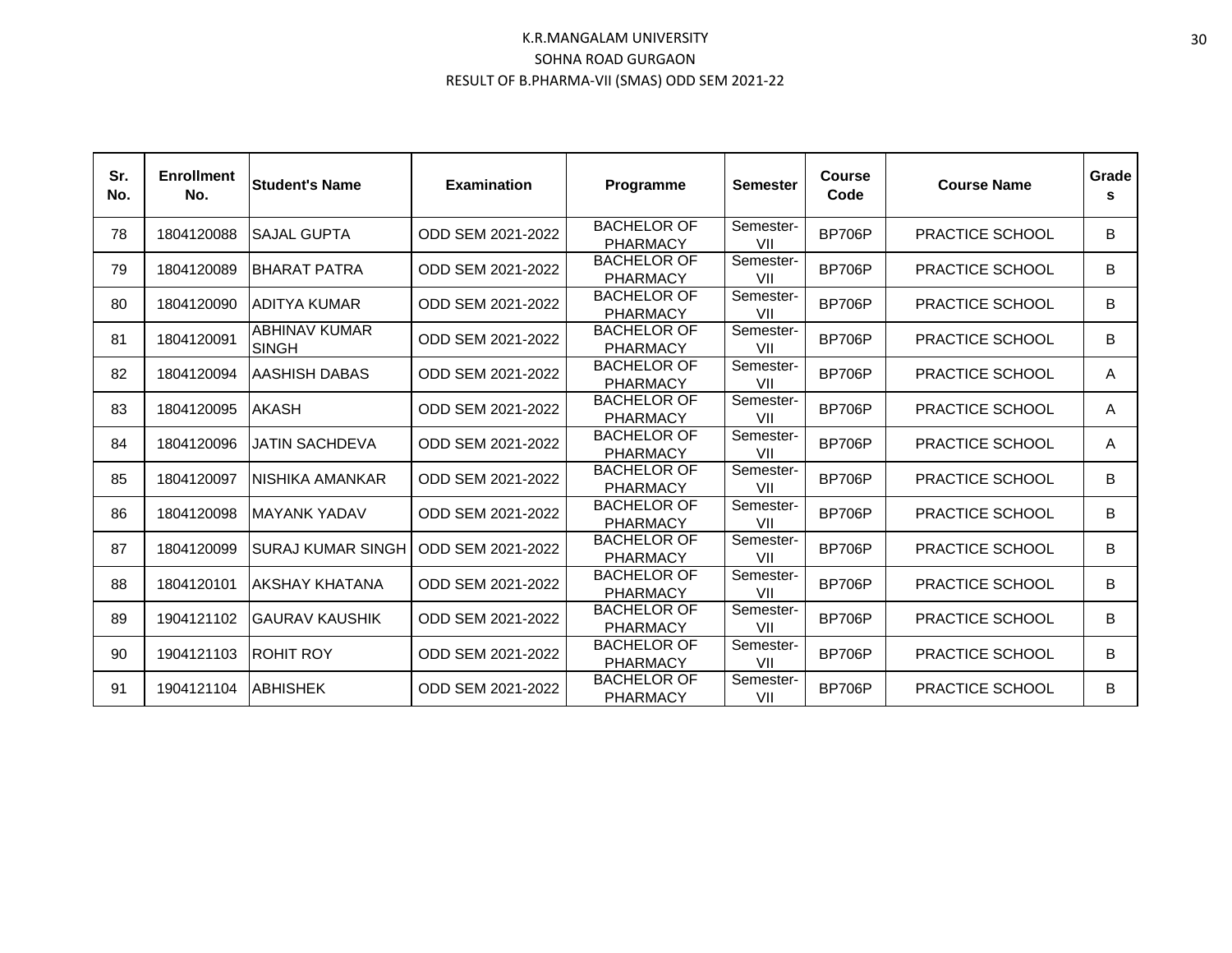K.R.MANGALAM UNIVERSITY

SOHNA ROAD GURGAON

RESULT OF B.PHARMA-VII (SMAS) ODD SEM 2021-22

| Sr. No. | Enrollment No. | Student's Name | Examination | Programme | Semester | Course Code | Course Name | Grades |
|---|---|---|---|---|---|---|---|---|
| 78 | 1804120088 | SAJAL GUPTA | ODD SEM 2021-2022 | BACHELOR OF PHARMACY | Semester-VII | BP706P | PRACTICE SCHOOL | B |
| 79 | 1804120089 | BHARAT PATRA | ODD SEM 2021-2022 | BACHELOR OF PHARMACY | Semester-VII | BP706P | PRACTICE SCHOOL | B |
| 80 | 1804120090 | ADITYA KUMAR | ODD SEM 2021-2022 | BACHELOR OF PHARMACY | Semester-VII | BP706P | PRACTICE SCHOOL | B |
| 81 | 1804120091 | ABHINAV KUMAR SINGH | ODD SEM 2021-2022 | BACHELOR OF PHARMACY | Semester-VII | BP706P | PRACTICE SCHOOL | B |
| 82 | 1804120094 | AASHISH DABAS | ODD SEM 2021-2022 | BACHELOR OF PHARMACY | Semester-VII | BP706P | PRACTICE SCHOOL | A |
| 83 | 1804120095 | AKASH | ODD SEM 2021-2022 | BACHELOR OF PHARMACY | Semester-VII | BP706P | PRACTICE SCHOOL | A |
| 84 | 1804120096 | JATIN SACHDEVA | ODD SEM 2021-2022 | BACHELOR OF PHARMACY | Semester-VII | BP706P | PRACTICE SCHOOL | A |
| 85 | 1804120097 | NISHIKA AMANKAR | ODD SEM 2021-2022 | BACHELOR OF PHARMACY | Semester-VII | BP706P | PRACTICE SCHOOL | B |
| 86 | 1804120098 | MAYANK YADAV | ODD SEM 2021-2022 | BACHELOR OF PHARMACY | Semester-VII | BP706P | PRACTICE SCHOOL | B |
| 87 | 1804120099 | SURAJ KUMAR SINGH | ODD SEM 2021-2022 | BACHELOR OF PHARMACY | Semester-VII | BP706P | PRACTICE SCHOOL | B |
| 88 | 1804120101 | AKSHAY KHATANA | ODD SEM 2021-2022 | BACHELOR OF PHARMACY | Semester-VII | BP706P | PRACTICE SCHOOL | B |
| 89 | 1904121102 | GAURAV KAUSHIK | ODD SEM 2021-2022 | BACHELOR OF PHARMACY | Semester-VII | BP706P | PRACTICE SCHOOL | B |
| 90 | 1904121103 | ROHIT ROY | ODD SEM 2021-2022 | BACHELOR OF PHARMACY | Semester-VII | BP706P | PRACTICE SCHOOL | B |
| 91 | 1904121104 | ABHISHEK | ODD SEM 2021-2022 | BACHELOR OF PHARMACY | Semester-VII | BP706P | PRACTICE SCHOOL | B |